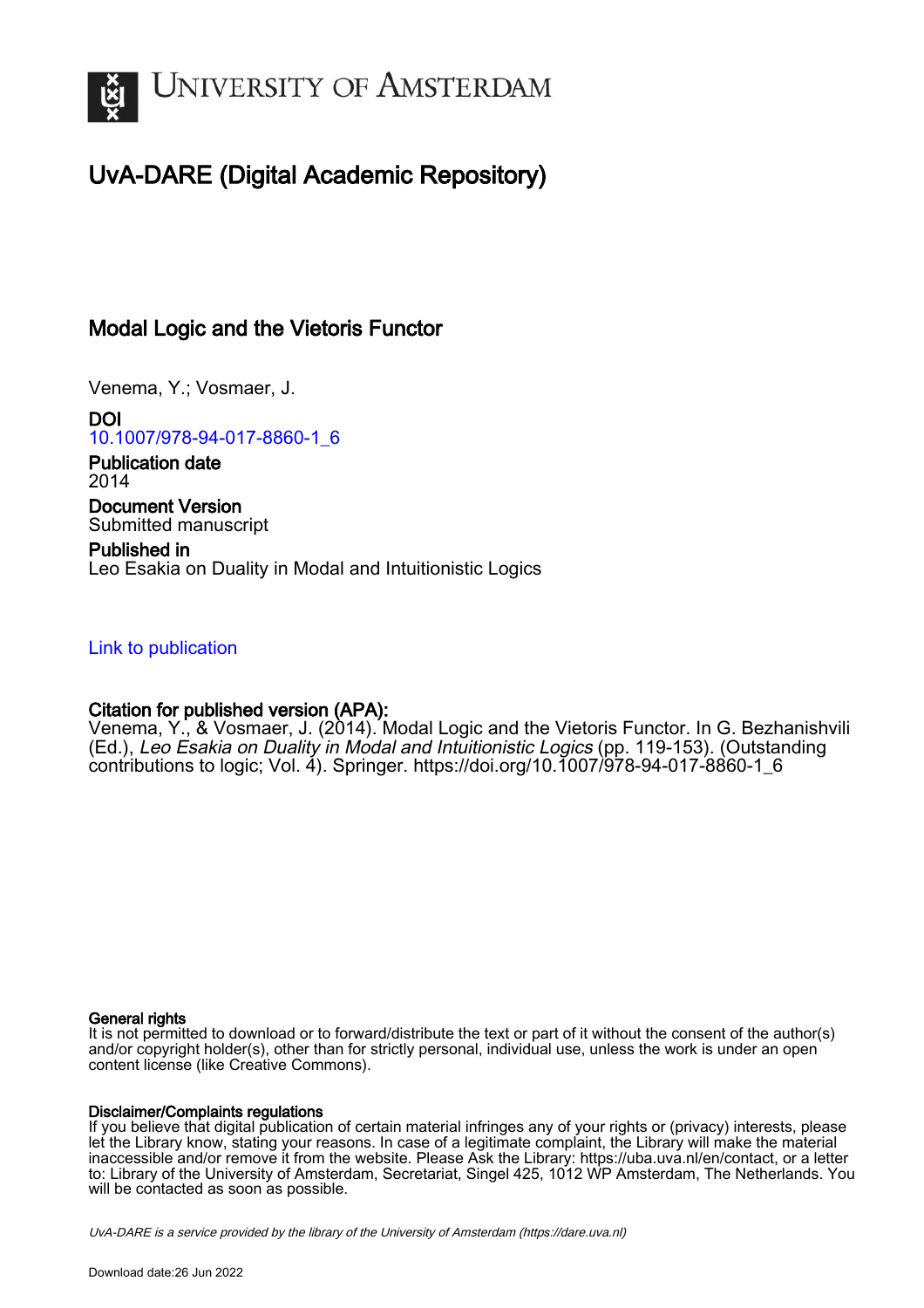# UvA-DARE (Digital Academic Repository)

## Modal Logic and the Vietoris Functor

Venema, Y.; Vosmaer, J.

**DOI**
10.1007/978-94-017-8860-1_6

**Publication date**
2014

**Document Version**
Submitted manuscript

**Published in**
Leo Esakia on Duality in Modal and Intuitionistic Logics

Link to publication

**Citation for published version (APA):**
Venema, Y., & Vosmaer, J. (2014). Modal Logic and the Vietoris Functor. In G. Bezhanishvili (Ed.), *Leo Esakia on Duality in Modal and Intuitionistic Logics* (pp. 119-153). (Outstanding contributions to logic; Vol. 4). Springer. https://doi.org/10.1007/978-94-017-8860-1_6

**General rights**
It is not permitted to download or to forward/distribute the text or part of it without the consent of the author(s) and/or copyright holder(s), other than for strictly personal, individual use, unless the work is under an open content license (like Creative Commons).

**Disclaimer/Complaints regulations**
If you believe that digital publication of certain material infringes any of your rights or (privacy) interests, please let the Library know, stating your reasons. In case of a legitimate complaint, the Library will make the material inaccessible and/or remove it from the website. Please Ask the Library: https://uba.uva.nl/en/contact, or a letter to: Library of the University of Amsterdam, Secretariat, Singel 425, 1012 WP Amsterdam, The Netherlands. You will be contacted as soon as possible.

UvA-DARE is a service provided by the library of the University of Amsterdam (https://dare.uva.nl)

Download date:26 Jun 2022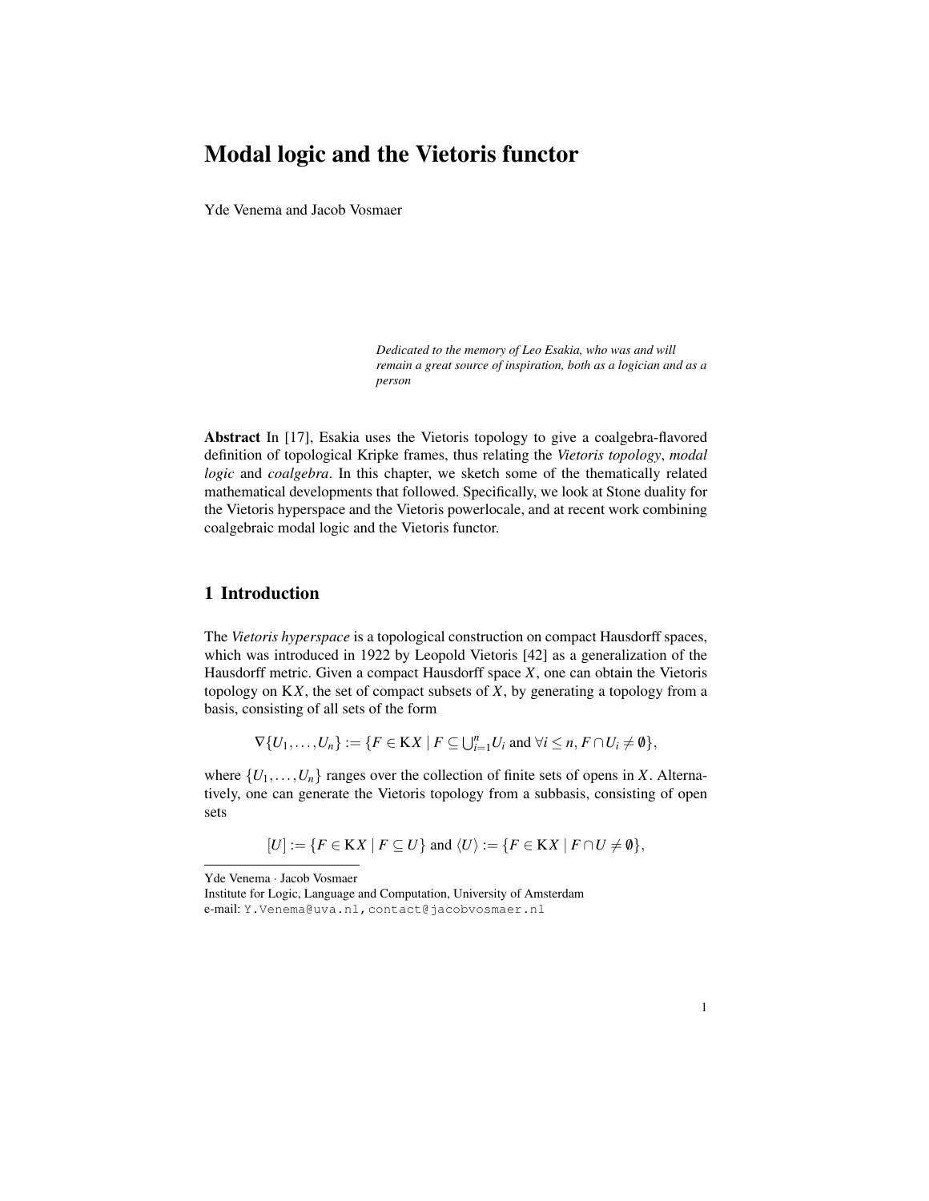# Modal logic and the Vietoris functor

Yde Venema and Jacob Vosmaer

*Dedicated to the memory of Leo Esakia, who was and will remain a great source of inspiration, both as a logician and as a person*

**Abstract** In [17], Esakia uses the Vietoris topology to give a coalgebra-flavored definition of topological Kripke frames, thus relating the *Vietoris topology*, *modal logic* and *coalgebra*. In this chapter, we sketch some of the thematically related mathematical developments that followed. Specifically, we look at Stone duality for the Vietoris hyperspace and the Vietoris powerlocale, and at recent work combining coalgebraic modal logic and the Vietoris functor.

## 1 Introduction

The *Vietoris hyperspace* is a topological construction on compact Hausdorff spaces, which was introduced in 1922 by Leopold Vietoris [42] as a generalization of the Hausdorff metric. Given a compact Hausdorff space $X$, one can obtain the Vietoris topology on $\mathrm{K}X$, the set of compact subsets of $X$, by generating a topology from a basis, consisting of all sets of the form

$$\nabla\{U_1,\ldots,U_n\} := \{F \in \mathrm{K}X \mid F \subseteq \bigcup_{i=1}^n U_i \text{ and } \forall i \leq n, F \cap U_i \neq \emptyset\},$$

where $\{U_1,\ldots,U_n\}$ ranges over the collection of finite sets of opens in $X$. Alternatively, one can generate the Vietoris topology from a subbasis, consisting of open sets

$$[U] := \{F \in \mathrm{K}X \mid F \subseteq U\} \text{ and } \langle U \rangle := \{F \in \mathrm{K}X \mid F \cap U \neq \emptyset\},$$

Yde Venema · Jacob Vosmaer
Institute for Logic, Language and Computation, University of Amsterdam
e-mail: Y.Venema@uva.nl, contact@jacobvosmaer.nl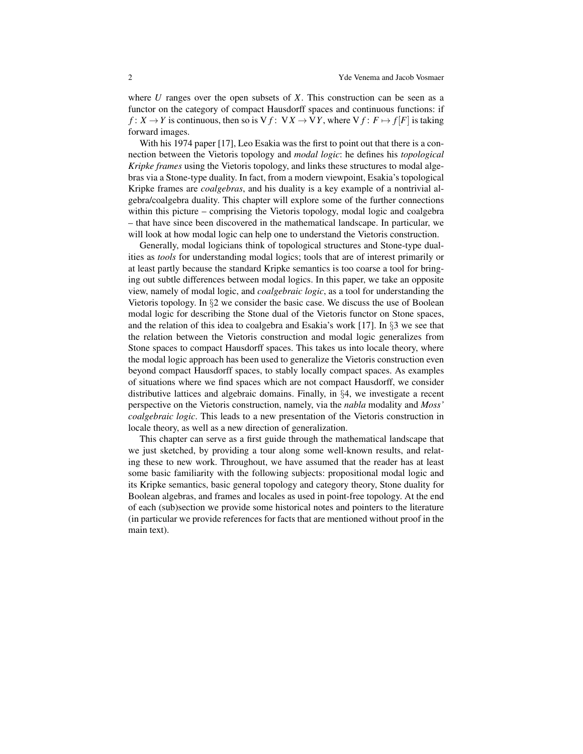where $U$ ranges over the open subsets of $X$. This construction can be seen as a functor on the category of compact Hausdorff spaces and continuous functions: if $f: X \to Y$ is continuous, then so is $\mathbb{V}f: \mathbb{V}X \to \mathbb{V}Y$, where $\mathbb{V}f: F \mapsto f[F]$ is taking forward images.

With his 1974 paper [17], Leo Esakia was the first to point out that there is a connection between the Vietoris topology and *modal logic*: he defines his *topological Kripke frames* using the Vietoris topology, and links these structures to modal algebras via a Stone-type duality. In fact, from a modern viewpoint, Esakia's topological Kripke frames are *coalgebras*, and his duality is a key example of a nontrivial algebra/coalgebra duality. This chapter will explore some of the further connections within this picture – comprising the Vietoris topology, modal logic and coalgebra – that have since been discovered in the mathematical landscape. In particular, we will look at how modal logic can help one to understand the Vietoris construction.

Generally, modal logicians think of topological structures and Stone-type dualities as *tools* for understanding modal logics; tools that are of interest primarily or at least partly because the standard Kripke semantics is too coarse a tool for bringing out subtle differences between modal logics. In this paper, we take an opposite view, namely of modal logic, and *coalgebraic logic*, as a tool for understanding the Vietoris topology. In §2 we consider the basic case. We discuss the use of Boolean modal logic for describing the Stone dual of the Vietoris functor on Stone spaces, and the relation of this idea to coalgebra and Esakia's work [17]. In §3 we see that the relation between the Vietoris construction and modal logic generalizes from Stone spaces to compact Hausdorff spaces. This takes us into locale theory, where the modal logic approach has been used to generalize the Vietoris construction even beyond compact Hausdorff spaces, to stably locally compact spaces. As examples of situations where we find spaces which are not compact Hausdorff, we consider distributive lattices and algebraic domains. Finally, in §4, we investigate a recent perspective on the Vietoris construction, namely, via the *nabla* modality and *Moss' coalgebraic logic*. This leads to a new presentation of the Vietoris construction in locale theory, as well as a new direction of generalization.

This chapter can serve as a first guide through the mathematical landscape that we just sketched, by providing a tour along some well-known results, and relating these to new work. Throughout, we have assumed that the reader has at least some basic familiarity with the following subjects: propositional modal logic and its Kripke semantics, basic general topology and category theory, Stone duality for Boolean algebras, and frames and locales as used in point-free topology. At the end of each (sub)section we provide some historical notes and pointers to the literature (in particular we provide references for facts that are mentioned without proof in the main text).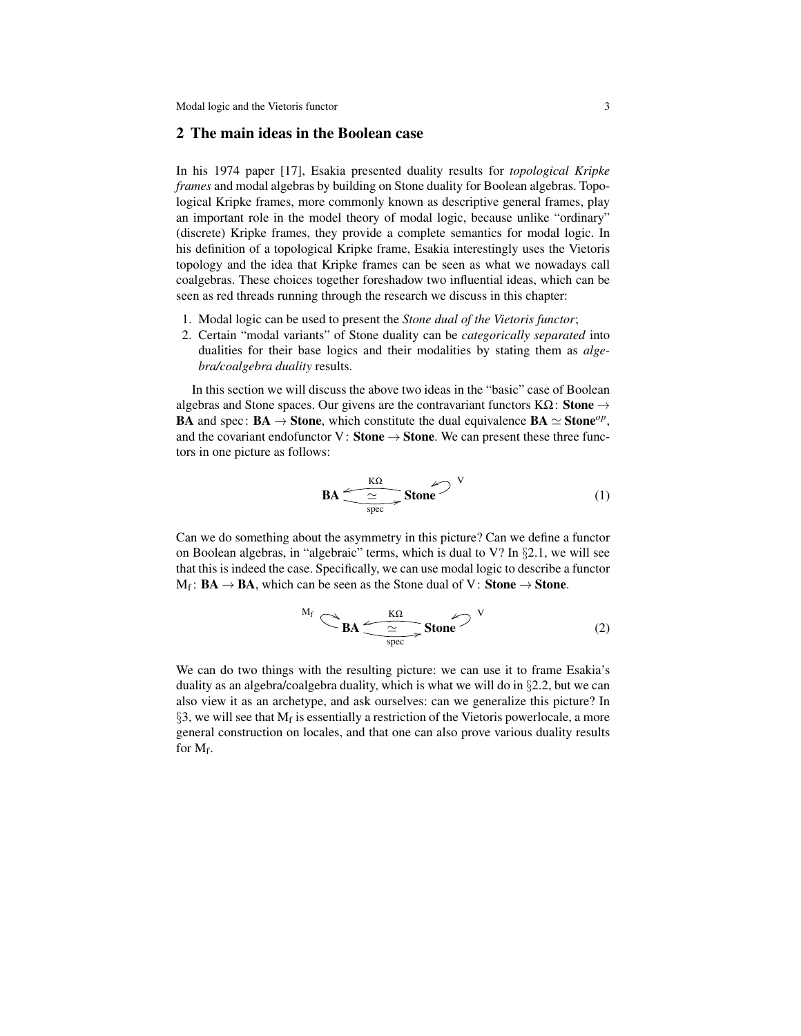## 2 The main ideas in the Boolean case

In his 1974 paper [17], Esakia presented duality results for *topological Kripke frames* and modal algebras by building on Stone duality for Boolean algebras. Topological Kripke frames, more commonly known as descriptive general frames, play an important role in the model theory of modal logic, because unlike "ordinary" (discrete) Kripke frames, they provide a complete semantics for modal logic. In his definition of a topological Kripke frame, Esakia interestingly uses the Vietoris topology and the idea that Kripke frames can be seen as what we nowadays call coalgebras. These choices together foreshadow two influential ideas, which can be seen as red threads running through the research we discuss in this chapter:

1. Modal logic can be used to present the *Stone dual of the Vietoris functor*;
2. Certain "modal variants" of Stone duality can be *categorically separated* into dualities for their base logics and their modalities by stating them as *algebra/coalgebra duality* results.

In this section we will discuss the above two ideas in the "basic" case of Boolean algebras and Stone spaces. Our givens are the contravariant functors $\mathrm{K}\Omega\colon \mathbf{Stone} \to \mathbf{BA}$ and $\mathrm{spec}\colon \mathbf{BA} \to \mathbf{Stone}$, which constitute the dual equivalence $\mathbf{BA} \simeq \mathbf{Stone}^{op}$, and the covariant endofunctor $\mathrm{V}\colon \mathbf{Stone} \to \mathbf{Stone}$. We can present these three functors in one picture as follows:

$$\mathbf{BA} \underset{\mathrm{spec}}{\overset{\mathrm{K}\Omega}{\rightleftarrows}} \mathbf{Stone} \circlearrowleft \mathrm{V} \qquad (1)$$

Can we do something about the asymmetry in this picture? Can we define a functor on Boolean algebras, in "algebraic" terms, which is dual to V? In §2.1, we will see that this is indeed the case. Specifically, we can use modal logic to describe a functor $\mathrm{M_f}\colon \mathbf{BA} \to \mathbf{BA}$, which can be seen as the Stone dual of $\mathrm{V}\colon \mathbf{Stone} \to \mathbf{Stone}$.

$$\mathrm{M_f} \circlearrowright \mathbf{BA} \underset{\mathrm{spec}}{\overset{\mathrm{K}\Omega}{\rightleftarrows}} \mathbf{Stone} \circlearrowleft \mathrm{V} \qquad (2)$$

We can do two things with the resulting picture: we can use it to frame Esakia's duality as an algebra/coalgebra duality, which is what we will do in §2.2, but we can also view it as an archetype, and ask ourselves: can we generalize this picture? In §3, we will see that $\mathrm{M_f}$ is essentially a restriction of the Vietoris powerlocale, a more general construction on locales, and that one can also prove various duality results for $\mathrm{M_f}$.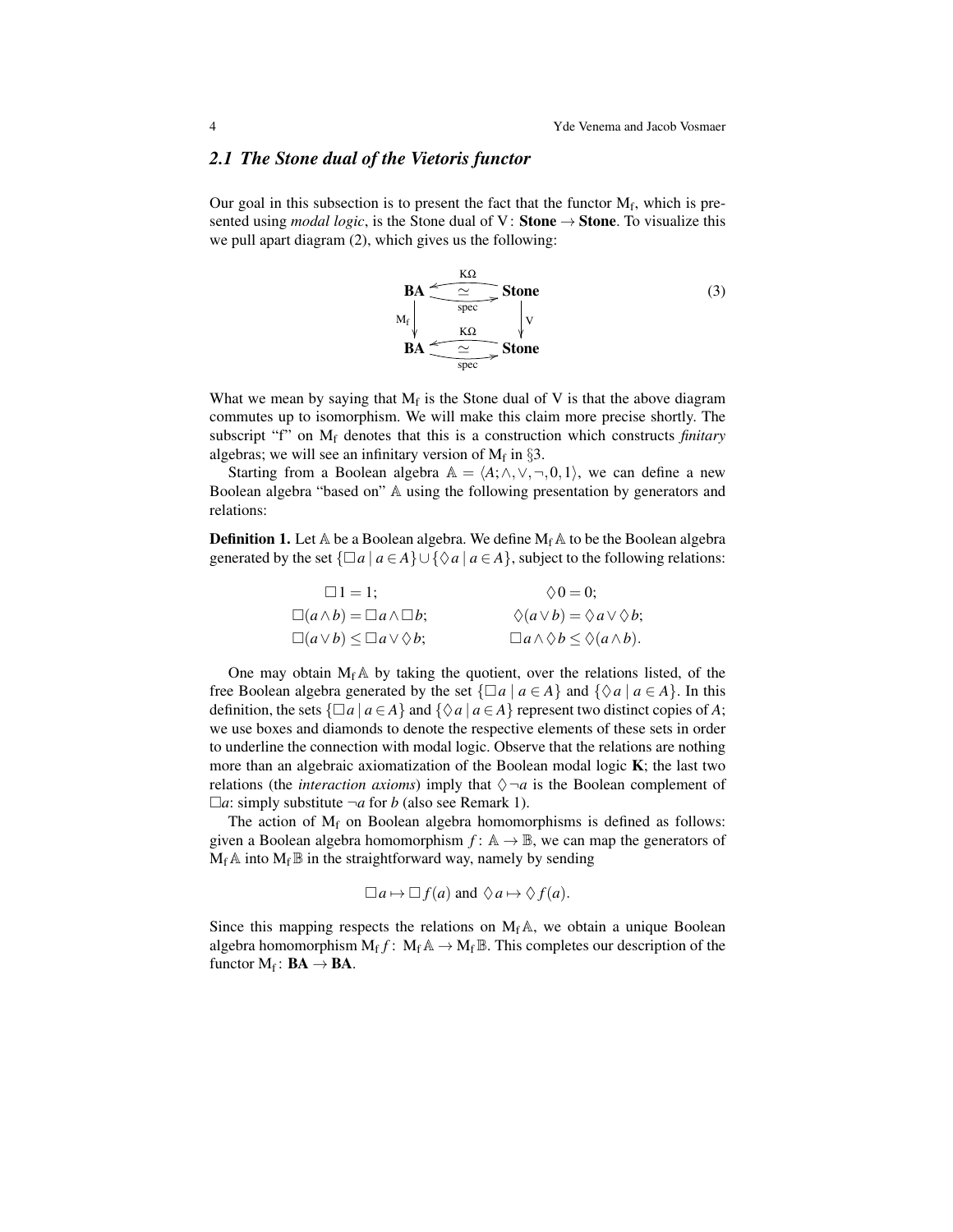### 2.1 The Stone dual of the Vietoris functor

Our goal in this subsection is to present the fact that the functor $\mathrm{M_f}$, which is presented using *modal logic*, is the Stone dual of $\mathrm{V}\colon \mathbf{Stone} \to \mathbf{Stone}$. To visualize this we pull apart diagram (2), which gives us the following:

$$
\begin{array}{ccc}
\mathbf{BA} & \underset{\text{spec}}{\overset{\mathrm{K}\Omega}{\rightleftarrows}} \simeq & \mathbf{Stone} \\
\mathrm{M_f} \downarrow & & \downarrow \mathrm{V} \\
\mathbf{BA} & \underset{\text{spec}}{\overset{\mathrm{K}\Omega}{\rightleftarrows}} \simeq & \mathbf{Stone}
\end{array}
\tag{3}
$$

What we mean by saying that $\mathrm{M_f}$ is the Stone dual of V is that the above diagram commutes up to isomorphism. We will make this claim more precise shortly. The subscript "f" on $\mathrm{M_f}$ denotes that this is a construction which constructs *finitary* algebras; we will see an infinitary version of $\mathrm{M_f}$ in §3.

Starting from a Boolean algebra $\mathbb{A} = \langle A; \wedge, \vee, \neg, 0, 1\rangle$, we can define a new Boolean algebra "based on" $\mathbb{A}$ using the following presentation by generators and relations:

**Definition 1.** Let $\mathbb{A}$ be a Boolean algebra. We define $\mathrm{M_f}\mathbb{A}$ to be the Boolean algebra generated by the set $\{\Box a \mid a \in A\} \cup \{\Diamond a \mid a \in A\}$, subject to the following relations:

$$
\begin{array}{ll}
\Box 1 = 1; & \Diamond 0 = 0; \\
\Box(a \wedge b) = \Box a \wedge \Box b; & \Diamond(a \vee b) = \Diamond a \vee \Diamond b; \\
\Box(a \vee b) \leq \Box a \vee \Diamond b; & \Box a \wedge \Diamond b \leq \Diamond(a \wedge b).
\end{array}
$$

One may obtain $\mathrm{M_f}\mathbb{A}$ by taking the quotient, over the relations listed, of the free Boolean algebra generated by the set $\{\Box a \mid a \in A\}$ and $\{\Diamond a \mid a \in A\}$. In this definition, the sets $\{\Box a \mid a \in A\}$ and $\{\Diamond a \mid a \in A\}$ represent two distinct copies of $A$; we use boxes and diamonds to denote the respective elements of these sets in order to underline the connection with modal logic. Observe that the relations are nothing more than an algebraic axiomatization of the Boolean modal logic **K**; the last two relations (the *interaction axioms*) imply that $\Diamond\neg a$ is the Boolean complement of $\Box a$: simply substitute $\neg a$ for $b$ (also see Remark 1).

The action of $\mathrm{M_f}$ on Boolean algebra homomorphisms is defined as follows: given a Boolean algebra homomorphism $f\colon \mathbb{A} \to \mathbb{B}$, we can map the generators of $\mathrm{M_f}\mathbb{A}$ into $\mathrm{M_f}\mathbb{B}$ in the straightforward way, namely by sending

$$\Box a \mapsto \Box f(a) \text{ and } \Diamond a \mapsto \Diamond f(a).$$

Since this mapping respects the relations on $\mathrm{M_f}\mathbb{A}$, we obtain a unique Boolean algebra homomorphism $\mathrm{M_f} f\colon\ \mathrm{M_f}\mathbb{A} \to \mathrm{M_f}\mathbb{B}$. This completes our description of the functor $\mathrm{M_f}\colon \mathbf{BA} \to \mathbf{BA}$.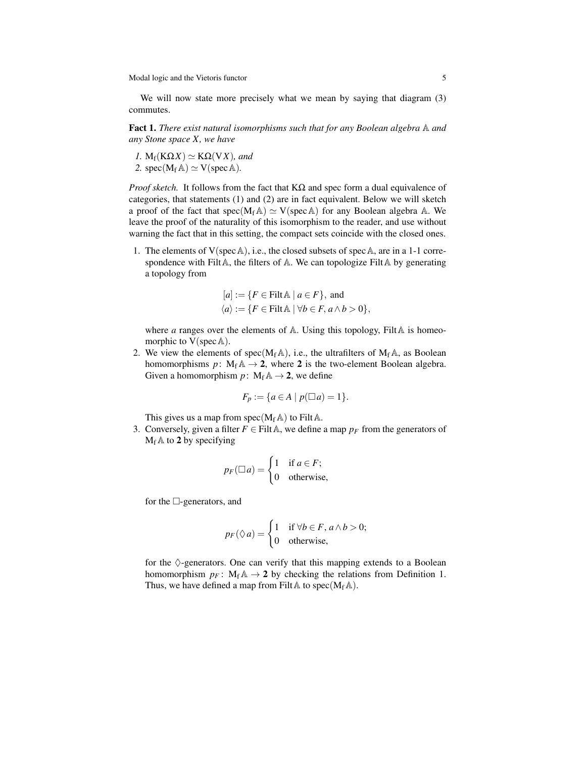We will now state more precisely what we mean by saying that diagram (3) commutes.

**Fact 1.** *There exist natural isomorphisms such that for any Boolean algebra $\mathbb{A}$ and any Stone space $X$, we have*

*1.* $\mathrm{M_f}(\mathrm{K}\Omega X) \simeq \mathrm{K}\Omega(\mathrm{V}X)$*, and*
*2.* $\mathrm{spec}(\mathrm{M_f}\,\mathbb{A}) \simeq \mathrm{V}(\mathrm{spec}\,\mathbb{A})$.

*Proof sketch.* It follows from the fact that $\mathrm{K}\Omega$ and spec form a dual equivalence of categories, that statements (1) and (2) are in fact equivalent. Below we will sketch a proof of the fact that $\mathrm{spec}(\mathrm{M_f}\,\mathbb{A}) \simeq \mathrm{V}(\mathrm{spec}\,\mathbb{A})$ for any Boolean algebra $\mathbb{A}$. We leave the proof of the naturality of this isomorphism to the reader, and use without warning the fact that in this setting, the compact sets coincide with the closed ones.

1. The elements of $\mathrm{V}(\mathrm{spec}\,\mathbb{A})$, i.e., the closed subsets of $\mathrm{spec}\,\mathbb{A}$, are in a 1-1 correspondence with $\mathrm{Filt}\,\mathbb{A}$, the filters of $\mathbb{A}$. We can topologize $\mathrm{Filt}\,\mathbb{A}$ by generating a topology from

$$
\begin{aligned}
[a] &:= \{F \in \mathrm{Filt}\,\mathbb{A} \mid a \in F\}, \text{ and} \\
\langle a \rangle &:= \{F \in \mathrm{Filt}\,\mathbb{A} \mid \forall b \in F, a \wedge b > 0\},
\end{aligned}
$$

   where $a$ ranges over the elements of $\mathbb{A}$. Using this topology, $\mathrm{Filt}\,\mathbb{A}$ is homeomorphic to $\mathrm{V}(\mathrm{spec}\,\mathbb{A})$.
2. We view the elements of $\mathrm{spec}(\mathrm{M_f}\,\mathbb{A})$, i.e., the ultrafilters of $\mathrm{M_f}\,\mathbb{A}$, as Boolean homomorphisms $p\colon \mathrm{M_f}\,\mathbb{A} \to \mathbf{2}$, where $\mathbf{2}$ is the two-element Boolean algebra. Given a homomorphism $p\colon \mathrm{M_f}\,\mathbb{A} \to \mathbf{2}$, we define

$$
F_p := \{a \in A \mid p(\Box a) = 1\}.
$$

   This gives us a map from $\mathrm{spec}(\mathrm{M_f}\,\mathbb{A})$ to $\mathrm{Filt}\,\mathbb{A}$.
3. Conversely, given a filter $F \in \mathrm{Filt}\,\mathbb{A}$, we define a map $p_F$ from the generators of $\mathrm{M_f}\,\mathbb{A}$ to $\mathbf{2}$ by specifying

$$
p_F(\Box a) = \begin{cases} 1 & \text{if } a \in F; \\ 0 & \text{otherwise,} \end{cases}
$$

   for the $\Box$-generators, and

$$
p_F(\Diamond a) = \begin{cases} 1 & \text{if } \forall b \in F, a \wedge b > 0; \\ 0 & \text{otherwise,} \end{cases}
$$

   for the $\Diamond$-generators. One can verify that this mapping extends to a Boolean homomorphism $p_F\colon \mathrm{M_f}\,\mathbb{A} \to \mathbf{2}$ by checking the relations from Definition 1. Thus, we have defined a map from $\mathrm{Filt}\,\mathbb{A}$ to $\mathrm{spec}(\mathrm{M_f}\,\mathbb{A})$.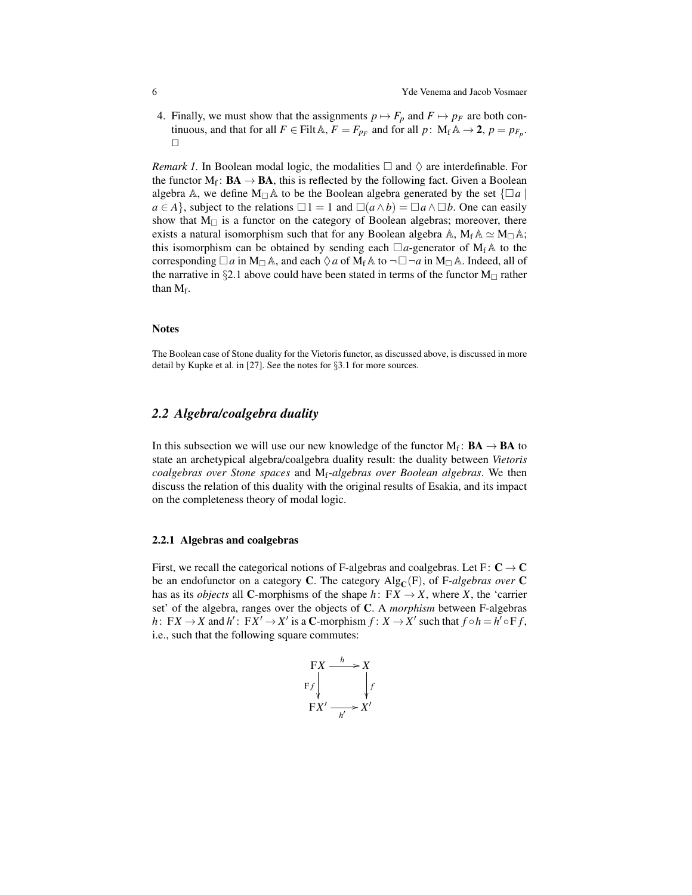4. Finally, we must show that the assignments $p \mapsto F_p$ and $F \mapsto p_F$ are both continuous, and that for all $F \in \mathrm{Filt}\,\mathbb{A}$, $F = F_{p_F}$ and for all $p\colon \mathrm{M_f}\,\mathbb{A} \to \mathbf{2}$, $p = p_{F_p}$. $\square$

*Remark 1.* In Boolean modal logic, the modalities $\Box$ and $\Diamond$ are interdefinable. For the functor $\mathrm{M_f}\colon \mathbf{BA} \to \mathbf{BA}$, this is reflected by the following fact. Given a Boolean algebra $\mathbb{A}$, we define $\mathrm{M}_\Box\,\mathbb{A}$ to be the Boolean algebra generated by the set $\{\Box a \mid a \in A\}$, subject to the relations $\Box 1 = 1$ and $\Box(a \wedge b) = \Box a \wedge \Box b$. One can easily show that $\mathrm{M}_\Box$ is a functor on the category of Boolean algebras; moreover, there exists a natural isomorphism such that for any Boolean algebra $\mathbb{A}$, $\mathrm{M_f}\,\mathbb{A} \simeq \mathrm{M}_\Box\,\mathbb{A}$; this isomorphism can be obtained by sending each $\Box a$-generator of $\mathrm{M_f}\,\mathbb{A}$ to the corresponding $\Box a$ in $\mathrm{M}_\Box\,\mathbb{A}$, and each $\Diamond a$ of $\mathrm{M_f}\,\mathbb{A}$ to $\neg\Box\neg a$ in $\mathrm{M}_\Box\,\mathbb{A}$. Indeed, all of the narrative in §2.1 above could have been stated in terms of the functor $\mathrm{M}_\Box$ rather than $\mathrm{M_f}$.

#### Notes

The Boolean case of Stone duality for the Vietoris functor, as discussed above, is discussed in more detail by Kupke et al. in [27]. See the notes for §3.1 for more sources.

## 2.2 Algebra/coalgebra duality

In this subsection we will use our new knowledge of the functor $\mathrm{M_f}\colon \mathbf{BA} \to \mathbf{BA}$ to state an archetypical algebra/coalgebra duality result: the duality between *Vietoris coalgebras over Stone spaces* and $\mathrm{M_f}$*-algebras over Boolean algebras*. We then discuss the relation of this duality with the original results of Esakia, and its impact on the completeness theory of modal logic.

### 2.2.1 Algebras and coalgebras

First, we recall the categorical notions of F-algebras and coalgebras. Let $\mathrm{F}\colon \mathbf{C} \to \mathbf{C}$ be an endofunctor on a category $\mathbf{C}$. The category $\mathrm{Alg}_{\mathbf{C}}(\mathrm{F})$, of F*-algebras over* $\mathbf{C}$ has as its *objects* all $\mathbf{C}$-morphisms of the shape $h\colon \mathrm{F}X \to X$, where $X$, the 'carrier set' of the algebra, ranges over the objects of $\mathbf{C}$. A *morphism* between F-algebras $h\colon \mathrm{F}X \to X$ and $h'\colon \mathrm{F}X' \to X'$ is a $\mathbf{C}$-morphism $f\colon X \to X'$ such that $f \circ h = h' \circ \mathrm{F}f$, i.e., such that the following square commutes:

$$\begin{array}{ccc} \mathrm{F}X & \xrightarrow{\;h\;} & X \\ {\scriptstyle \mathrm{F}f}\downarrow & & \downarrow{\scriptstyle f} \\ \mathrm{F}X' & \xrightarrow[\;h'\;]{} & X' \end{array}$$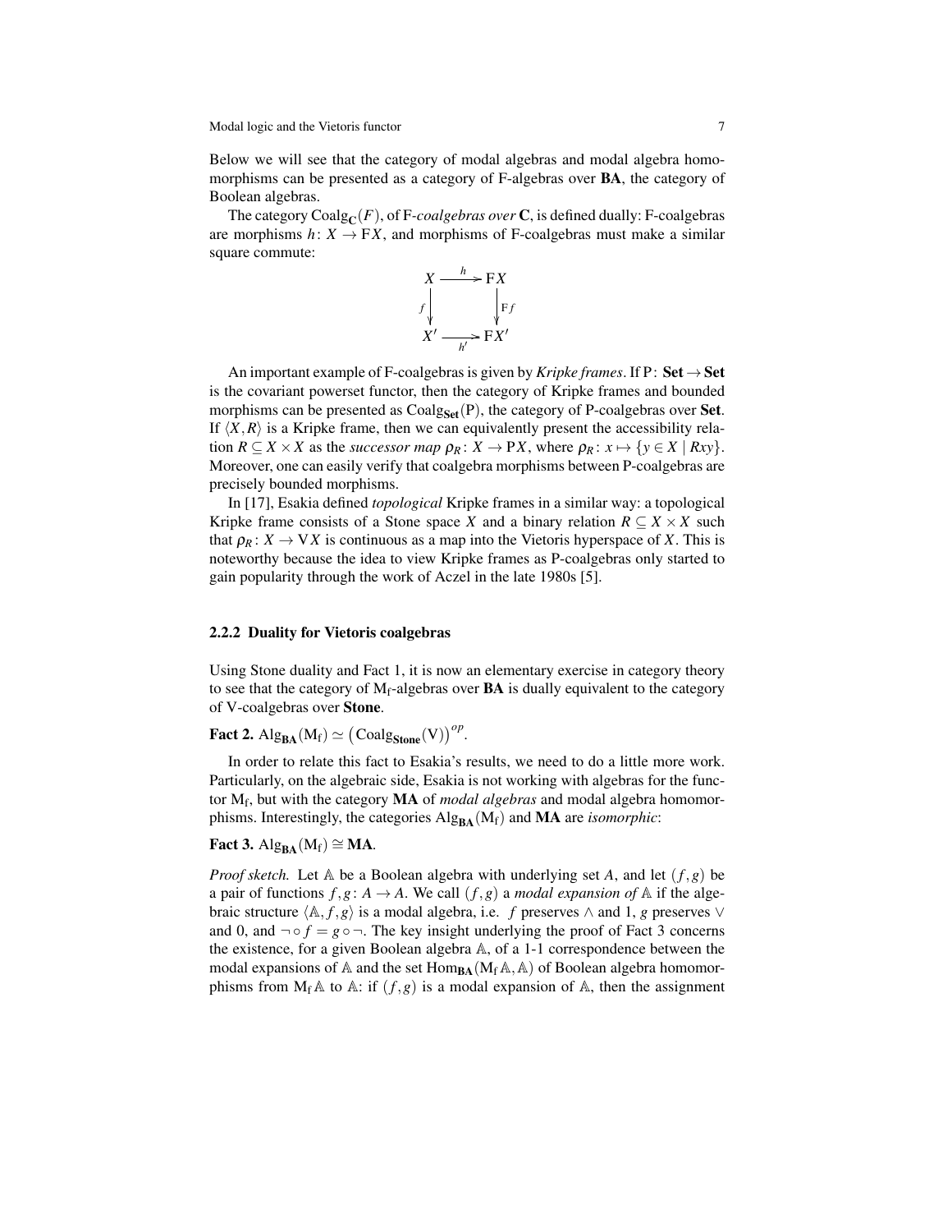Below we will see that the category of modal algebras and modal algebra homomorphisms can be presented as a category of F-algebras over **BA**, the category of Boolean algebras.

The category $\mathrm{Coalg}_{\mathbf{C}}(F)$, of F-*coalgebras over* **C**, is defined dually: F-coalgebras are morphisms $h\colon X \to \mathrm{F}X$, and morphisms of F-coalgebras must make a similar square commute:

$$\begin{array}{ccc} X & \xrightarrow{h} & \mathrm{F}X \\ {\scriptstyle f}\downarrow & & \downarrow{\scriptstyle \mathrm{F}f} \\ X' & \xrightarrow[h']{} & \mathrm{F}X' \end{array}$$

An important example of F-coalgebras is given by *Kripke frames*. If $\mathrm{P}\colon \mathbf{Set} \to \mathbf{Set}$ is the covariant powerset functor, then the category of Kripke frames and bounded morphisms can be presented as $\mathrm{Coalg}_{\mathbf{Set}}(\mathrm{P})$, the category of P-coalgebras over **Set**. If $\langle X, R\rangle$ is a Kripke frame, then we can equivalently present the accessibility relation $R \subseteq X \times X$ as the *successor map* $\rho_R\colon X \to \mathrm{P}X$, where $\rho_R\colon x \mapsto \{y \in X \mid Rxy\}$. Moreover, one can easily verify that coalgebra morphisms between P-coalgebras are precisely bounded morphisms.

In [17], Esakia defined *topological* Kripke frames in a similar way: a topological Kripke frame consists of a Stone space $X$ and a binary relation $R \subseteq X \times X$ such that $\rho_R\colon X \to \mathrm{V}X$ is continuous as a map into the Vietoris hyperspace of $X$. This is noteworthy because the idea to view Kripke frames as P-coalgebras only started to gain popularity through the work of Aczel in the late 1980s [5].

### 2.2.2 Duality for Vietoris coalgebras

Using Stone duality and Fact 1, it is now an elementary exercise in category theory to see that the category of $\mathrm{M_f}$-algebras over **BA** is dually equivalent to the category of V-coalgebras over **Stone**.

**Fact 2.** $\mathrm{Alg}_{\mathbf{BA}}(\mathrm{M_f}) \simeq \left(\mathrm{Coalg}_{\mathbf{Stone}}(\mathrm{V})\right)^{op}$.

In order to relate this fact to Esakia's results, we need to do a little more work. Particularly, on the algebraic side, Esakia is not working with algebras for the functor $\mathrm{M_f}$, but with the category **MA** of *modal algebras* and modal algebra homomorphisms. Interestingly, the categories $\mathrm{Alg}_{\mathbf{BA}}(\mathrm{M_f})$ and **MA** are *isomorphic*:

**Fact 3.** $\mathrm{Alg}_{\mathbf{BA}}(\mathrm{M_f}) \cong \mathbf{MA}$.

*Proof sketch.* Let $\mathbb{A}$ be a Boolean algebra with underlying set $A$, and let $(f, g)$ be a pair of functions $f, g\colon A \to A$. We call $(f, g)$ a *modal expansion of* $\mathbb{A}$ if the algebraic structure $\langle \mathbb{A}, f, g\rangle$ is a modal algebra, i.e. $f$ preserves $\wedge$ and 1, $g$ preserves $\vee$ and 0, and $\neg \circ f = g \circ \neg$. The key insight underlying the proof of Fact 3 concerns the existence, for a given Boolean algebra $\mathbb{A}$, of a 1-1 correspondence between the modal expansions of $\mathbb{A}$ and the set $\mathrm{Hom}_{\mathbf{BA}}(\mathrm{M_f}\,\mathbb{A}, \mathbb{A})$ of Boolean algebra homomorphisms from $\mathrm{M_f}\,\mathbb{A}$ to $\mathbb{A}$: if $(f, g)$ is a modal expansion of $\mathbb{A}$, then the assignment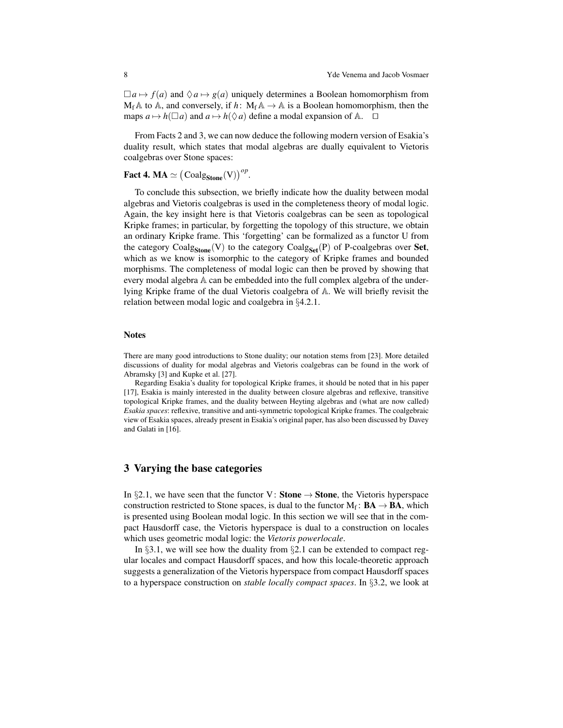$\Box a \mapsto f(a)$ and $\Diamond a \mapsto g(a)$ uniquely determines a Boolean homomorphism from $\mathrm{M_f}\mathbb{A}$ to $\mathbb{A}$, and conversely, if $h\colon \mathrm{M_f}\mathbb{A} \to \mathbb{A}$ is a Boolean homomorphism, then the maps $a \mapsto h(\Box a)$ and $a \mapsto h(\Diamond a)$ define a modal expansion of $\mathbb{A}$. $\Box$

From Facts 2 and 3, we can now deduce the following modern version of Esakia's duality result, which states that modal algebras are dually equivalent to Vietoris coalgebras over Stone spaces:

**Fact 4.** $\mathbf{MA} \simeq \left(\mathrm{Coalg}_{\mathbf{Stone}}(\mathrm{V})\right)^{op}$.

To conclude this subsection, we briefly indicate how the duality between modal algebras and Vietoris coalgebras is used in the completeness theory of modal logic. Again, the key insight here is that Vietoris coalgebras can be seen as topological Kripke frames; in particular, by forgetting the topology of this structure, we obtain an ordinary Kripke frame. This 'forgetting' can be formalized as a functor U from the category $\mathrm{Coalg}_{\mathbf{Stone}}(\mathrm{V})$ to the category $\mathrm{Coalg}_{\mathbf{Set}}(\mathrm{P})$ of P-coalgebras over **Set**, which as we know is isomorphic to the category of Kripke frames and bounded morphisms. The completeness of modal logic can then be proved by showing that every modal algebra $\mathbb{A}$ can be embedded into the full complex algebra of the underlying Kripke frame of the dual Vietoris coalgebra of $\mathbb{A}$. We will briefly revisit the relation between modal logic and coalgebra in §4.2.1.

### Notes

There are many good introductions to Stone duality; our notation stems from [23]. More detailed discussions of duality for modal algebras and Vietoris coalgebras can be found in the work of Abramsky [3] and Kupke et al. [27].

Regarding Esakia's duality for topological Kripke frames, it should be noted that in his paper [17], Esakia is mainly interested in the duality between closure algebras and reflexive, transitive topological Kripke frames, and the duality between Heyting algebras and (what are now called) *Esakia spaces*: reflexive, transitive and anti-symmetric topological Kripke frames. The coalgebraic view of Esakia spaces, already present in Esakia's original paper, has also been discussed by Davey and Galati in [16].

## 3 Varying the base categories

In §2.1, we have seen that the functor $\mathrm{V}\colon \mathbf{Stone} \to \mathbf{Stone}$, the Vietoris hyperspace construction restricted to Stone spaces, is dual to the functor $\mathrm{M_f}\colon \mathbf{BA} \to \mathbf{BA}$, which is presented using Boolean modal logic. In this section we will see that in the compact Hausdorff case, the Vietoris hyperspace is dual to a construction on locales which uses geometric modal logic: the *Vietoris powerlocale*.

In §3.1, we will see how the duality from §2.1 can be extended to compact regular locales and compact Hausdorff spaces, and how this locale-theoretic approach suggests a generalization of the Vietoris hyperspace from compact Hausdorff spaces to a hyperspace construction on *stable locally compact spaces*. In §3.2, we look at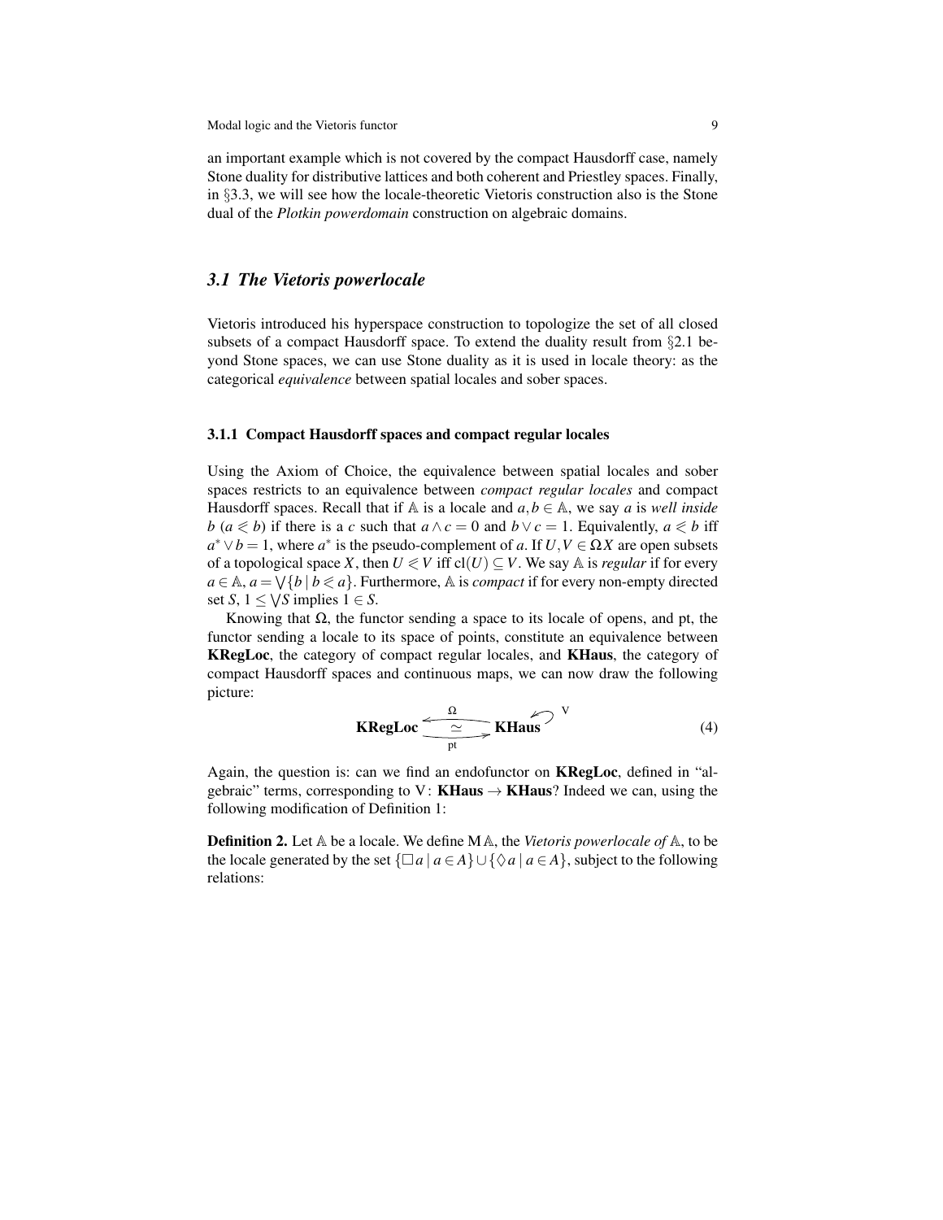an important example which is not covered by the compact Hausdorff case, namely Stone duality for distributive lattices and both coherent and Priestley spaces. Finally, in §3.3, we will see how the locale-theoretic Vietoris construction also is the Stone dual of the *Plotkin powerdomain* construction on algebraic domains.

## 3.1 The Vietoris powerlocale

Vietoris introduced his hyperspace construction to topologize the set of all closed subsets of a compact Hausdorff space. To extend the duality result from §2.1 beyond Stone spaces, we can use Stone duality as it is used in locale theory: as the categorical *equivalence* between spatial locales and sober spaces.

### 3.1.1 Compact Hausdorff spaces and compact regular locales

Using the Axiom of Choice, the equivalence between spatial locales and sober spaces restricts to an equivalence between *compact regular locales* and compact Hausdorff spaces. Recall that if $\mathbb{A}$ is a locale and $a, b \in \mathbb{A}$, we say $a$ is *well inside* $b$ ($a \lll b$) if there is a $c$ such that $a \wedge c = 0$ and $b \vee c = 1$. Equivalently, $a \lll b$ iff $a^* \vee b = 1$, where $a^*$ is the pseudo-complement of $a$. If $U, V \in \Omega X$ are open subsets of a topological space $X$, then $U \lll V$ iff $\mathrm{cl}(U) \subseteq V$. We say $\mathbb{A}$ is *regular* if for every $a \in \mathbb{A}$, $a = \bigvee\{b \mid b \lll a\}$. Furthermore, $\mathbb{A}$ is *compact* if for every non-empty directed set $S$, $1 \leq \bigvee S$ implies $1 \in S$.

Knowing that $\Omega$, the functor sending a space to its locale of opens, and pt, the functor sending a locale to its space of points, constitute an equivalence between **KRegLoc**, the category of compact regular locales, and **KHaus**, the category of compact Hausdorff spaces and continuous maps, we can now draw the following picture:

$$\mathbf{KRegLoc} \underset{\mathrm{pt}}{\overset{\Omega}{\rightleftarrows}} \mathbf{KHaus} \circlearrowleft \mathrm{V} \qquad (4)$$

Again, the question is: can we find an endofunctor on **KRegLoc**, defined in "algebraic" terms, corresponding to $\mathrm{V}\colon \mathbf{KHaus} \to \mathbf{KHaus}$? Indeed we can, using the following modification of Definition 1:

**Definition 2.** Let $\mathbb{A}$ be a locale. We define $\mathrm{M}\,\mathbb{A}$, the *Vietoris powerlocale of* $\mathbb{A}$, to be the locale generated by the set $\{\Box a \mid a \in A\} \cup \{\Diamond a \mid a \in A\}$, subject to the following relations: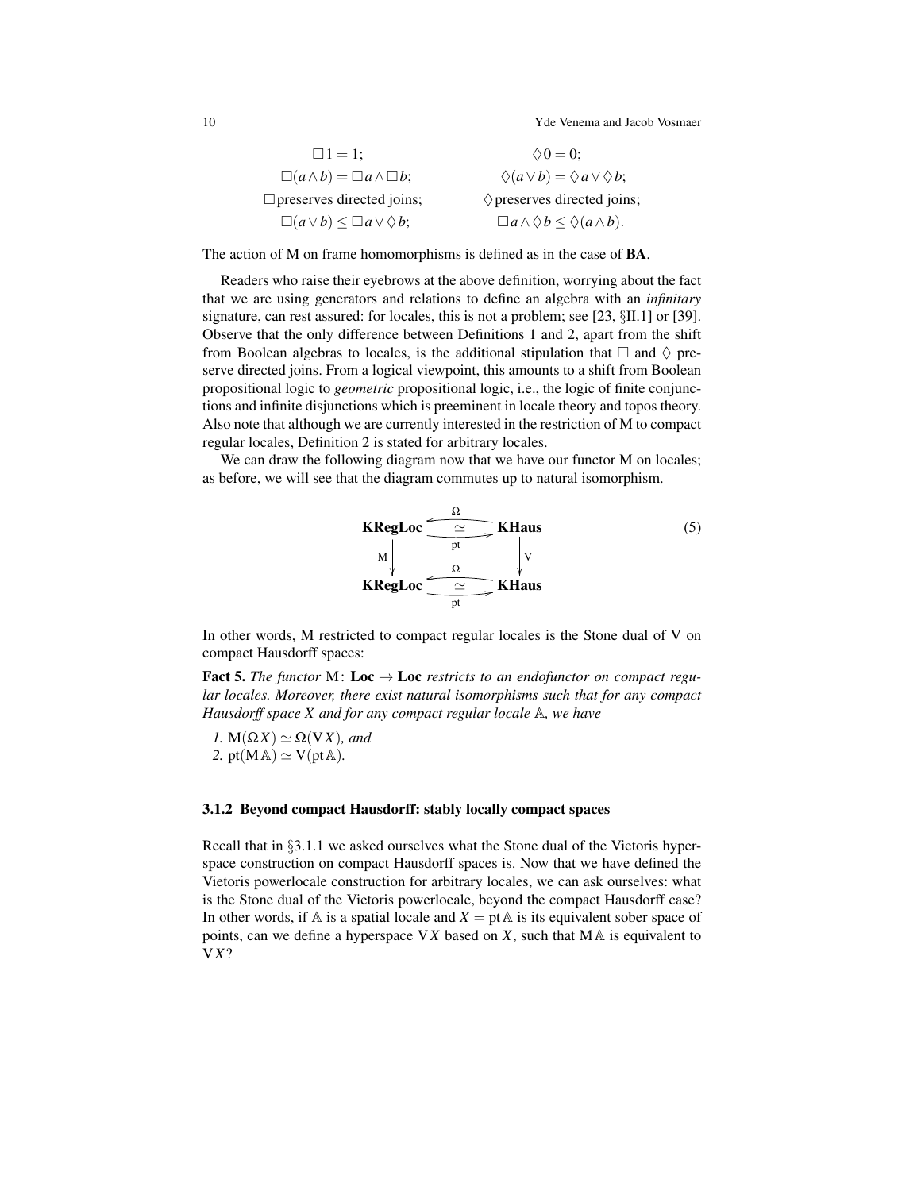$$
\begin{array}{ll}
\Box 1 = 1; & \Diamond 0 = 0; \\
\Box(a \wedge b) = \Box a \wedge \Box b; & \Diamond(a \vee b) = \Diamond a \vee \Diamond b; \\
\Box \text{preserves directed joins;} & \Diamond \text{preserves directed joins;} \\
\Box(a \vee b) \leq \Box a \vee \Diamond b; & \Box a \wedge \Diamond b \leq \Diamond(a \wedge b).
\end{array}
$$

The action of M on frame homomorphisms is defined as in the case of **BA**.

Readers who raise their eyebrows at the above definition, worrying about the fact that we are using generators and relations to define an algebra with an *infinitary* signature, can rest assured: for locales, this is not a problem; see [23, §II.1] or [39]. Observe that the only difference between Definitions 1 and 2, apart from the shift from Boolean algebras to locales, is the additional stipulation that $\Box$ and $\Diamond$ preserve directed joins. From a logical viewpoint, this amounts to a shift from Boolean propositional logic to *geometric* propositional logic, i.e., the logic of finite conjunctions and infinite disjunctions which is preeminent in locale theory and topos theory. Also note that although we are currently interested in the restriction of M to compact regular locales, Definition 2 is stated for arbitrary locales.

We can draw the following diagram now that we have our functor M on locales; as before, we will see that the diagram commutes up to natural isomorphism.

$$
\begin{array}{ccc}
\mathbf{KRegLoc} & \underset{\text{pt}}{\overset{\Omega}{\leftrightarrows}} \; \simeq & \mathbf{KHaus} \\
\Big\downarrow \mathrm{M} & & \Big\downarrow \mathrm{V} \\
\mathbf{KRegLoc} & \underset{\text{pt}}{\overset{\Omega}{\leftrightarrows}} \; \simeq & \mathbf{KHaus}
\end{array} \tag{5}
$$

In other words, M restricted to compact regular locales is the Stone dual of V on compact Hausdorff spaces:

**Fact 5.** *The functor* $\mathrm{M}\colon \mathbf{Loc} \to \mathbf{Loc}$ *restricts to an endofunctor on compact regular locales. Moreover, there exist natural isomorphisms such that for any compact Hausdorff space* $X$ *and for any compact regular locale* $\mathbb{A}$*, we have*

1. $\mathrm{M}(\Omega X) \simeq \Omega(\mathrm{V}X)$*, and*
2. $\mathrm{pt}(\mathrm{M}\mathbb{A}) \simeq \mathrm{V}(\mathrm{pt}\,\mathbb{A})$*.*

### 3.1.2 Beyond compact Hausdorff: stably locally compact spaces

Recall that in §3.1.1 we asked ourselves what the Stone dual of the Vietoris hyperspace construction on compact Hausdorff spaces is. Now that we have defined the Vietoris powerlocale construction for arbitrary locales, we can ask ourselves: what is the Stone dual of the Vietoris powerlocale, beyond the compact Hausdorff case? In other words, if $\mathbb{A}$ is a spatial locale and $X = \mathrm{pt}\,\mathbb{A}$ is its equivalent sober space of points, can we define a hyperspace $\mathrm{V}X$ based on $X$, such that $\mathrm{M}\mathbb{A}$ is equivalent to $\mathrm{V}X$?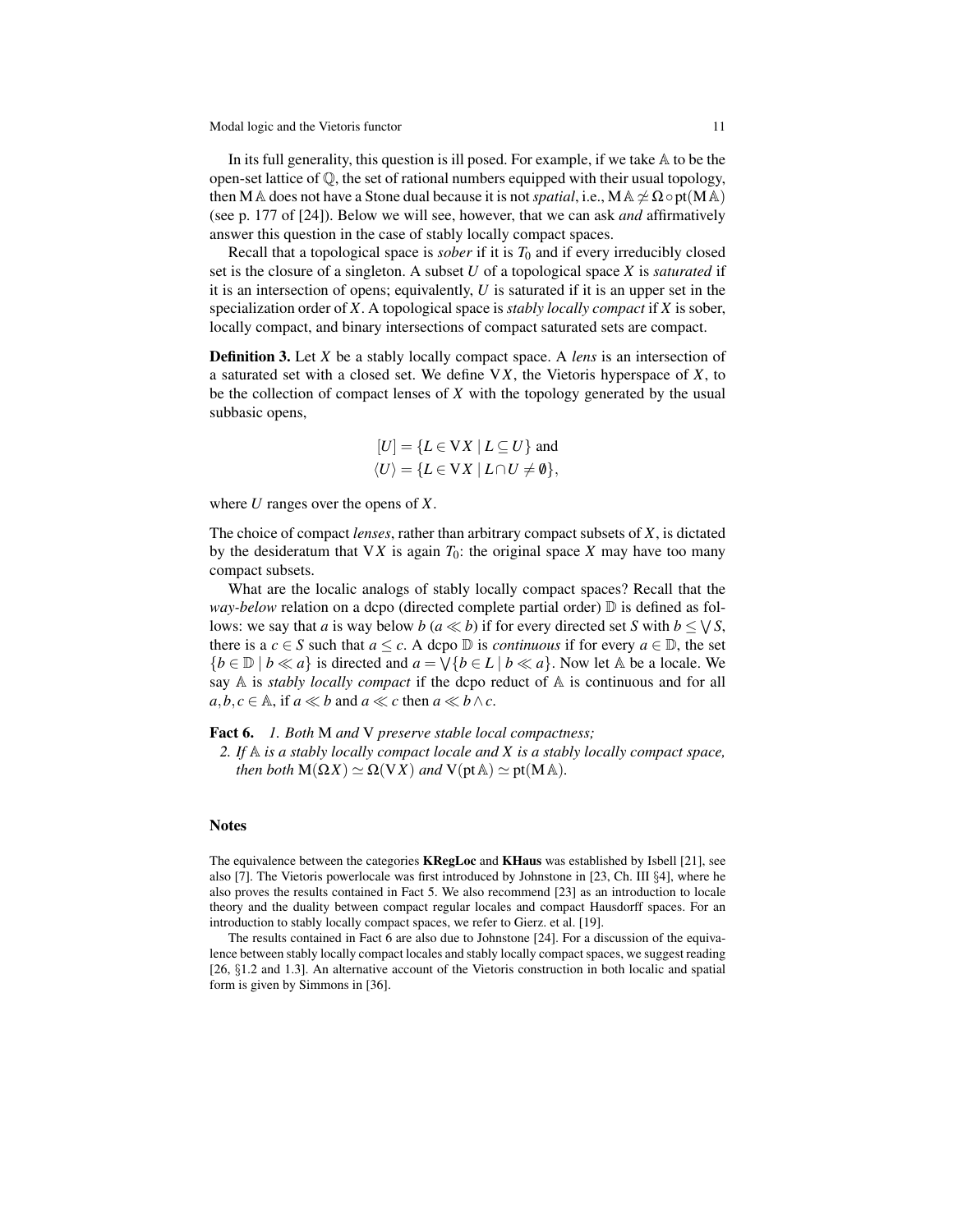In its full generality, this question is ill posed. For example, if we take $\mathbb{A}$ to be the open-set lattice of $\mathbb{Q}$, the set of rational numbers equipped with their usual topology, then $\mathrm{M}\,\mathbb{A}$ does not have a Stone dual because it is not *spatial*, i.e., $\mathrm{M}\,\mathbb{A} \not\simeq \Omega \circ \mathrm{pt}(\mathrm{M}\,\mathbb{A})$ (see p. 177 of [24]). Below we will see, however, that we can ask *and* affirmatively answer this question in the case of stably locally compact spaces.

Recall that a topological space is *sober* if it is $T_0$ and if every irreducibly closed set is the closure of a singleton. A subset $U$ of a topological space $X$ is *saturated* if it is an intersection of opens; equivalently, $U$ is saturated if it is an upper set in the specialization order of $X$. A topological space is *stably locally compact* if $X$ is sober, locally compact, and binary intersections of compact saturated sets are compact.

**Definition 3.** Let $X$ be a stably locally compact space. A *lens* is an intersection of a saturated set with a closed set. We define $\mathrm{V}X$, the Vietoris hyperspace of $X$, to be the collection of compact lenses of $X$ with the topology generated by the usual subbasic opens,

$$[U] = \{L \in \mathrm{V}X \mid L \subseteq U\} \text{ and}$$
$$\langle U \rangle = \{L \in \mathrm{V}X \mid L \cap U \neq \emptyset\},$$

where $U$ ranges over the opens of $X$.

The choice of compact *lenses*, rather than arbitrary compact subsets of $X$, is dictated by the desideratum that $\mathrm{V}X$ is again $T_0$: the original space $X$ may have too many compact subsets.

What are the localic analogs of stably locally compact spaces? Recall that the *way-below* relation on a dcpo (directed complete partial order) $\mathbb{D}$ is defined as follows: we say that $a$ is way below $b$ ($a \ll b$) if for every directed set $S$ with $b \leq \bigvee S$, there is a $c \in S$ such that $a \leq c$. A dcpo $\mathbb{D}$ is *continuous* if for every $a \in \mathbb{D}$, the set $\{b \in \mathbb{D} \mid b \ll a\}$ is directed and $a = \bigvee\{b \in L \mid b \ll a\}$. Now let $\mathbb{A}$ be a locale. We say $\mathbb{A}$ is *stably locally compact* if the dcpo reduct of $\mathbb{A}$ is continuous and for all $a, b, c \in \mathbb{A}$, if $a \ll b$ and $a \ll c$ then $a \ll b \wedge c$.

**Fact 6.** *1. Both* M *and* V *preserve stable local compactness;*
*2. If $\mathbb{A}$ is a stably locally compact locale and $X$ is a stably locally compact space, then both $\mathrm{M}(\Omega X) \simeq \Omega(\mathrm{V}X)$ and $\mathrm{V}(\mathrm{pt}\,\mathbb{A}) \simeq \mathrm{pt}(\mathrm{M}\,\mathbb{A})$.*

### Notes

The equivalence between the categories **KRegLoc** and **KHaus** was established by Isbell [21], see also [7]. The Vietoris powerlocale was first introduced by Johnstone in [23, Ch. III §4], where he also proves the results contained in Fact 5. We also recommend [23] as an introduction to locale theory and the duality between compact regular locales and compact Hausdorff spaces. For an introduction to stably locally compact spaces, we refer to Gierz. et al. [19].

The results contained in Fact 6 are also due to Johnstone [24]. For a discussion of the equivalence between stably locally compact locales and stably locally compact spaces, we suggest reading [26, §1.2 and 1.3]. An alternative account of the Vietoris construction in both localic and spatial form is given by Simmons in [36].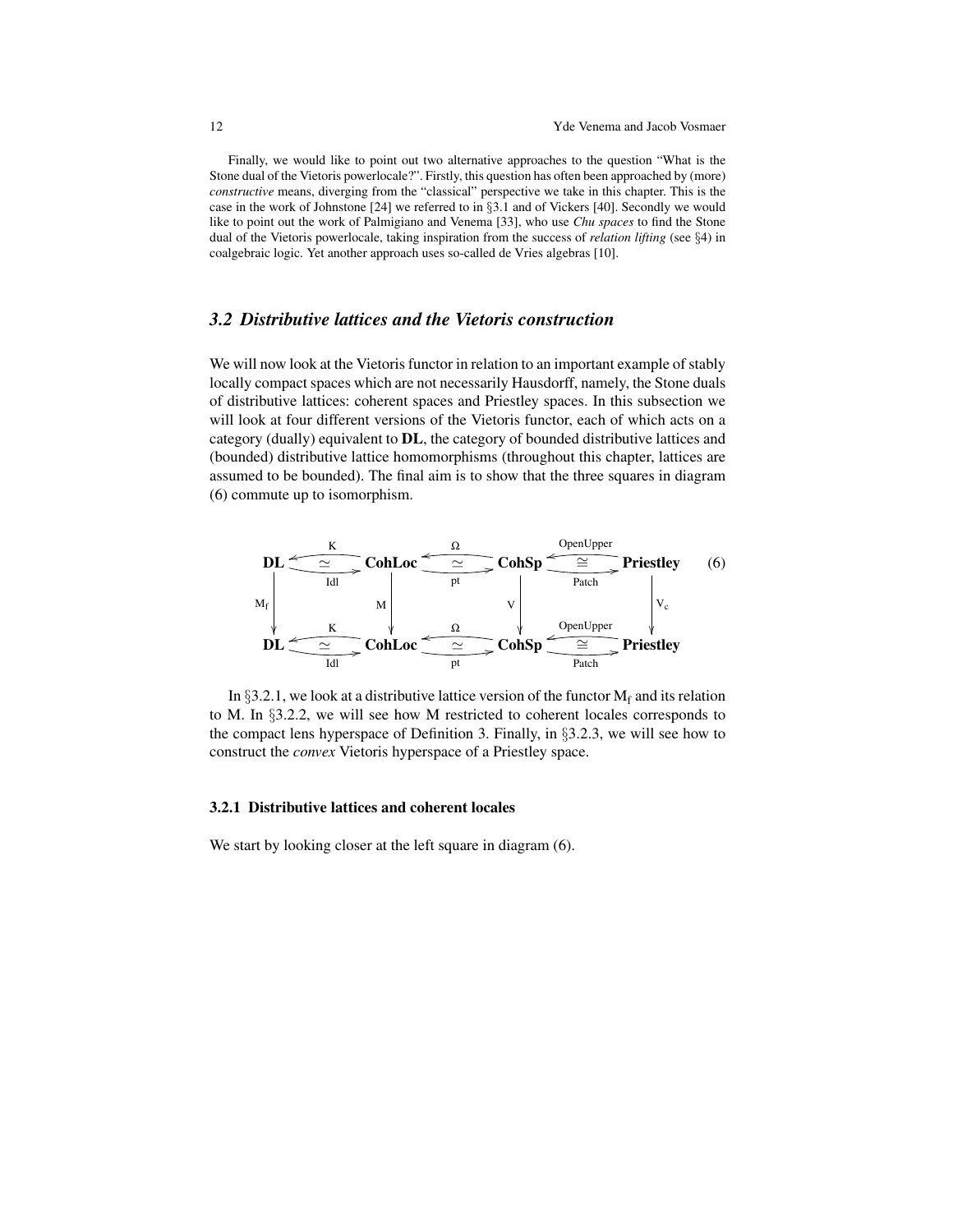Finally, we would like to point out two alternative approaches to the question "What is the Stone dual of the Vietoris powerlocale?". Firstly, this question has often been approached by (more) *constructive* means, diverging from the "classical" perspective we take in this chapter. This is the case in the work of Johnstone [24] we referred to in §3.1 and of Vickers [40]. Secondly we would like to point out the work of Palmigiano and Venema [33], who use *Chu spaces* to find the Stone dual of the Vietoris powerlocale, taking inspiration from the success of *relation lifting* (see §4) in coalgebraic logic. Yet another approach uses so-called de Vries algebras [10].

## 3.2 Distributive lattices and the Vietoris construction

We will now look at the Vietoris functor in relation to an important example of stably locally compact spaces which are not necessarily Hausdorff, namely, the Stone duals of distributive lattices: coherent spaces and Priestley spaces. In this subsection we will look at four different versions of the Vietoris functor, each of which acts on a category (dually) equivalent to **DL**, the category of bounded distributive lattices and (bounded) distributive lattice homomorphisms (throughout this chapter, lattices are assumed to be bounded). The final aim is to show that the three squares in diagram (6) commute up to isomorphism.

$$
\begin{array}{ccccccc}
\mathbf{DL} & \underset{\mathrm{Idl}}{\overset{\mathrm{K}}{\leftrightarrows}}\,\simeq & \mathbf{CohLoc} & \underset{\mathrm{pt}}{\overset{\Omega}{\leftrightarrows}}\,\simeq & \mathbf{CohSp} & \underset{\mathrm{Patch}}{\overset{\mathrm{OpenUpper}}{\leftrightarrows}}\,\cong & \mathbf{Priestley} \\
\downarrow \mathrm{M_f} & & \downarrow \mathrm{M} & & \downarrow \mathrm{V} & & \downarrow \mathrm{V_c} \\
\mathbf{DL} & \underset{\mathrm{Idl}}{\overset{\mathrm{K}}{\leftrightarrows}}\,\simeq & \mathbf{CohLoc} & \underset{\mathrm{pt}}{\overset{\Omega}{\leftrightarrows}}\,\simeq & \mathbf{CohSp} & \underset{\mathrm{Patch}}{\overset{\mathrm{OpenUpper}}{\leftrightarrows}}\,\cong & \mathbf{Priestley}
\end{array}
\qquad (6)
$$

In §3.2.1, we look at a distributive lattice version of the functor $\mathrm{M_f}$ and its relation to M. In §3.2.2, we will see how M restricted to coherent locales corresponds to the compact lens hyperspace of Definition 3. Finally, in §3.2.3, we will see how to construct the *convex* Vietoris hyperspace of a Priestley space.

### 3.2.1 Distributive lattices and coherent locales

We start by looking closer at the left square in diagram (6).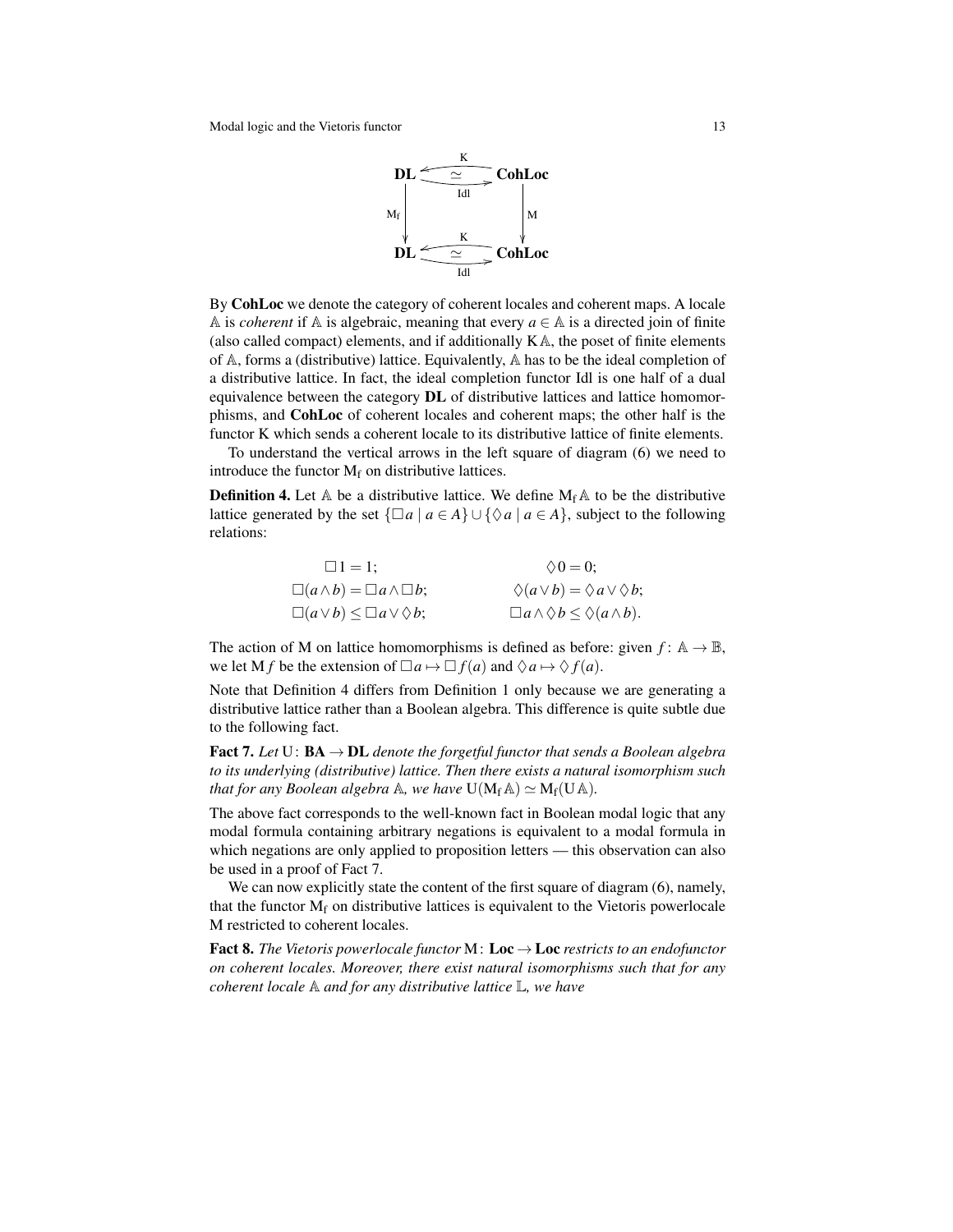$$
\begin{array}{ccc}
\mathbf{DL} & \underset{\mathrm{Idl}}{\overset{\mathrm{K}}{\rightleftarrows}} \ \simeq & \mathbf{CohLoc} \\
\downarrow \mathrm{M_f} & & \downarrow \mathrm{M} \\
\mathbf{DL} & \underset{\mathrm{Idl}}{\overset{\mathrm{K}}{\rightleftarrows}} \ \simeq & \mathbf{CohLoc}
\end{array}
$$

By **CohLoc** we denote the category of coherent locales and coherent maps. A locale $\mathbb{A}$ is *coherent* if $\mathbb{A}$ is algebraic, meaning that every $a \in \mathbb{A}$ is a directed join of finite (also called compact) elements, and if additionally $\mathrm{K}\,\mathbb{A}$, the poset of finite elements of $\mathbb{A}$, forms a (distributive) lattice. Equivalently, $\mathbb{A}$ has to be the ideal completion of a distributive lattice. In fact, the ideal completion functor Idl is one half of a dual equivalence between the category **DL** of distributive lattices and lattice homomorphisms, and **CohLoc** of coherent locales and coherent maps; the other half is the functor K which sends a coherent locale to its distributive lattice of finite elements.

To understand the vertical arrows in the left square of diagram (6) we need to introduce the functor $\mathrm{M_f}$ on distributive lattices.

**Definition 4.** Let $\mathbb{A}$ be a distributive lattice. We define $\mathrm{M_f}\,\mathbb{A}$ to be the distributive lattice generated by the set $\{\Box a \mid a \in A\} \cup \{\Diamond a \mid a \in A\}$, subject to the following relations:

$$
\begin{array}{ll}
\Box 1 = 1; & \Diamond 0 = 0; \\
\Box(a \wedge b) = \Box a \wedge \Box b; & \Diamond(a \vee b) = \Diamond a \vee \Diamond b; \\
\Box(a \vee b) \leq \Box a \vee \Diamond b; & \Box a \wedge \Diamond b \leq \Diamond(a \wedge b).
\end{array}
$$

The action of M on lattice homomorphisms is defined as before: given $f\colon \mathbb{A} \to \mathbb{B}$, we let $\mathrm{M}\,f$ be the extension of $\Box a \mapsto \Box f(a)$ and $\Diamond a \mapsto \Diamond f(a)$.

Note that Definition 4 differs from Definition 1 only because we are generating a distributive lattice rather than a Boolean algebra. This difference is quite subtle due to the following fact.

**Fact 7.** *Let* $\mathrm{U}\colon \mathbf{BA} \to \mathbf{DL}$ *denote the forgetful functor that sends a Boolean algebra to its underlying (distributive) lattice. Then there exists a natural isomorphism such that for any Boolean algebra* $\mathbb{A}$*, we have* $\mathrm{U}(\mathrm{M_f}\,\mathbb{A}) \simeq \mathrm{M_f}(\mathrm{U}\,\mathbb{A})$.

The above fact corresponds to the well-known fact in Boolean modal logic that any modal formula containing arbitrary negations is equivalent to a modal formula in which negations are only applied to proposition letters — this observation can also be used in a proof of Fact 7.

We can now explicitly state the content of the first square of diagram (6), namely, that the functor $\mathrm{M_f}$ on distributive lattices is equivalent to the Vietoris powerlocale M restricted to coherent locales.

**Fact 8.** *The Vietoris powerlocale functor* $\mathrm{M}\colon \mathbf{Loc} \to \mathbf{Loc}$ *restricts to an endofunctor on coherent locales. Moreover, there exist natural isomorphisms such that for any coherent locale* $\mathbb{A}$ *and for any distributive lattice* $\mathbb{L}$*, we have*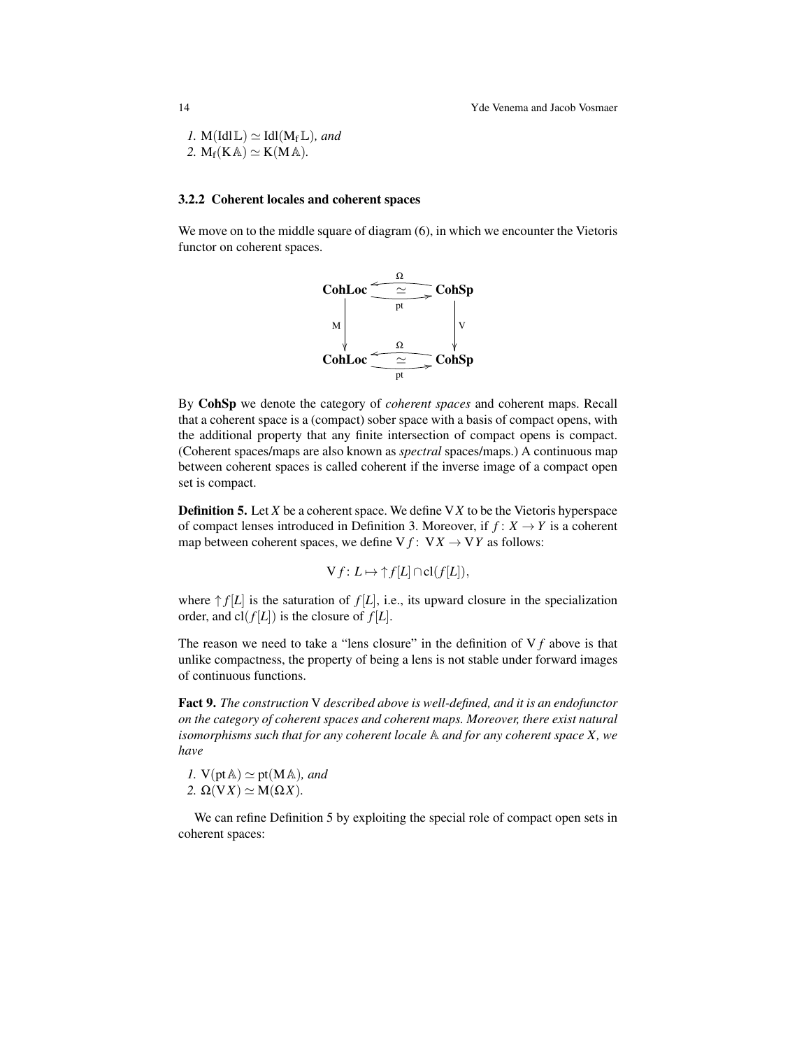1. $\mathrm{M}(\mathrm{Idl}\,\mathbb{L}) \simeq \mathrm{Idl}(\mathrm{M_f}\,\mathbb{L})$, *and*
2. $\mathrm{M_f}(\mathrm{K}\,\mathbb{A}) \simeq \mathrm{K}(\mathrm{M}\,\mathbb{A})$.

### 3.2.2 Coherent locales and coherent spaces

We move on to the middle square of diagram (6), in which we encounter the Vietoris functor on coherent spaces.

$$
\begin{array}{ccc}
\mathbf{CohLoc} & \underset{\mathrm{pt}}{\overset{\Omega}{\rightleftarrows}}\ (\simeq) & \mathbf{CohSp} \\
\downarrow \mathrm{M} & & \downarrow \mathrm{V} \\
\mathbf{CohLoc} & \underset{\mathrm{pt}}{\overset{\Omega}{\rightleftarrows}}\ (\simeq) & \mathbf{CohSp}
\end{array}
$$

By **CohSp** we denote the category of *coherent spaces* and coherent maps. Recall that a coherent space is a (compact) sober space with a basis of compact opens, with the additional property that any finite intersection of compact opens is compact. (Coherent spaces/maps are also known as *spectral* spaces/maps.) A continuous map between coherent spaces is called coherent if the inverse image of a compact open set is compact.

**Definition 5.** Let $X$ be a coherent space. We define $\mathrm{V}X$ to be the Vietoris hyperspace of compact lenses introduced in Definition 3. Moreover, if $f \colon X \to Y$ is a coherent map between coherent spaces, we define $\mathrm{V}f \colon \mathrm{V}X \to \mathrm{V}Y$ as follows:

$$\mathrm{V}f \colon L \mapsto {\uparrow} f[L] \cap \mathrm{cl}(f[L]),$$

where ${\uparrow} f[L]$ is the saturation of $f[L]$, i.e., its upward closure in the specialization order, and $\mathrm{cl}(f[L])$ is the closure of $f[L]$.

The reason we need to take a "lens closure" in the definition of $\mathrm{V}f$ above is that unlike compactness, the property of being a lens is not stable under forward images of continuous functions.

**Fact 9.** *The construction* V *described above is well-defined, and it is an endofunctor on the category of coherent spaces and coherent maps. Moreover, there exist natural isomorphisms such that for any coherent locale* $\mathbb{A}$ *and for any coherent space* $X$*, we have*

1. $\mathrm{V}(\mathrm{pt}\,\mathbb{A}) \simeq \mathrm{pt}(\mathrm{M}\,\mathbb{A})$, *and*
2. $\Omega(\mathrm{V}X) \simeq \mathrm{M}(\Omega X)$.

We can refine Definition 5 by exploiting the special role of compact open sets in coherent spaces: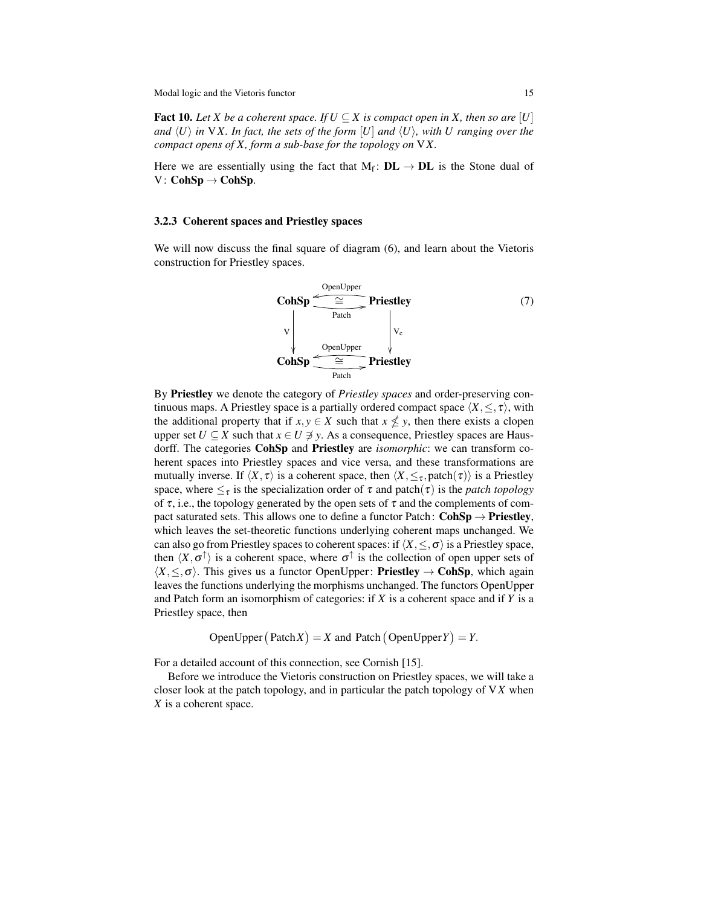**Fact 10.** *Let $X$ be a coherent space. If $U \subseteq X$ is compact open in $X$, then so are $[U]$ and $\langle U \rangle$ in $\mathrm{V}X$. In fact, the sets of the form $[U]$ and $\langle U \rangle$, with $U$ ranging over the compact opens of $X$, form a sub-base for the topology on $\mathrm{V}X$.*

Here we are essentially using the fact that $\mathrm{M_f} \colon \mathbf{DL} \to \mathbf{DL}$ is the Stone dual of $\mathrm{V} \colon \mathbf{CohSp} \to \mathbf{CohSp}$.

### 3.2.3 Coherent spaces and Priestley spaces

We will now discuss the final square of diagram (6), and learn about the Vietoris construction for Priestley spaces.

$$
\begin{array}{ccc}
\mathbf{CohSp} & \underset{\text{Patch}}{\overset{\text{OpenUpper}}{\rightleftarrows}} & \mathbf{Priestley} \\
\Big\downarrow \mathrm{V} & \cong & \Big\downarrow \mathrm{V_c} \\
\mathbf{CohSp} & \underset{\text{Patch}}{\overset{\text{OpenUpper}}{\rightleftarrows}} & \mathbf{Priestley}
\end{array} \qquad (7)
$$

By **Priestley** we denote the category of *Priestley spaces* and order-preserving continuous maps. A Priestley space is a partially ordered compact space $\langle X, \leq, \tau \rangle$, with the additional property that if $x, y \in X$ such that $x \not\leq y$, then there exists a clopen upper set $U \subseteq X$ such that $x \in U \not\ni y$. As a consequence, Priestley spaces are Hausdorff. The categories **CohSp** and **Priestley** are *isomorphic*: we can transform coherent spaces into Priestley spaces and vice versa, and these transformations are mutually inverse. If $\langle X, \tau \rangle$ is a coherent space, then $\langle X, \leq_\tau, \mathrm{patch}(\tau) \rangle$ is a Priestley space, where $\leq_\tau$ is the specialization order of $\tau$ and $\mathrm{patch}(\tau)$ is the *patch topology* of $\tau$, i.e., the topology generated by the open sets of $\tau$ and the complements of compact saturated sets. This allows one to define a functor $\mathrm{Patch} \colon \mathbf{CohSp} \to \mathbf{Priestley}$, which leaves the set-theoretic functions underlying coherent maps unchanged. We can also go from Priestley spaces to coherent spaces: if $\langle X, \leq, \sigma \rangle$ is a Priestley space, then $\langle X, \sigma^{\uparrow} \rangle$ is a coherent space, where $\sigma^{\uparrow}$ is the collection of open upper sets of $\langle X, \leq, \sigma \rangle$. This gives us a functor $\mathrm{OpenUpper} \colon \mathbf{Priestley} \to \mathbf{CohSp}$, which again leaves the functions underlying the morphisms unchanged. The functors OpenUpper and Patch form an isomorphism of categories: if $X$ is a coherent space and if $Y$ is a Priestley space, then

$$\mathrm{OpenUpper}\big(\mathrm{Patch} X\big) = X \text{ and } \mathrm{Patch}\big(\mathrm{OpenUpper} Y\big) = Y.$$

For a detailed account of this connection, see Cornish [15].

Before we introduce the Vietoris construction on Priestley spaces, we will take a closer look at the patch topology, and in particular the patch topology of $\mathrm{V}X$ when $X$ is a coherent space.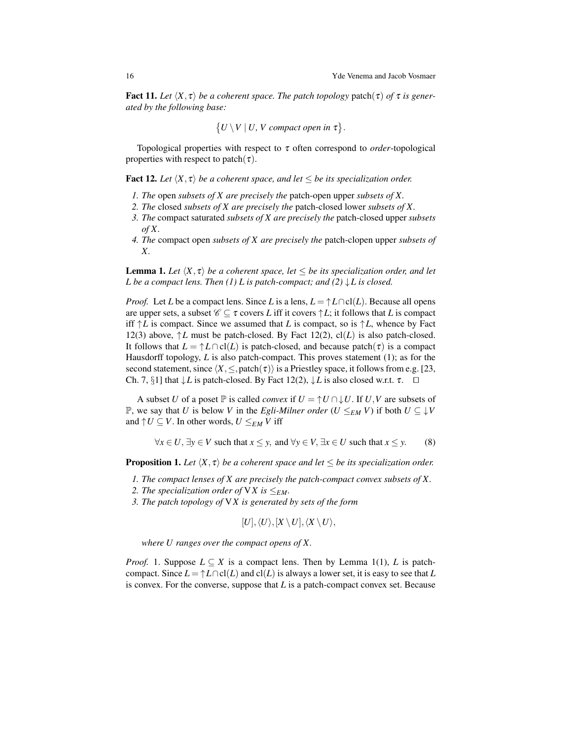**Fact 11.** *Let $\langle X, \tau \rangle$ be a coherent space. The patch topology* $\mathrm{patch}(\tau)$ *of $\tau$ is generated by the following base:*

$$\{U \setminus V \mid U, V \text{ compact open in } \tau\}.$$

Topological properties with respect to $\tau$ often correspond to *order*-topological properties with respect to $\mathrm{patch}(\tau)$.

**Fact 12.** *Let $\langle X, \tau \rangle$ be a coherent space, and let $\leq$ be its specialization order.*

1. *The* open *subsets of $X$ are precisely the* patch-open upper *subsets of $X$.*
2. *The* closed *subsets of $X$ are precisely the* patch-closed lower *subsets of $X$.*
3. *The* compact saturated *subsets of $X$ are precisely the* patch-closed upper *subsets of $X$.*
4. *The* compact open *subsets of $X$ are precisely the* patch-clopen upper *subsets of $X$.*

**Lemma 1.** *Let $\langle X, \tau \rangle$ be a coherent space, let $\leq$ be its specialization order, and let $L$ be a compact lens. Then (1) $L$ is patch-compact; and (2) $\downarrow L$ is closed.*

*Proof.* Let $L$ be a compact lens. Since $L$ is a lens, $L = \uparrow L \cap \mathrm{cl}(L)$. Because all opens are upper sets, a subset $\mathscr{C} \subseteq \tau$ covers $L$ iff it covers $\uparrow L$; it follows that $L$ is compact iff $\uparrow L$ is compact. Since we assumed that $L$ is compact, so is $\uparrow L$, whence by Fact 12(3) above, $\uparrow L$ must be patch-closed. By Fact 12(2), $\mathrm{cl}(L)$ is also patch-closed. It follows that $L = \uparrow L \cap \mathrm{cl}(L)$ is patch-closed, and because $\mathrm{patch}(\tau)$ is a compact Hausdorff topology, $L$ is also patch-compact. This proves statement (1); as for the second statement, since $\langle X, \leq, \mathrm{patch}(\tau) \rangle$ is a Priestley space, it follows from e.g. [23, Ch. 7, §1] that $\downarrow L$ is patch-closed. By Fact 12(2), $\downarrow L$ is also closed w.r.t. $\tau$. $\square$

A subset $U$ of a poset $\mathbb{P}$ is called *convex* if $U = \uparrow U \cap \downarrow U$. If $U, V$ are subsets of $\mathbb{P}$, we say that $U$ is below $V$ in the *Egli-Milner order* ($U \leq_{EM} V$) if both $U \subseteq \downarrow V$ and $\uparrow U \subseteq V$. In other words, $U \leq_{EM} V$ iff

$$\forall x \in U, \exists y \in V \text{ such that } x \leq y, \text{ and } \forall y \in V, \exists x \in U \text{ such that } x \leq y. \tag{8}$$

**Proposition 1.** *Let $\langle X, \tau \rangle$ be a coherent space and let $\leq$ be its specialization order.*

1. *The compact lenses of $X$ are precisely the patch-compact convex subsets of $X$.*
2. *The specialization order of $\mathbb{V}X$ is $\leq_{EM}$.*
3. *The patch topology of $\mathbb{V}X$ is generated by sets of the form*

$$[U], \langle U \rangle, [X \setminus U], \langle X \setminus U \rangle,$$

*where $U$ ranges over the compact opens of $X$.*

*Proof.* 1. Suppose $L \subseteq X$ is a compact lens. Then by Lemma 1(1), $L$ is patch-compact. Since $L = \uparrow L \cap \mathrm{cl}(L)$ and $\mathrm{cl}(L)$ is always a lower set, it is easy to see that $L$ is convex. For the converse, suppose that $L$ is a patch-compact convex set. Because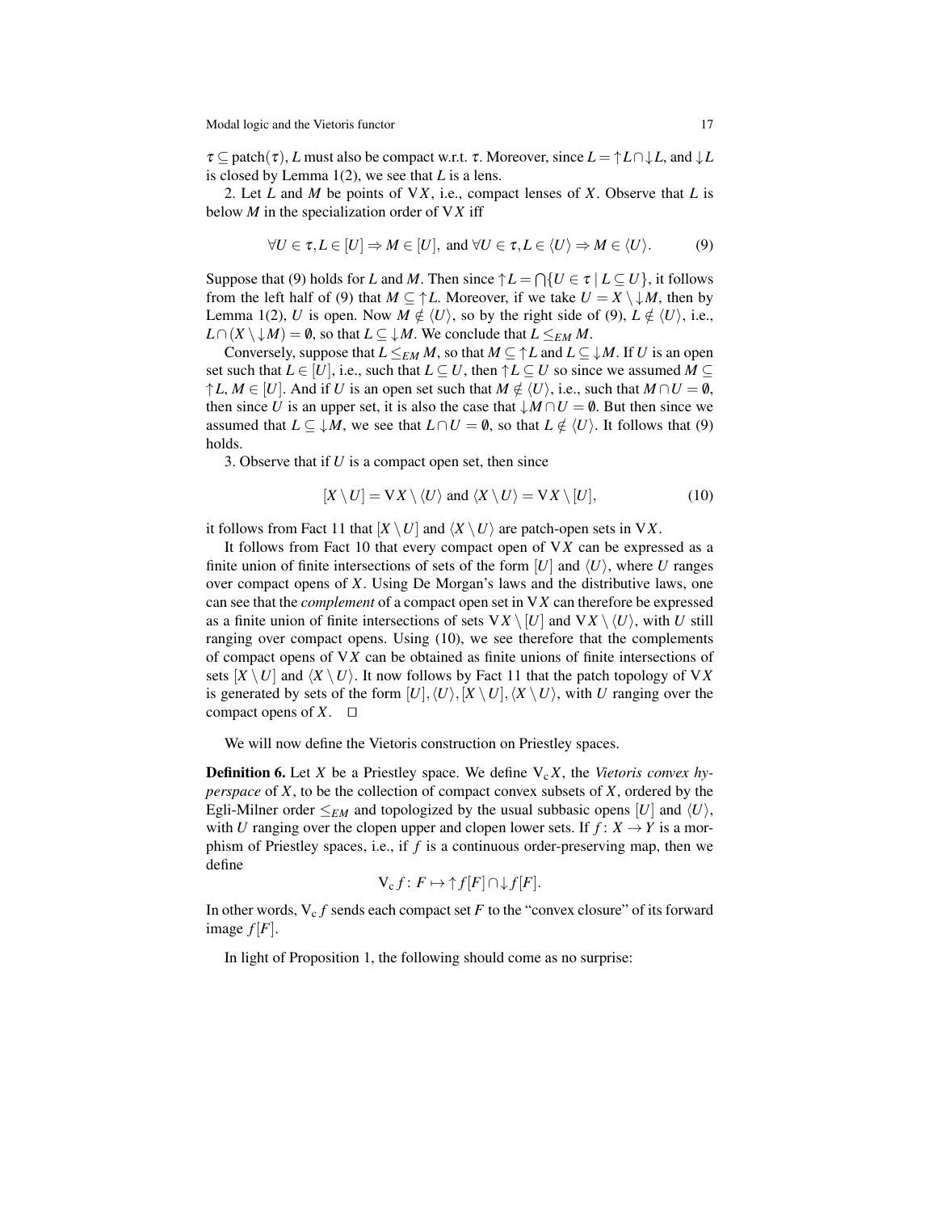$\tau \subseteq \text{patch}(\tau)$, $L$ must also be compact w.r.t. $\tau$. Moreover, since $L = \uparrow L \cap \downarrow L$, and $\downarrow L$ is closed by Lemma 1(2), we see that $L$ is a lens.

2. Let $L$ and $M$ be points of $\mathrm{V}X$, i.e., compact lenses of $X$. Observe that $L$ is below $M$ in the specialization order of $\mathrm{V}X$ iff

$$\forall U \in \tau, L \in [U] \Rightarrow M \in [U], \text{ and } \forall U \in \tau, L \in \langle U \rangle \Rightarrow M \in \langle U \rangle. \tag{9}$$

Suppose that (9) holds for $L$ and $M$. Then since $\uparrow L = \bigcap \{U \in \tau \mid L \subseteq U\}$, it follows from the left half of (9) that $M \subseteq \uparrow L$. Moreover, if we take $U = X \setminus \downarrow M$, then by Lemma 1(2), $U$ is open. Now $M \notin \langle U \rangle$, so by the right side of (9), $L \notin \langle U \rangle$, i.e., $L \cap (X \setminus \downarrow M) = \emptyset$, so that $L \subseteq \downarrow M$. We conclude that $L \leq_{EM} M$.

Conversely, suppose that $L \leq_{EM} M$, so that $M \subseteq \uparrow L$ and $L \subseteq \downarrow M$. If $U$ is an open set such that $L \in [U]$, i.e., such that $L \subseteq U$, then $\uparrow L \subseteq U$ so since we assumed $M \subseteq \uparrow L$, $M \in [U]$. And if $U$ is an open set such that $M \notin \langle U \rangle$, i.e., such that $M \cap U = \emptyset$, then since $U$ is an upper set, it is also the case that $\downarrow M \cap U = \emptyset$. But then since we assumed that $L \subseteq \downarrow M$, we see that $L \cap U = \emptyset$, so that $L \notin \langle U \rangle$. It follows that (9) holds.

3. Observe that if $U$ is a compact open set, then since

$$[X \setminus U] = \mathrm{V}X \setminus \langle U \rangle \text{ and } \langle X \setminus U \rangle = \mathrm{V}X \setminus [U], \tag{10}$$

it follows from Fact 11 that $[X \setminus U]$ and $\langle X \setminus U \rangle$ are patch-open sets in $\mathrm{V}X$.

It follows from Fact 10 that every compact open of $\mathrm{V}X$ can be expressed as a finite union of finite intersections of sets of the form $[U]$ and $\langle U \rangle$, where $U$ ranges over compact opens of $X$. Using De Morgan's laws and the distributive laws, one can see that the *complement* of a compact open set in $\mathrm{V}X$ can therefore be expressed as a finite union of finite intersections of sets $\mathrm{V}X \setminus [U]$ and $\mathrm{V}X \setminus \langle U \rangle$, with $U$ still ranging over compact opens. Using (10), we see therefore that the complements of compact opens of $\mathrm{V}X$ can be obtained as finite unions of finite intersections of sets $[X \setminus U]$ and $\langle X \setminus U \rangle$. It now follows by Fact 11 that the patch topology of $\mathrm{V}X$ is generated by sets of the form $[U], \langle U \rangle, [X \setminus U], \langle X \setminus U \rangle$, with $U$ ranging over the compact opens of $X$. $\square$

We will now define the Vietoris construction on Priestley spaces.

**Definition 6.** Let $X$ be a Priestley space. We define $\mathrm{V_c}X$, the *Vietoris convex hyperspace* of $X$, to be the collection of compact convex subsets of $X$, ordered by the Egli-Milner order $\leq_{EM}$ and topologized by the usual subbasic opens $[U]$ and $\langle U \rangle$, with $U$ ranging over the clopen upper and clopen lower sets. If $f \colon X \to Y$ is a morphism of Priestley spaces, i.e., if $f$ is a continuous order-preserving map, then we define

$$\mathrm{V_c} f \colon F \mapsto \uparrow f[F] \cap \downarrow f[F].$$

In other words, $\mathrm{V_c} f$ sends each compact set $F$ to the "convex closure" of its forward image $f[F]$.

In light of Proposition 1, the following should come as no surprise: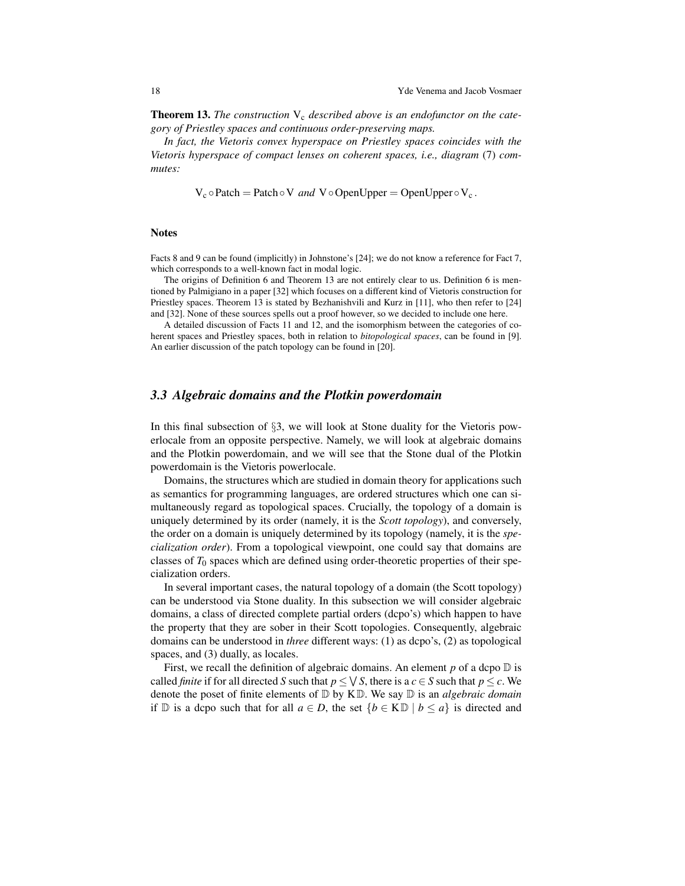**Theorem 13.** *The construction* $\mathrm{V_c}$ *described above is an endofunctor on the category of Priestley spaces and continuous order-preserving maps.*

*In fact, the Vietoris convex hyperspace on Priestley spaces coincides with the Vietoris hyperspace of compact lenses on coherent spaces, i.e., diagram* (7) *commutes:*

$$\mathrm{V_c} \circ \mathrm{Patch} = \mathrm{Patch} \circ \mathrm{V} \text{ and } \mathrm{V} \circ \mathrm{OpenUpper} = \mathrm{OpenUpper} \circ \mathrm{V_c}.$$

#### Notes

Facts 8 and 9 can be found (implicitly) in Johnstone's [24]; we do not know a reference for Fact 7, which corresponds to a well-known fact in modal logic.

The origins of Definition 6 and Theorem 13 are not entirely clear to us. Definition 6 is mentioned by Palmigiano in a paper [32] which focuses on a different kind of Vietoris construction for Priestley spaces. Theorem 13 is stated by Bezhanishvili and Kurz in [11], who then refer to [24] and [32]. None of these sources spells out a proof however, so we decided to include one here.

A detailed discussion of Facts 11 and 12, and the isomorphism between the categories of coherent spaces and Priestley spaces, both in relation to *bitopological spaces*, can be found in [9]. An earlier discussion of the patch topology can be found in [20].

### *3.3 Algebraic domains and the Plotkin powerdomain*

In this final subsection of §3, we will look at Stone duality for the Vietoris powerlocale from an opposite perspective. Namely, we will look at algebraic domains and the Plotkin powerdomain, and we will see that the Stone dual of the Plotkin powerdomain is the Vietoris powerlocale.

Domains, the structures which are studied in domain theory for applications such as semantics for programming languages, are ordered structures which one can simultaneously regard as topological spaces. Crucially, the topology of a domain is uniquely determined by its order (namely, it is the *Scott topology*), and conversely, the order on a domain is uniquely determined by its topology (namely, it is the *specialization order*). From a topological viewpoint, one could say that domains are classes of $T_0$ spaces which are defined using order-theoretic properties of their specialization orders.

In several important cases, the natural topology of a domain (the Scott topology) can be understood via Stone duality. In this subsection we will consider algebraic domains, a class of directed complete partial orders (dcpo's) which happen to have the property that they are sober in their Scott topologies. Consequently, algebraic domains can be understood in *three* different ways: (1) as dcpo's, (2) as topological spaces, and (3) dually, as locales.

First, we recall the definition of algebraic domains. An element $p$ of a dcpo $\mathbb{D}$ is called *finite* if for all directed $S$ such that $p \leq \bigvee S$, there is a $c \in S$ such that $p \leq c$. We denote the poset of finite elements of $\mathbb{D}$ by $\mathrm{K}\mathbb{D}$. We say $\mathbb{D}$ is an *algebraic domain* if $\mathbb{D}$ is a dcpo such that for all $a \in D$, the set $\{b \in \mathrm{K}\mathbb{D} \mid b \leq a\}$ is directed and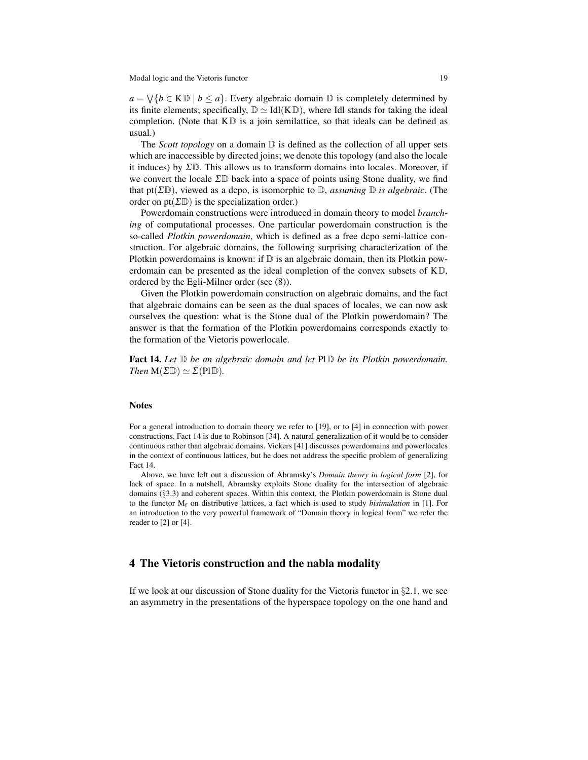$a = \bigvee\{b \in \mathrm{K}\mathbb{D} \mid b \leq a\}$. Every algebraic domain $\mathbb{D}$ is completely determined by its finite elements; specifically, $\mathbb{D} \simeq \mathrm{Idl}(\mathrm{K}\mathbb{D})$, where Idl stands for taking the ideal completion. (Note that $\mathrm{K}\mathbb{D}$ is a join semilattice, so that ideals can be defined as usual.)

The *Scott topology* on a domain $\mathbb{D}$ is defined as the collection of all upper sets which are inaccessible by directed joins; we denote this topology (and also the locale it induces) by $\Sigma\mathbb{D}$. This allows us to transform domains into locales. Moreover, if we convert the locale $\Sigma\mathbb{D}$ back into a space of points using Stone duality, we find that $\mathrm{pt}(\Sigma\mathbb{D})$, viewed as a dcpo, is isomorphic to $\mathbb{D}$, *assuming* $\mathbb{D}$ *is algebraic*. (The order on $\mathrm{pt}(\Sigma\mathbb{D})$ is the specialization order.)

Powerdomain constructions were introduced in domain theory to model *branching* of computational processes. One particular powerdomain construction is the so-called *Plotkin powerdomain*, which is defined as a free dcpo semi-lattice construction. For algebraic domains, the following surprising characterization of the Plotkin powerdomains is known: if $\mathbb{D}$ is an algebraic domain, then its Plotkin powerdomain can be presented as the ideal completion of the convex subsets of $\mathrm{K}\mathbb{D}$, ordered by the Egli-Milner order (see (8)).

Given the Plotkin powerdomain construction on algebraic domains, and the fact that algebraic domains can be seen as the dual spaces of locales, we can now ask ourselves the question: what is the Stone dual of the Plotkin powerdomain? The answer is that the formation of the Plotkin powerdomains corresponds exactly to the formation of the Vietoris powerlocale.

**Fact 14.** *Let* $\mathbb{D}$ *be an algebraic domain and let* $\mathrm{Pl}\,\mathbb{D}$ *be its Plotkin powerdomain. Then* $\mathrm{M}(\Sigma\mathbb{D}) \simeq \Sigma(\mathrm{Pl}\,\mathbb{D})$.

### Notes

For a general introduction to domain theory we refer to [19], or to [4] in connection with power constructions. Fact 14 is due to Robinson [34]. A natural generalization of it would be to consider continuous rather than algebraic domains. Vickers [41] discusses powerdomains and powerlocales in the context of continuous lattices, but he does not address the specific problem of generalizing Fact 14.

Above, we have left out a discussion of Abramsky's *Domain theory in logical form* [2], for lack of space. In a nutshell, Abramsky exploits Stone duality for the intersection of algebraic domains (§3.3) and coherent spaces. Within this context, the Plotkin powerdomain is Stone dual to the functor $\mathrm{M_f}$ on distributive lattices, a fact which is used to study *bisimulation* in [1]. For an introduction to the very powerful framework of "Domain theory in logical form" we refer the reader to [2] or [4].

## 4 The Vietoris construction and the nabla modality

If we look at our discussion of Stone duality for the Vietoris functor in §2.1, we see an asymmetry in the presentations of the hyperspace topology on the one hand and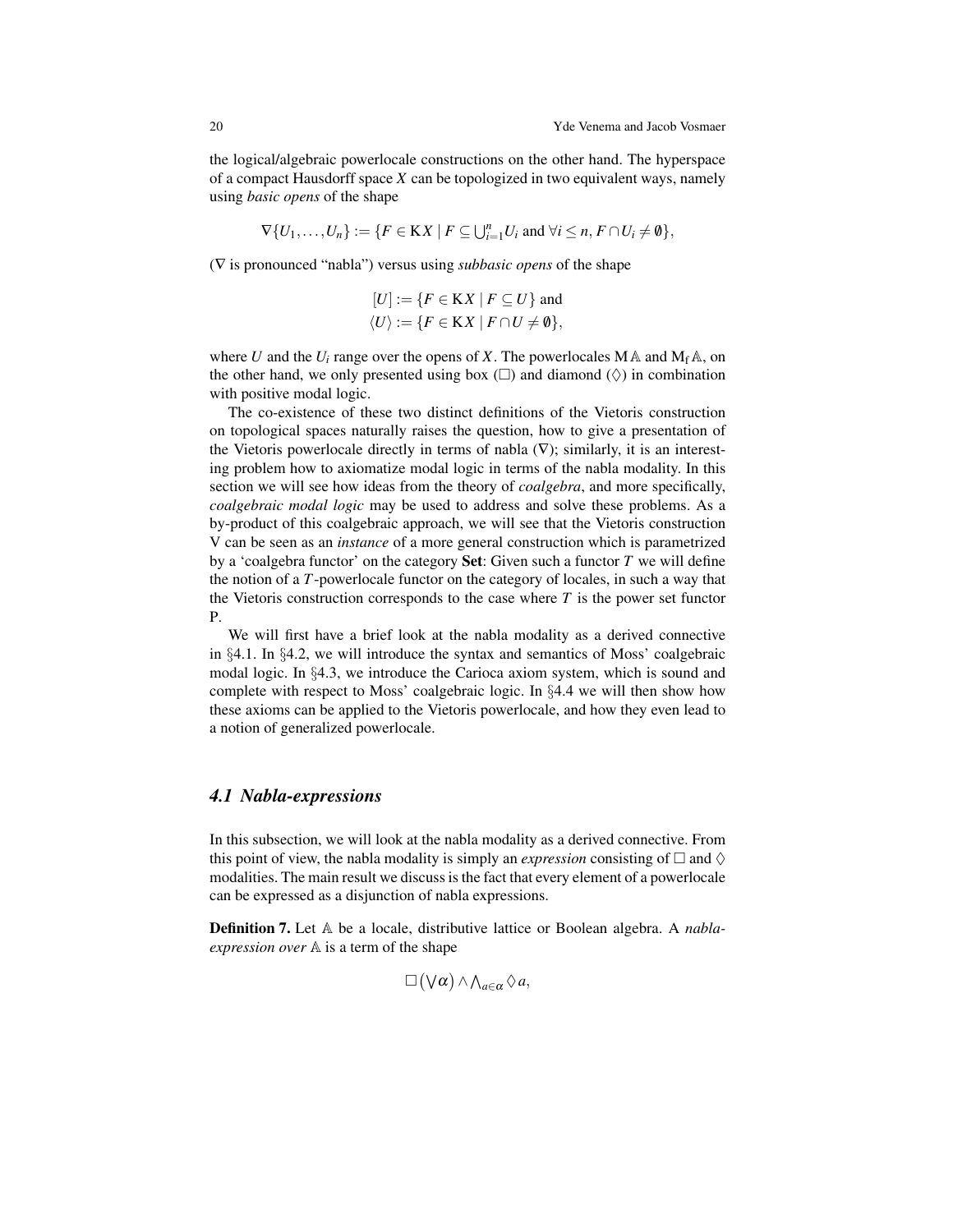the logical/algebraic powerlocale constructions on the other hand. The hyperspace of a compact Hausdorff space $X$ can be topologized in two equivalent ways, namely using *basic opens* of the shape

$$\nabla\{U_1,\ldots,U_n\} := \{F \in \mathrm{K}X \mid F \subseteq \bigcup_{i=1}^{n} U_i \text{ and } \forall i \leq n, F \cap U_i \neq \emptyset\},$$

($\nabla$ is pronounced "nabla") versus using *subbasic opens* of the shape

$$[U] := \{F \in \mathrm{K}X \mid F \subseteq U\} \text{ and}$$
$$\langle U \rangle := \{F \in \mathrm{K}X \mid F \cap U \neq \emptyset\},$$

where $U$ and the $U_i$ range over the opens of $X$. The powerlocales $\mathrm{M}\,\mathbb{A}$ and $\mathrm{M_f}\,\mathbb{A}$, on the other hand, we only presented using box ($\Box$) and diamond ($\Diamond$) in combination with positive modal logic.

The co-existence of these two distinct definitions of the Vietoris construction on topological spaces naturally raises the question, how to give a presentation of the Vietoris powerlocale directly in terms of nabla ($\nabla$); similarly, it is an interesting problem how to axiomatize modal logic in terms of the nabla modality. In this section we will see how ideas from the theory of *coalgebra*, and more specifically, *coalgebraic modal logic* may be used to address and solve these problems. As a by-product of this coalgebraic approach, we will see that the Vietoris construction $\mathrm{V}$ can be seen as an *instance* of a more general construction which is parametrized by a 'coalgebra functor' on the category **Set**: Given such a functor $T$ we will define the notion of a $T$-powerlocale functor on the category of locales, in such a way that the Vietoris construction corresponds to the case where $T$ is the power set functor $\mathrm{P}$.

We will first have a brief look at the nabla modality as a derived connective in §4.1. In §4.2, we will introduce the syntax and semantics of Moss' coalgebraic modal logic. In §4.3, we introduce the Carioca axiom system, which is sound and complete with respect to Moss' coalgebraic logic. In §4.4 we will then show how these axioms can be applied to the Vietoris powerlocale, and how they even lead to a notion of generalized powerlocale.

### *4.1 Nabla-expressions*

In this subsection, we will look at the nabla modality as a derived connective. From this point of view, the nabla modality is simply an *expression* consisting of $\Box$ and $\Diamond$ modalities. The main result we discuss is the fact that every element of a powerlocale can be expressed as a disjunction of nabla expressions.

**Definition 7.** Let $\mathbb{A}$ be a locale, distributive lattice or Boolean algebra. A *nabla-expression over* $\mathbb{A}$ is a term of the shape

$$\Box\big(\bigvee\alpha\big) \wedge \bigwedge_{a\in\alpha} \Diamond a,$$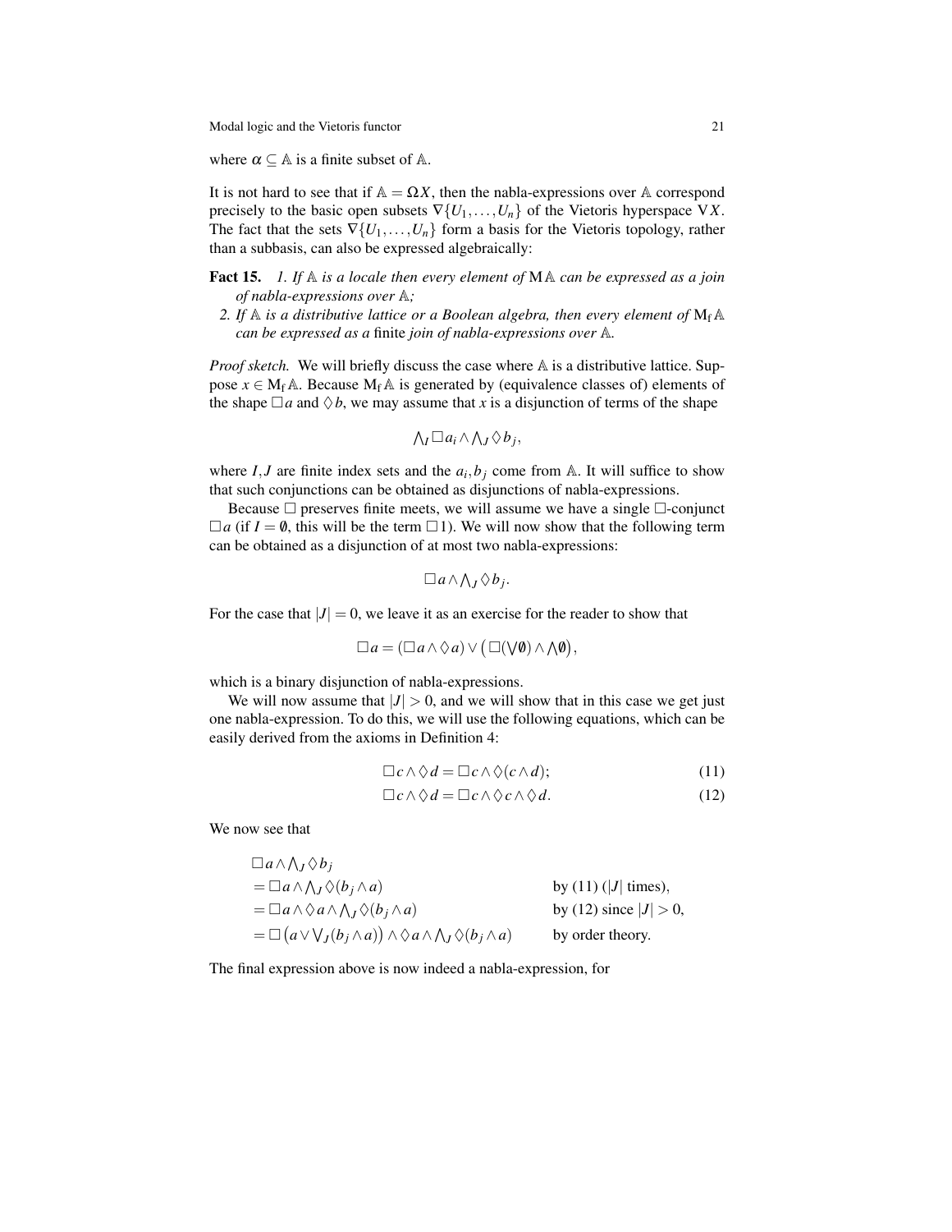where $\alpha \subseteq \mathbb{A}$ is a finite subset of $\mathbb{A}$.

It is not hard to see that if $\mathbb{A} = \Omega X$, then the nabla-expressions over $\mathbb{A}$ correspond precisely to the basic open subsets $\nabla\{U_1, \ldots, U_n\}$ of the Vietoris hyperspace $\mathrm{V}X$. The fact that the sets $\nabla\{U_1, \ldots, U_n\}$ form a basis for the Vietoris topology, rather than a subbasis, can also be expressed algebraically:

**Fact 15.** *1. If $\mathbb{A}$ is a locale then every element of $\mathrm{M}\mathbb{A}$ can be expressed as a join of nabla-expressions over $\mathbb{A}$;*
*2. If $\mathbb{A}$ is a distributive lattice or a Boolean algebra, then every element of $\mathrm{M_f}\mathbb{A}$ can be expressed as a* finite *join of nabla-expressions over $\mathbb{A}$.*

*Proof sketch.* We will briefly discuss the case where $\mathbb{A}$ is a distributive lattice. Suppose $x \in \mathrm{M_f}\mathbb{A}$. Because $\mathrm{M_f}\mathbb{A}$ is generated by (equivalence classes of) elements of the shape $\Box a$ and $\Diamond b$, we may assume that $x$ is a disjunction of terms of the shape

$$\textstyle\bigwedge_I \Box a_i \wedge \bigwedge_J \Diamond b_j,$$

where $I, J$ are finite index sets and the $a_i, b_j$ come from $\mathbb{A}$. It will suffice to show that such conjunctions can be obtained as disjunctions of nabla-expressions.

Because $\Box$ preserves finite meets, we will assume we have a single $\Box$-conjunct $\Box a$ (if $I = \emptyset$, this will be the term $\Box 1$). We will now show that the following term can be obtained as a disjunction of at most two nabla-expressions:

$$\textstyle\Box a \wedge \bigwedge_J \Diamond b_j.$$

For the case that $|J| = 0$, we leave it as an exercise for the reader to show that

$$\textstyle\Box a = (\Box a \wedge \Diamond a) \vee \big(\Box(\bigvee \emptyset) \wedge \bigwedge \emptyset\big),$$

which is a binary disjunction of nabla-expressions.

We will now assume that $|J| > 0$, and we will show that in this case we get just one nabla-expression. To do this, we will use the following equations, which can be easily derived from the axioms in Definition 4:

$$\Box c \wedge \Diamond d = \Box c \wedge \Diamond(c \wedge d); \tag{11}$$

$$\Box c \wedge \Diamond d = \Box c \wedge \Diamond c \wedge \Diamond d. \tag{12}$$

We now see that

$$
\begin{array}{ll}
\Box a \wedge \bigwedge_J \Diamond b_j & \\
= \Box a \wedge \bigwedge_J \Diamond(b_j \wedge a) & \text{by (11) } (|J| \text{ times}), \\
= \Box a \wedge \Diamond a \wedge \bigwedge_J \Diamond(b_j \wedge a) & \text{by (12) since } |J| > 0, \\
= \Box\big(a \vee \bigvee_J (b_j \wedge a)\big) \wedge \Diamond a \wedge \bigwedge_J \Diamond(b_j \wedge a) & \text{by order theory.}
\end{array}
$$

The final expression above is now indeed a nabla-expression, for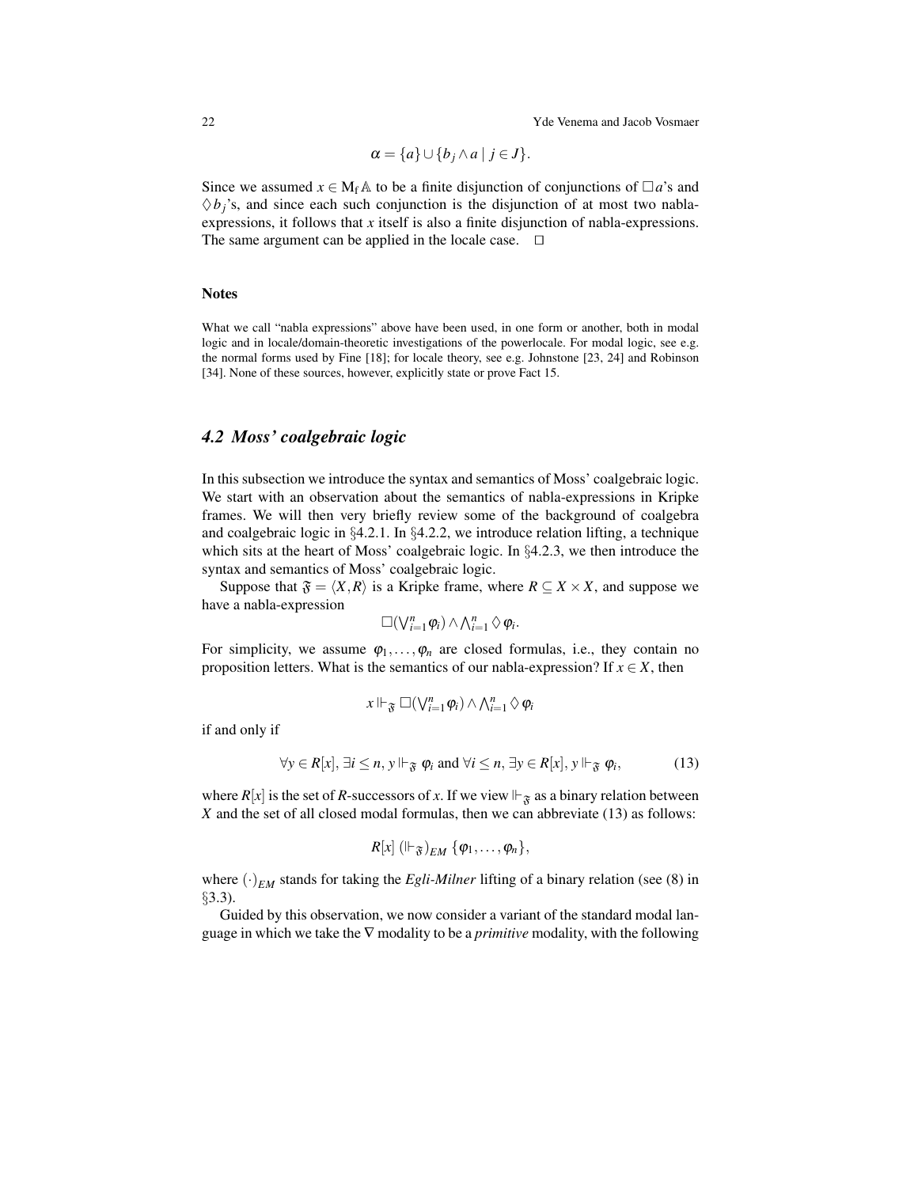$$\alpha = \{a\} \cup \{b_j \wedge a \mid j \in J\}.$$

Since we assumed $x \in \mathrm{M_f}\,\mathbb{A}$ to be a finite disjunction of conjunctions of $\Box a$'s and $\Diamond b_j$'s, and since each such conjunction is the disjunction of at most two nabla-expressions, it follows that $x$ itself is also a finite disjunction of nabla-expressions. The same argument can be applied in the locale case. $\Box$

#### Notes

What we call "nabla expressions" above have been used, in one form or another, both in modal logic and in locale/domain-theoretic investigations of the powerlocale. For modal logic, see e.g. the normal forms used by Fine [18]; for locale theory, see e.g. Johnstone [23, 24] and Robinson [34]. None of these sources, however, explicitly state or prove Fact 15.

## *4.2 Moss' coalgebraic logic*

In this subsection we introduce the syntax and semantics of Moss' coalgebraic logic. We start with an observation about the semantics of nabla-expressions in Kripke frames. We will then very briefly review some of the background of coalgebra and coalgebraic logic in §4.2.1. In §4.2.2, we introduce relation lifting, a technique which sits at the heart of Moss' coalgebraic logic. In §4.2.3, we then introduce the syntax and semantics of Moss' coalgebraic logic.

Suppose that $\mathfrak{F} = \langle X, R \rangle$ is a Kripke frame, where $R \subseteq X \times X$, and suppose we have a nabla-expression

$$\Box(\bigvee_{i=1}^{n} \varphi_i) \wedge \bigwedge_{i=1}^{n} \Diamond \varphi_i.$$

For simplicity, we assume $\varphi_1, \ldots, \varphi_n$ are closed formulas, i.e., they contain no proposition letters. What is the semantics of our nabla-expression? If $x \in X$, then

$$x \Vdash_{\mathfrak{F}} \Box(\bigvee_{i=1}^{n} \varphi_i) \wedge \bigwedge_{i=1}^{n} \Diamond \varphi_i$$

if and only if

$$\forall y \in R[x],\, \exists i \leq n,\, y \Vdash_{\mathfrak{F}} \varphi_i \text{ and } \forall i \leq n,\, \exists y \in R[x],\, y \Vdash_{\mathfrak{F}} \varphi_i, \tag{13}$$

where $R[x]$ is the set of $R$-successors of $x$. If we view $\Vdash_{\mathfrak{F}}$ as a binary relation between $X$ and the set of all closed modal formulas, then we can abbreviate (13) as follows:

$$R[x]\ (\Vdash_{\mathfrak{F}})_{EM}\ \{\varphi_1, \ldots, \varphi_n\},$$

where $(\cdot)_{EM}$ stands for taking the *Egli-Milner* lifting of a binary relation (see (8) in §3.3).

Guided by this observation, we now consider a variant of the standard modal language in which we take the $\nabla$ modality to be a *primitive* modality, with the following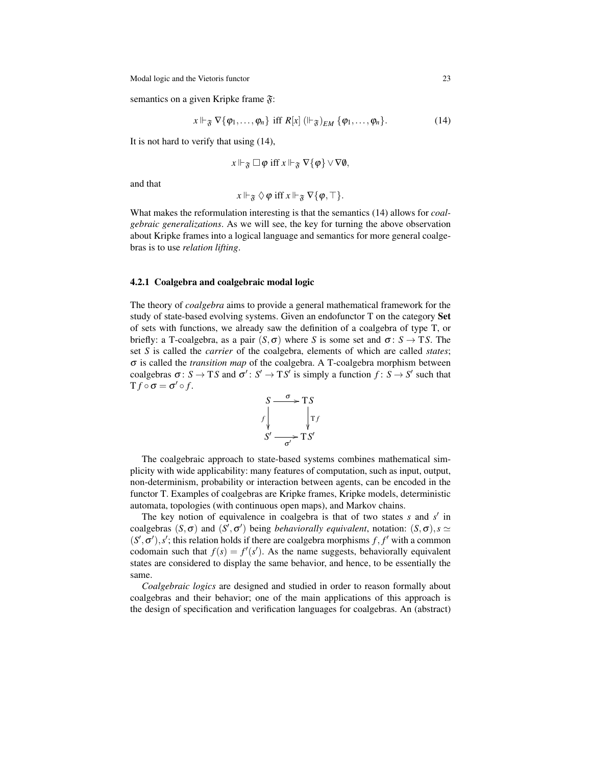semantics on a given Kripke frame $\mathfrak{F}$:

$$x \Vdash_{\mathfrak{F}} \nabla\{\varphi_1, \ldots, \varphi_n\} \text{ iff } R[x] \, (\Vdash_{\mathfrak{F}})_{EM} \, \{\varphi_1, \ldots, \varphi_n\}. \tag{14}$$

It is not hard to verify that using (14),

$$x \Vdash_{\mathfrak{F}} \Box\varphi \text{ iff } x \Vdash_{\mathfrak{F}} \nabla\{\varphi\} \vee \nabla\emptyset,$$

and that

$$x \Vdash_{\mathfrak{F}} \Diamond\varphi \text{ iff } x \Vdash_{\mathfrak{F}} \nabla\{\varphi, \top\}.$$

What makes the reformulation interesting is that the semantics (14) allows for *coalgebraic generalizations*. As we will see, the key for turning the above observation about Kripke frames into a logical language and semantics for more general coalgebras is to use *relation lifting*.

### 4.2.1 Coalgebra and coalgebraic modal logic

The theory of *coalgebra* aims to provide a general mathematical framework for the study of state-based evolving systems. Given an endofunctor $\mathrm{T}$ on the category **Set** of sets with functions, we already saw the definition of a coalgebra of type $\mathrm{T}$, or briefly: a $\mathrm{T}$-coalgebra, as a pair $(S, \sigma)$ where $S$ is some set and $\sigma \colon S \to \mathrm{T}S$. The set $S$ is called the *carrier* of the coalgebra, elements of which are called *states*; $\sigma$ is called the *transition map* of the coalgebra. A $\mathrm{T}$-coalgebra morphism between coalgebras $\sigma \colon S \to \mathrm{T}S$ and $\sigma' \colon S' \to \mathrm{T}S'$ is simply a function $f \colon S \to S'$ such that $\mathrm{T}f \circ \sigma = \sigma' \circ f$.

$$\begin{array}{ccc} S & \xrightarrow{\sigma} & \mathrm{T}S \\ {\scriptstyle f}\downarrow & & \downarrow{\scriptstyle \mathrm{T}f} \\ S' & \xrightarrow[\sigma']{} & \mathrm{T}S' \end{array}$$

The coalgebraic approach to state-based systems combines mathematical simplicity with wide applicability: many features of computation, such as input, output, non-determinism, probability or interaction between agents, can be encoded in the functor $\mathrm{T}$. Examples of coalgebras are Kripke frames, Kripke models, deterministic automata, topologies (with continuous open maps), and Markov chains.

The key notion of equivalence in coalgebra is that of two states $s$ and $s'$ in coalgebras $(S, \sigma)$ and $(S', \sigma')$ being *behaviorally equivalent*, notation: $(S, \sigma), s \simeq (S', \sigma'), s'$; this relation holds if there are coalgebra morphisms $f, f'$ with a common codomain such that $f(s) = f'(s')$. As the name suggests, behaviorally equivalent states are considered to display the same behavior, and hence, to be essentially the same.

*Coalgebraic logics* are designed and studied in order to reason formally about coalgebras and their behavior; one of the main applications of this approach is the design of specification and verification languages for coalgebras. An (abstract)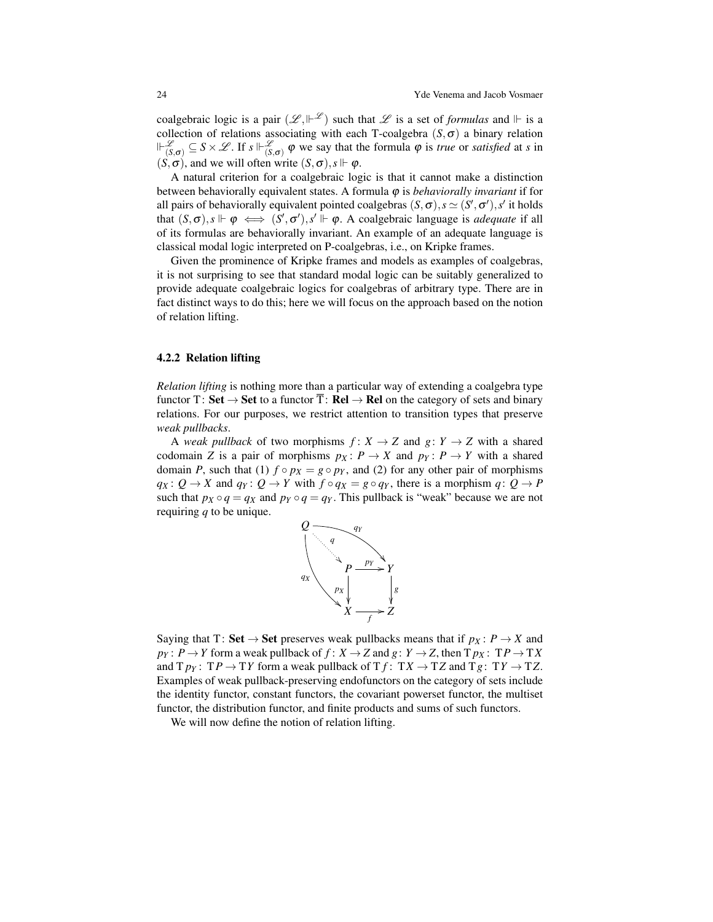coalgebraic logic is a pair $(\mathscr{L}, \Vdash^{\mathscr{L}})$ such that $\mathscr{L}$ is a set of *formulas* and $\Vdash$ is a collection of relations associating with each T-coalgebra $(S,\sigma)$ a binary relation $\Vdash^{\mathscr{L}}_{(S,\sigma)} \subseteq S \times \mathscr{L}$. If $s \Vdash^{\mathscr{L}}_{(S,\sigma)} \varphi$ we say that the formula $\varphi$ is *true* or *satisfied* at $s$ in $(S,\sigma)$, and we will often write $(S,\sigma), s \Vdash \varphi$.

A natural criterion for a coalgebraic logic is that it cannot make a distinction between behaviorally equivalent states. A formula $\varphi$ is *behaviorally invariant* if for all pairs of behaviorally equivalent pointed coalgebras $(S,\sigma), s \simeq (S',\sigma'), s'$ it holds that $(S,\sigma), s \Vdash \varphi \iff (S',\sigma'), s' \Vdash \varphi$. A coalgebraic language is *adequate* if all of its formulas are behaviorally invariant. An example of an adequate language is classical modal logic interpreted on P-coalgebras, i.e., on Kripke frames.

Given the prominence of Kripke frames and models as examples of coalgebras, it is not surprising to see that standard modal logic can be suitably generalized to provide adequate coalgebraic logics for coalgebras of arbitrary type. There are in fact distinct ways to do this; here we will focus on the approach based on the notion of relation lifting.

### 4.2.2 Relation lifting

*Relation lifting* is nothing more than a particular way of extending a coalgebra type functor $\mathrm{T}\colon \mathbf{Set} \to \mathbf{Set}$ to a functor $\overline{\mathrm{T}}\colon \mathbf{Rel} \to \mathbf{Rel}$ on the category of sets and binary relations. For our purposes, we restrict attention to transition types that preserve *weak pullbacks*.

A *weak pullback* of two morphisms $f\colon X \to Z$ and $g\colon Y \to Z$ with a shared codomain $Z$ is a pair of morphisms $p_X\colon P \to X$ and $p_Y\colon P \to Y$ with a shared domain $P$, such that (1) $f \circ p_X = g \circ p_Y$, and (2) for any other pair of morphisms $q_X\colon Q \to X$ and $q_Y\colon Q \to Y$ with $f \circ q_X = g \circ q_Y$, there is a morphism $q\colon Q \to P$ such that $p_X \circ q = q_X$ and $p_Y \circ q = q_Y$. This pullback is "weak" because we are not requiring $q$ to be unique.

$$
\begin{array}{ccccc}
Q & & \xrightarrow{q_Y} & & Y \\
& \overset{q}{\searrow} & & & \\
& & P & \xrightarrow{p_Y} & Y \\
& q_X & \downarrow p_X & & \downarrow g \\
& & X & \xrightarrow{f} & Z
\end{array}
$$

Saying that $\mathrm{T}\colon \mathbf{Set} \to \mathbf{Set}$ preserves weak pullbacks means that if $p_X\colon P \to X$ and $p_Y\colon P \to Y$ form a weak pullback of $f\colon X \to Z$ and $g\colon Y \to Z$, then $\mathrm{T}p_X\colon \mathrm{T}P \to \mathrm{T}X$ and $\mathrm{T}p_Y\colon \mathrm{T}P \to \mathrm{T}Y$ form a weak pullback of $\mathrm{T}f\colon \mathrm{T}X \to \mathrm{T}Z$ and $\mathrm{T}g\colon \mathrm{T}Y \to \mathrm{T}Z$. Examples of weak pullback-preserving endofunctors on the category of sets include the identity functor, constant functors, the covariant powerset functor, the multiset functor, the distribution functor, and finite products and sums of such functors.

We will now define the notion of relation lifting.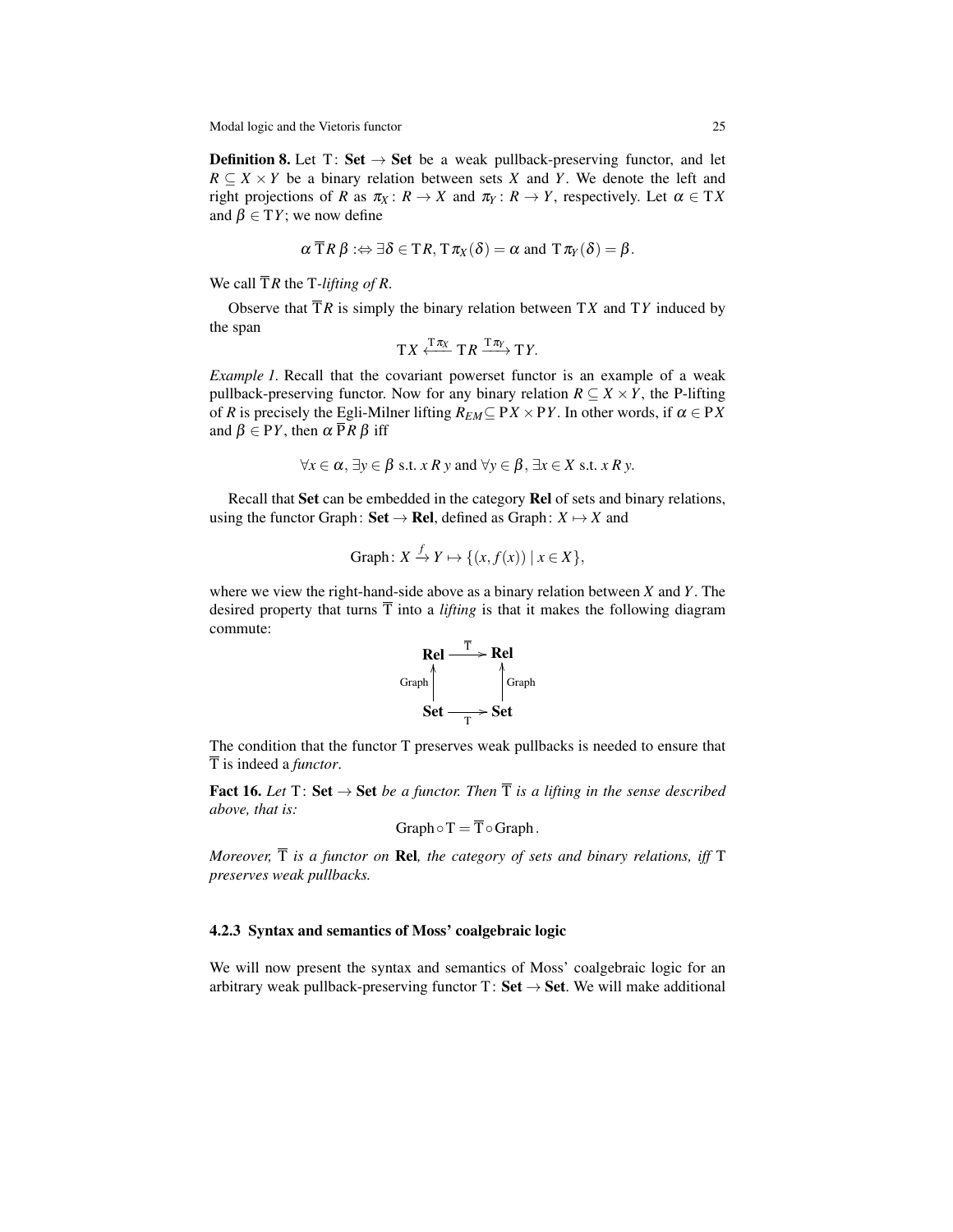**Definition 8.** Let $\mathrm{T}\colon \mathbf{Set} \to \mathbf{Set}$ be a weak pullback-preserving functor, and let $R \subseteq X \times Y$ be a binary relation between sets $X$ and $Y$. We denote the left and right projections of $R$ as $\pi_X\colon R \to X$ and $\pi_Y\colon R \to Y$, respectively. Let $\alpha \in \mathrm{T}X$ and $\beta \in \mathrm{T}Y$; we now define

$$\alpha\, \overline{\mathrm{T}}R\, \beta :\Leftrightarrow \exists \delta \in \mathrm{T}R, \mathrm{T}\pi_X(\delta) = \alpha \text{ and } \mathrm{T}\pi_Y(\delta) = \beta.$$

We call $\overline{\mathrm{T}}R$ the T-*lifting of R*.

Observe that $\overline{\mathrm{T}}R$ is simply the binary relation between $\mathrm{T}X$ and $\mathrm{T}Y$ induced by the span

$$\mathrm{T}X \xleftarrow{\mathrm{T}\pi_X} \mathrm{T}R \xrightarrow{\mathrm{T}\pi_Y} \mathrm{T}Y.$$

*Example 1.* Recall that the covariant powerset functor is an example of a weak pullback-preserving functor. Now for any binary relation $R \subseteq X \times Y$, the P-lifting of $R$ is precisely the Egli-Milner lifting $R_{EM} \subseteq \mathrm{P}X \times \mathrm{P}Y$. In other words, if $\alpha \in \mathrm{P}X$ and $\beta \in \mathrm{P}Y$, then $\alpha\, \overline{\mathrm{P}}R\, \beta$ iff

$$\forall x \in \alpha, \exists y \in \beta \text{ s.t. } x\, R\, y \text{ and } \forall y \in \beta, \exists x \in X \text{ s.t. } x\, R\, y.$$

Recall that **Set** can be embedded in the category **Rel** of sets and binary relations, using the functor $\mathrm{Graph}\colon \mathbf{Set} \to \mathbf{Rel}$, defined as $\mathrm{Graph}\colon X \mapsto X$ and

$$\mathrm{Graph}\colon X \xrightarrow{f} Y \mapsto \{(x, f(x)) \mid x \in X\},$$

where we view the right-hand-side above as a binary relation between $X$ and $Y$. The desired property that turns $\overline{\mathrm{T}}$ into a *lifting* is that it makes the following diagram commute:

$$\begin{array}{ccc} \mathbf{Rel} & \xrightarrow{\overline{\mathrm{T}}} & \mathbf{Rel} \\ {\scriptstyle \mathrm{Graph}}\uparrow & & \uparrow{\scriptstyle \mathrm{Graph}} \\ \mathbf{Set} & \xrightarrow[\mathrm{T}]{} & \mathbf{Set} \end{array}$$

The condition that the functor T preserves weak pullbacks is needed to ensure that $\overline{\mathrm{T}}$ is indeed a *functor*.

**Fact 16.** *Let* $\mathrm{T}\colon \mathbf{Set} \to \mathbf{Set}$ *be a functor. Then* $\overline{\mathrm{T}}$ *is a lifting in the sense described above, that is:*

$$\mathrm{Graph} \circ \mathrm{T} = \overline{\mathrm{T}} \circ \mathrm{Graph}.$$

*Moreover,* $\overline{\mathrm{T}}$ *is a functor on* **Rel***, the category of sets and binary relations, iff* T *preserves weak pullbacks.*

### 4.2.3 Syntax and semantics of Moss' coalgebraic logic

We will now present the syntax and semantics of Moss' coalgebraic logic for an arbitrary weak pullback-preserving functor $\mathrm{T}\colon \mathbf{Set} \to \mathbf{Set}$. We will make additional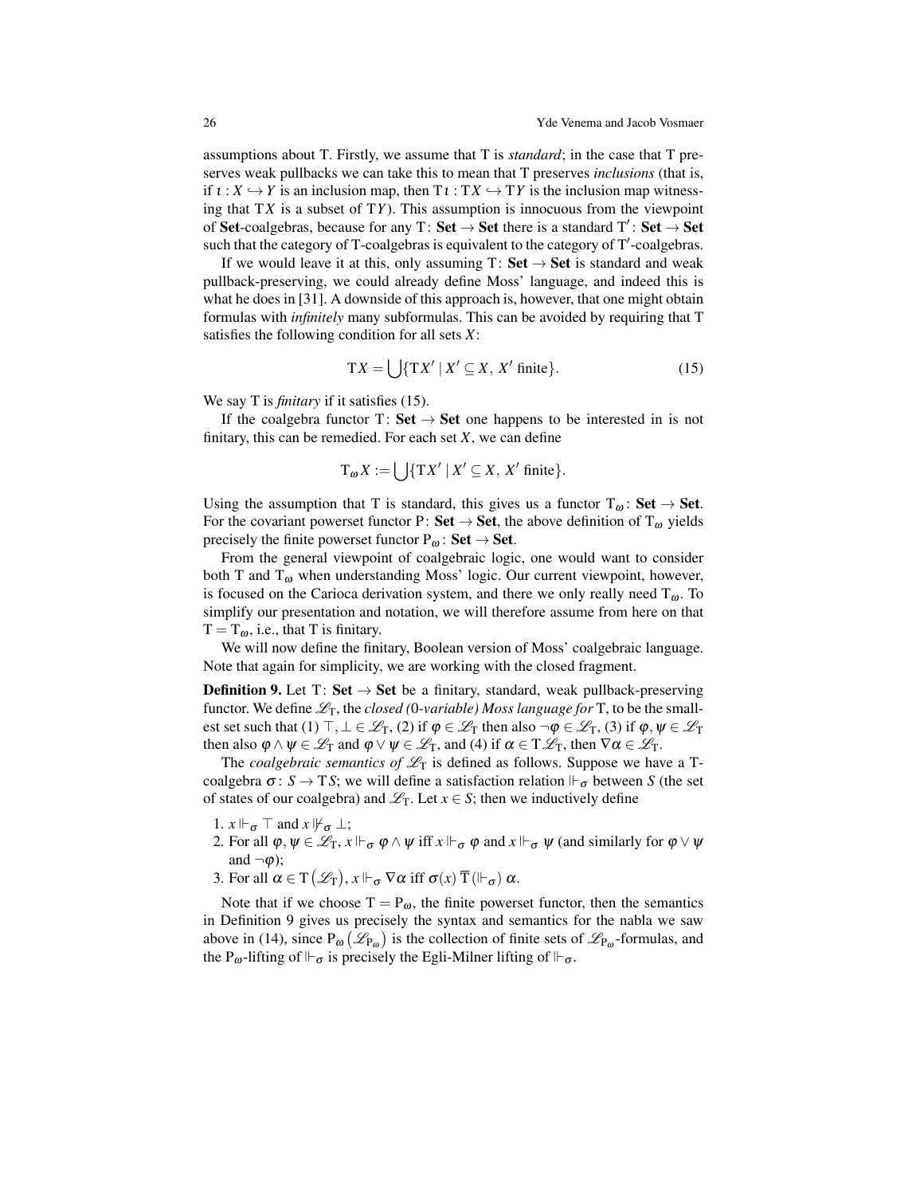assumptions about T. Firstly, we assume that T is *standard*; in the case that T preserves weak pullbacks we can take this to mean that T preserves *inclusions* (that is, if $\iota : X \hookrightarrow Y$ is an inclusion map, then $T\iota : TX \hookrightarrow TY$ is the inclusion map witnessing that $TX$ is a subset of $TY$). This assumption is innocuous from the viewpoint of **Set**-coalgebras, because for any $T\colon \mathbf{Set} \to \mathbf{Set}$ there is a standard $T'\colon \mathbf{Set} \to \mathbf{Set}$ such that the category of T-coalgebras is equivalent to the category of $T'$-coalgebras.

If we would leave it at this, only assuming $T\colon \mathbf{Set} \to \mathbf{Set}$ is standard and weak pullback-preserving, we could already define Moss' language, and indeed this is what he does in [31]. A downside of this approach is, however, that one might obtain formulas with *infinitely* many subformulas. This can be avoided by requiring that T satisfies the following condition for all sets $X$:

$$TX = \bigcup\{TX' \mid X' \subseteq X,\ X' \text{ finite}\}. \tag{15}$$

We say T is *finitary* if it satisfies (15).

If the coalgebra functor $T\colon \mathbf{Set} \to \mathbf{Set}$ one happens to be interested in is not finitary, this can be remedied. For each set $X$, we can define

$$T_\omega X := \bigcup\{TX' \mid X' \subseteq X,\ X' \text{ finite}\}.$$

Using the assumption that T is standard, this gives us a functor $T_\omega\colon \mathbf{Set} \to \mathbf{Set}$. For the covariant powerset functor $P\colon \mathbf{Set} \to \mathbf{Set}$, the above definition of $T_\omega$ yields precisely the finite powerset functor $P_\omega\colon \mathbf{Set} \to \mathbf{Set}$.

From the general viewpoint of coalgebraic logic, one would want to consider both T and $T_\omega$ when understanding Moss' logic. Our current viewpoint, however, is focused on the Carioca derivation system, and there we only really need $T_\omega$. To simplify our presentation and notation, we will therefore assume from here on that $T = T_\omega$, i.e., that T is finitary.

We will now define the finitary, Boolean version of Moss' coalgebraic language. Note that again for simplicity, we are working with the closed fragment.

**Definition 9.** Let $T\colon \mathbf{Set} \to \mathbf{Set}$ be a finitary, standard, weak pullback-preserving functor. We define $\mathscr{L}_T$, the *closed (0-variable) Moss language for* T, to be the smallest set such that (1) $\top, \bot \in \mathscr{L}_T$, (2) if $\varphi \in \mathscr{L}_T$ then also $\neg\varphi \in \mathscr{L}_T$, (3) if $\varphi, \psi \in \mathscr{L}_T$ then also $\varphi \wedge \psi \in \mathscr{L}_T$ and $\varphi \vee \psi \in \mathscr{L}_T$, and (4) if $\alpha \in T\mathscr{L}_T$, then $\nabla\alpha \in \mathscr{L}_T$.

The *coalgebraic semantics of* $\mathscr{L}_T$ is defined as follows. Suppose we have a T-coalgebra $\sigma\colon S \to TS$; we will define a satisfaction relation $\Vdash_\sigma$ between $S$ (the set of states of our coalgebra) and $\mathscr{L}_T$. Let $x \in S$; then we inductively define

1. $x \Vdash_\sigma \top$ and $x \not\Vdash_\sigma \bot$;
2. For all $\varphi, \psi \in \mathscr{L}_T$, $x \Vdash_\sigma \varphi \wedge \psi$ iff $x \Vdash_\sigma \varphi$ and $x \Vdash_\sigma \psi$ (and similarly for $\varphi \vee \psi$ and $\neg\varphi$);
3. For all $\alpha \in T(\mathscr{L}_T)$, $x \Vdash_\sigma \nabla\alpha$ iff $\sigma(x)\ \overline{T}(\Vdash_\sigma)\ \alpha$.

Note that if we choose $T = P_\omega$, the finite powerset functor, then the semantics in Definition 9 gives us precisely the syntax and semantics for the nabla we saw above in (14), since $P_\omega(\mathscr{L}_{P_\omega})$ is the collection of finite sets of $\mathscr{L}_{P_\omega}$-formulas, and the $P_\omega$-lifting of $\Vdash_\sigma$ is precisely the Egli-Milner lifting of $\Vdash_\sigma$.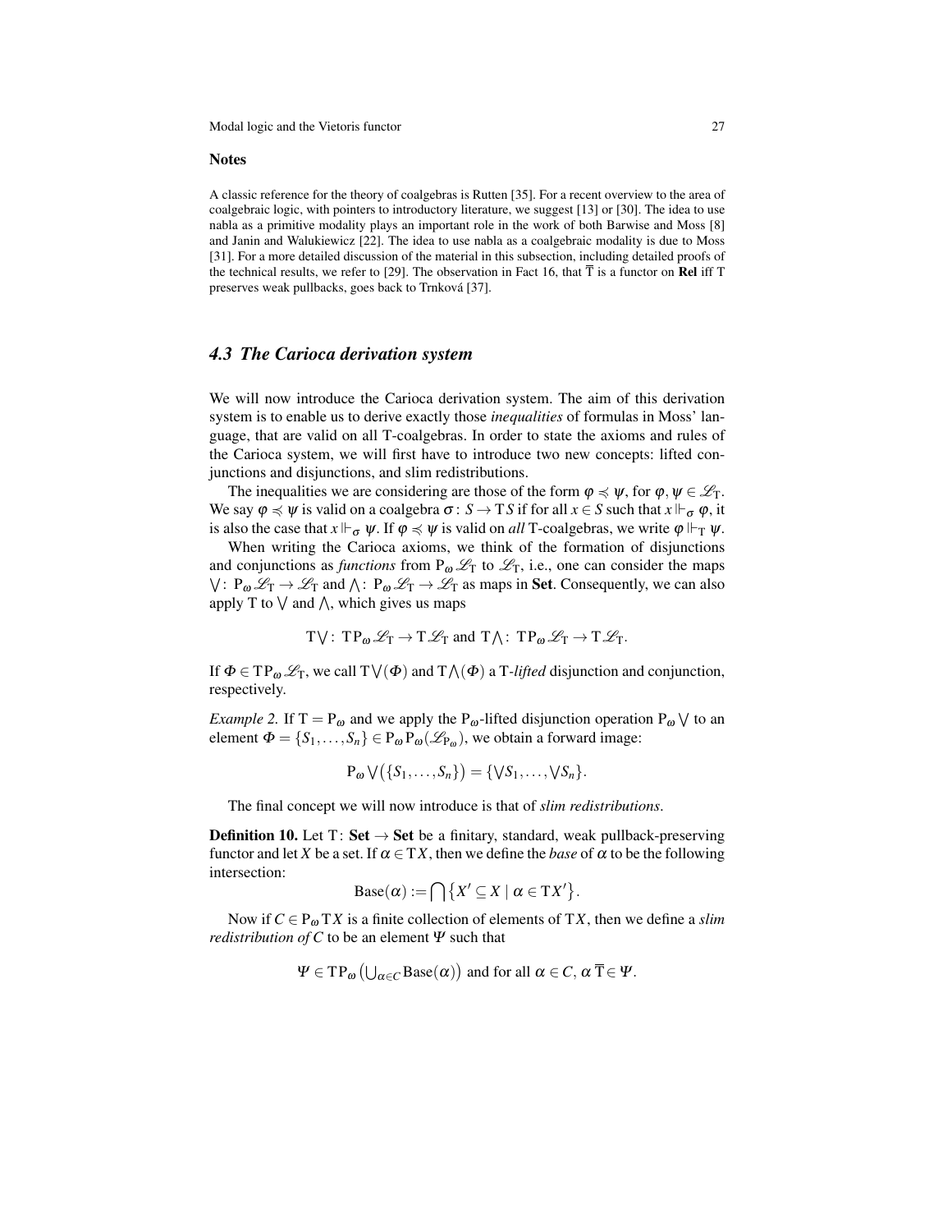**Notes**

A classic reference for the theory of coalgebras is Rutten [35]. For a recent overview to the area of coalgebraic logic, with pointers to introductory literature, we suggest [13] or [30]. The idea to use nabla as a primitive modality plays an important role in the work of both Barwise and Moss [8] and Janin and Walukiewicz [22]. The idea to use nabla as a coalgebraic modality is due to Moss [31]. For a more detailed discussion of the material in this subsection, including detailed proofs of the technical results, we refer to [29]. The observation in Fact 16, that $\overline{\mathrm{T}}$ is a functor on **Rel** iff T preserves weak pullbacks, goes back to Trnková [37].

### *4.3 The Carioca derivation system*

We will now introduce the Carioca derivation system. The aim of this derivation system is to enable us to derive exactly those *inequalities* of formulas in Moss' language, that are valid on all T-coalgebras. In order to state the axioms and rules of the Carioca system, we will first have to introduce two new concepts: lifted conjunctions and disjunctions, and slim redistributions.

The inequalities we are considering are those of the form $\varphi \preccurlyeq \psi$, for $\varphi, \psi \in \mathscr{L}_{\mathrm{T}}$. We say $\varphi \preccurlyeq \psi$ is valid on a coalgebra $\sigma \colon S \to \mathrm{T}S$ if for all $x \in S$ such that $x \Vdash_\sigma \varphi$, it is also the case that $x \Vdash_\sigma \psi$. If $\varphi \preccurlyeq \psi$ is valid on *all* T-coalgebras, we write $\varphi \Vdash_{\mathrm{T}} \psi$.

When writing the Carioca axioms, we think of the formation of disjunctions and conjunctions as *functions* from $\mathrm{P}_\omega \mathscr{L}_{\mathrm{T}}$ to $\mathscr{L}_{\mathrm{T}}$, i.e., one can consider the maps $\bigvee \colon \mathrm{P}_\omega \mathscr{L}_{\mathrm{T}} \to \mathscr{L}_{\mathrm{T}}$ and $\bigwedge \colon \mathrm{P}_\omega \mathscr{L}_{\mathrm{T}} \to \mathscr{L}_{\mathrm{T}}$ as maps in **Set**. Consequently, we can also apply T to $\bigvee$ and $\bigwedge$, which gives us maps

$$\mathrm{T}\bigvee \colon \mathrm{T}\mathrm{P}_\omega \mathscr{L}_{\mathrm{T}} \to \mathrm{T}\mathscr{L}_{\mathrm{T}} \text{ and } \mathrm{T}\bigwedge \colon \mathrm{T}\mathrm{P}_\omega \mathscr{L}_{\mathrm{T}} \to \mathrm{T}\mathscr{L}_{\mathrm{T}}.$$

If $\Phi \in \mathrm{T}\mathrm{P}_\omega \mathscr{L}_{\mathrm{T}}$, we call $\mathrm{T}\bigvee(\Phi)$ and $\mathrm{T}\bigwedge(\Phi)$ a T-*lifted* disjunction and conjunction, respectively.

*Example 2.* If $\mathrm{T} = \mathrm{P}_\omega$ and we apply the $\mathrm{P}_\omega$-lifted disjunction operation $\mathrm{P}_\omega \bigvee$ to an element $\Phi = \{S_1, \ldots, S_n\} \in \mathrm{P}_\omega \mathrm{P}_\omega(\mathscr{L}_{\mathrm{P}_\omega})$, we obtain a forward image:

$$\mathrm{P}_\omega \bigvee\bigl(\{S_1, \ldots, S_n\}\bigr) = \{\bigvee S_1, \ldots, \bigvee S_n\}.$$

The final concept we will now introduce is that of *slim redistributions*.

**Definition 10.** Let $\mathrm{T} \colon \mathbf{Set} \to \mathbf{Set}$ be a finitary, standard, weak pullback-preserving functor and let $X$ be a set. If $\alpha \in \mathrm{T}X$, then we define the *base* of $\alpha$ to be the following intersection:

$$\mathrm{Base}(\alpha) := \bigcap \bigl\{X' \subseteq X \mid \alpha \in \mathrm{T}X'\bigr\}.$$

Now if $C \in \mathrm{P}_\omega \mathrm{T}X$ is a finite collection of elements of $\mathrm{T}X$, then we define a *slim redistribution of* $C$ to be an element $\Psi$ such that

$$\Psi \in \mathrm{T}\mathrm{P}_\omega\bigl(\textstyle\bigcup_{\alpha \in C} \mathrm{Base}(\alpha)\bigr) \text{ and for all } \alpha \in C,\, \alpha \,\overline{\mathrm{T}}\!\in \Psi.$$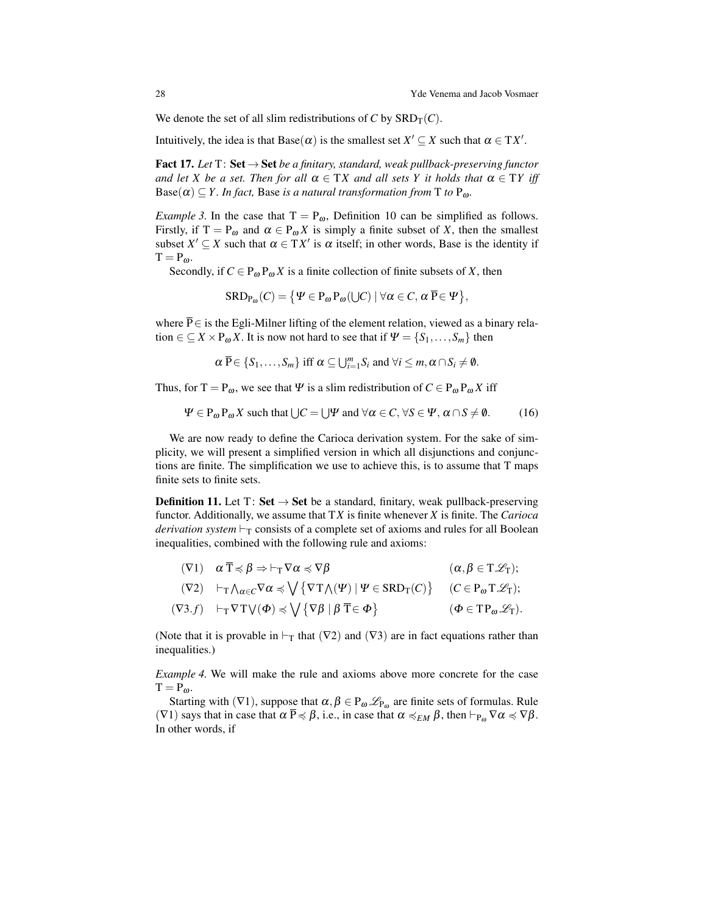We denote the set of all slim redistributions of $C$ by $\mathrm{SRD}_{\mathrm{T}}(C)$.

Intuitively, the idea is that $\mathrm{Base}(\alpha)$ is the smallest set $X' \subseteq X$ such that $\alpha \in \mathrm{T}X'$.

**Fact 17.** *Let* $\mathrm{T}\colon \mathbf{Set} \to \mathbf{Set}$ *be a finitary, standard, weak pullback-preserving functor and let* $X$ *be a set. Then for all* $\alpha \in \mathrm{T}X$ *and all sets* $Y$ *it holds that* $\alpha \in \mathrm{T}Y$ *iff* $\mathrm{Base}(\alpha) \subseteq Y$*. In fact,* Base *is a natural transformation from* $\mathrm{T}$ *to* $\mathrm{P}_\omega$*.*

*Example 3.* In the case that $\mathrm{T} = \mathrm{P}_\omega$, Definition 10 can be simplified as follows. Firstly, if $\mathrm{T} = \mathrm{P}_\omega$ and $\alpha \in \mathrm{P}_\omega X$ is simply a finite subset of $X$, then the smallest subset $X' \subseteq X$ such that $\alpha \in \mathrm{T}X'$ is $\alpha$ itself; in other words, Base is the identity if $\mathrm{T} = \mathrm{P}_\omega$.

Secondly, if $C \in \mathrm{P}_\omega \mathrm{P}_\omega X$ is a finite collection of finite subsets of $X$, then

$$\mathrm{SRD}_{\mathrm{P}_\omega}(C) = \big\{\Psi \in \mathrm{P}_\omega \mathrm{P}_\omega(\textstyle\bigcup C) \mid \forall \alpha \in C,\, \alpha\, \overline{\mathrm{P}}{\in}\, \Psi\big\},$$

where $\overline{\mathrm{P}}{\in}$ is the Egli-Milner lifting of the element relation, viewed as a binary relation $\in \subseteq X \times \mathrm{P}_\omega X$. It is now not hard to see that if $\Psi = \{S_1, \ldots, S_m\}$ then

$$\alpha\, \overline{\mathrm{P}}{\in}\, \{S_1, \ldots, S_m\} \text{ iff } \alpha \subseteq \textstyle\bigcup_{i=1}^m S_i \text{ and } \forall i \leq m, \alpha \cap S_i \neq \emptyset.$$

Thus, for $\mathrm{T} = \mathrm{P}_\omega$, we see that $\Psi$ is a slim redistribution of $C \in \mathrm{P}_\omega \mathrm{P}_\omega X$ iff

$$\Psi \in \mathrm{P}_\omega \mathrm{P}_\omega X \text{ such that } \textstyle\bigcup C = \bigcup \Psi \text{ and } \forall \alpha \in C, \forall S \in \Psi,\, \alpha \cap S \neq \emptyset. \tag{16}$$

We are now ready to define the Carioca derivation system. For the sake of simplicity, we will present a simplified version in which all disjunctions and conjunctions are finite. The simplification we use to achieve this, is to assume that $\mathrm{T}$ maps finite sets to finite sets.

**Definition 11.** Let $\mathrm{T}\colon \mathbf{Set} \to \mathbf{Set}$ be a standard, finitary, weak pullback-preserving functor. Additionally, we assume that $\mathrm{T}X$ is finite whenever $X$ is finite. The *Carioca derivation system* $\vdash_{\mathrm{T}}$ consists of a complete set of axioms and rules for all Boolean inequalities, combined with the following rule and axioms:

$$
\begin{array}{lll}
(\nabla 1) & \alpha\, \overline{\mathrm{T}}{\preccurlyeq}\, \beta \Rightarrow \vdash_{\mathrm{T}} \nabla\alpha \preccurlyeq \nabla\beta & (\alpha, \beta \in \mathrm{T}\mathscr{L}_{\mathrm{T}}); \\
(\nabla 2) & \vdash_{\mathrm{T}} \bigwedge_{\alpha \in C} \nabla\alpha \preccurlyeq \bigvee\big\{\nabla \mathrm{T}\bigwedge(\Psi) \mid \Psi \in \mathrm{SRD}_{\mathrm{T}}(C)\big\} & (C \in \mathrm{P}_\omega \mathrm{T}\mathscr{L}_{\mathrm{T}}); \\
(\nabla 3.f) & \vdash_{\mathrm{T}} \nabla \mathrm{T}\bigvee(\Phi) \preccurlyeq \bigvee\big\{\nabla\beta \mid \beta\, \overline{\mathrm{T}}{\in}\, \Phi\big\} & (\Phi \in \mathrm{T}\mathrm{P}_\omega \mathscr{L}_{\mathrm{T}}).
\end{array}
$$

(Note that it is provable in $\vdash_{\mathrm{T}}$ that $(\nabla 2)$ and $(\nabla 3)$ are in fact equations rather than inequalities.)

*Example 4.* We will make the rule and axioms above more concrete for the case $\mathrm{T} = \mathrm{P}_\omega$.

Starting with $(\nabla 1)$, suppose that $\alpha, \beta \in \mathrm{P}_\omega \mathscr{L}_{\mathrm{P}_\omega}$ are finite sets of formulas. Rule $(\nabla 1)$ says that in case that $\alpha\, \overline{\mathrm{P}}{\preccurlyeq}\, \beta$, i.e., in case that $\alpha \preccurlyeq_{EM} \beta$, then $\vdash_{\mathrm{P}_\omega} \nabla\alpha \preccurlyeq \nabla\beta$. In other words, if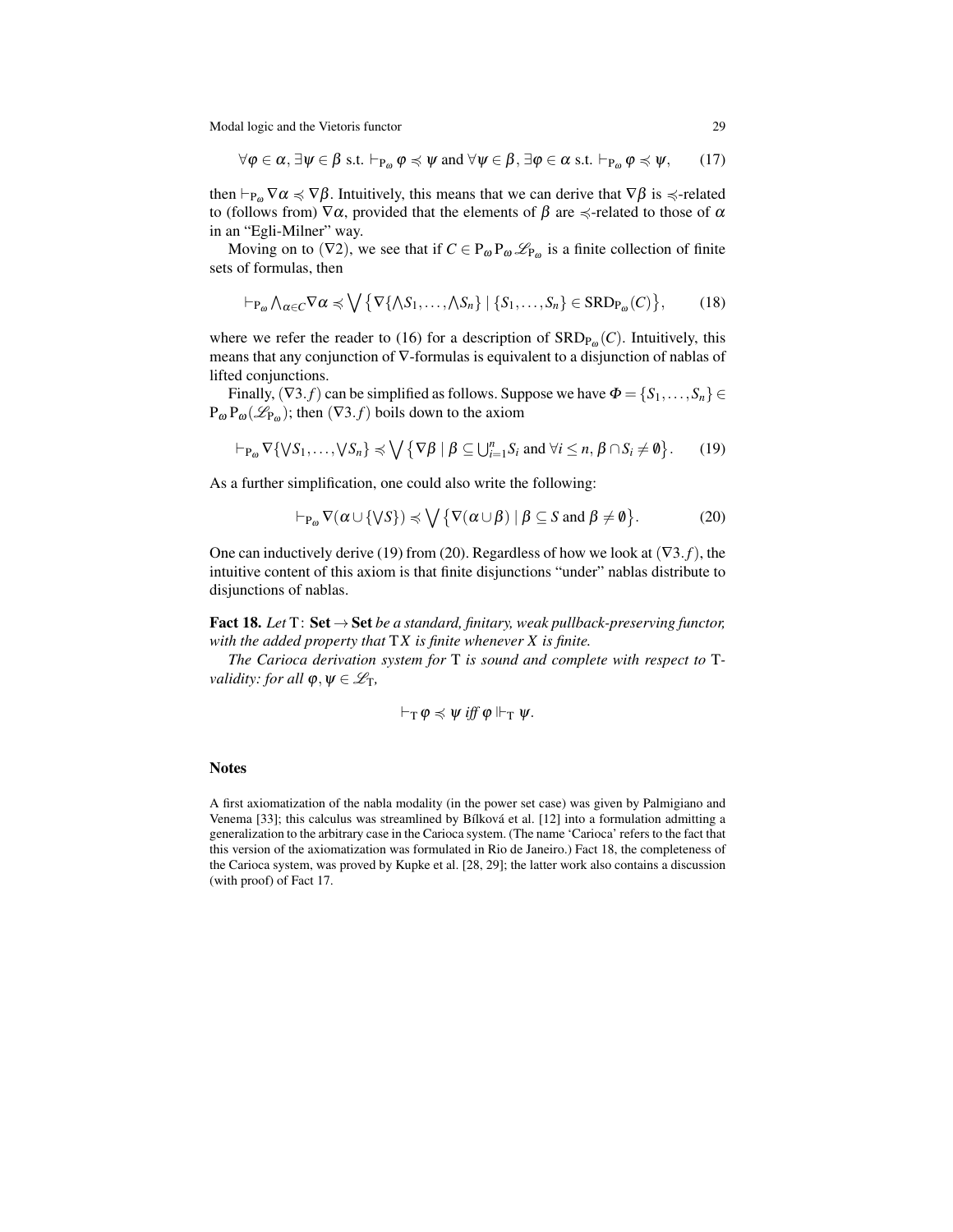$$\forall \varphi \in \alpha, \exists \psi \in \beta \text{ s.t. } \vdash_{\mathrm{P}_\omega} \varphi \preccurlyeq \psi \text{ and } \forall \psi \in \beta, \exists \varphi \in \alpha \text{ s.t. } \vdash_{\mathrm{P}_\omega} \varphi \preccurlyeq \psi, \tag{17}$$

then $\vdash_{\mathrm{P}_\omega} \nabla\alpha \preccurlyeq \nabla\beta$. Intuitively, this means that we can derive that $\nabla\beta$ is $\preccurlyeq$-related to (follows from) $\nabla\alpha$, provided that the elements of $\beta$ are $\preccurlyeq$-related to those of $\alpha$ in an "Egli-Milner" way.

Moving on to ($\nabla 2$), we see that if $C \in \mathrm{P}_\omega \mathrm{P}_\omega \mathscr{L}_{\mathrm{P}_\omega}$ is a finite collection of finite sets of formulas, then

$$\vdash_{\mathrm{P}_\omega} \bigwedge_{\alpha \in C} \nabla\alpha \preccurlyeq \bigvee \left\{ \nabla\{\bigwedge S_1, \ldots, \bigwedge S_n\} \mid \{S_1, \ldots, S_n\} \in \mathrm{SRD}_{\mathrm{P}_\omega}(C) \right\}, \tag{18}$$

where we refer the reader to (16) for a description of $\mathrm{SRD}_{\mathrm{P}_\omega}(C)$. Intuitively, this means that any conjunction of $\nabla$-formulas is equivalent to a disjunction of nablas of lifted conjunctions.

Finally, ($\nabla 3.f$) can be simplified as follows. Suppose we have $\Phi = \{S_1, \ldots, S_n\} \in \mathrm{P}_\omega \mathrm{P}_\omega(\mathscr{L}_{\mathrm{P}_\omega})$; then ($\nabla 3.f$) boils down to the axiom

$$\vdash_{\mathrm{P}_\omega} \nabla\{\bigvee S_1, \ldots, \bigvee S_n\} \preccurlyeq \bigvee \left\{ \nabla\beta \mid \beta \subseteq \textstyle\bigcup_{i=1}^n S_i \text{ and } \forall i \leq n, \beta \cap S_i \neq \emptyset \right\}. \tag{19}$$

As a further simplification, one could also write the following:

$$\vdash_{\mathrm{P}_\omega} \nabla(\alpha \cup \{\bigvee S\}) \preccurlyeq \bigvee \left\{ \nabla(\alpha \cup \beta) \mid \beta \subseteq S \text{ and } \beta \neq \emptyset \right\}. \tag{20}$$

One can inductively derive (19) from (20). Regardless of how we look at ($\nabla 3.f$), the intuitive content of this axiom is that finite disjunctions "under" nablas distribute to disjunctions of nablas.

**Fact 18.** *Let* $\mathrm{T}\colon \mathbf{Set} \to \mathbf{Set}$ *be a standard, finitary, weak pullback-preserving functor, with the added property that* $\mathrm{T}X$ *is finite whenever* $X$ *is finite.*

*The Carioca derivation system for* $\mathrm{T}$ *is sound and complete with respect to* $\mathrm{T}$*-validity: for all* $\varphi, \psi \in \mathscr{L}_{\mathrm{T}}$*,*

$$\vdash_{\mathrm{T}} \varphi \preccurlyeq \psi \textit{ iff } \varphi \Vdash_{\mathrm{T}} \psi.$$

## Notes

A first axiomatization of the nabla modality (in the power set case) was given by Palmigiano and Venema [33]; this calculus was streamlined by Bílková et al. [12] into a formulation admitting a generalization to the arbitrary case in the Carioca system. (The name 'Carioca' refers to the fact that this version of the axiomatization was formulated in Rio de Janeiro.) Fact 18, the completeness of the Carioca system, was proved by Kupke et al. [28, 29]; the latter work also contains a discussion (with proof) of Fact 17.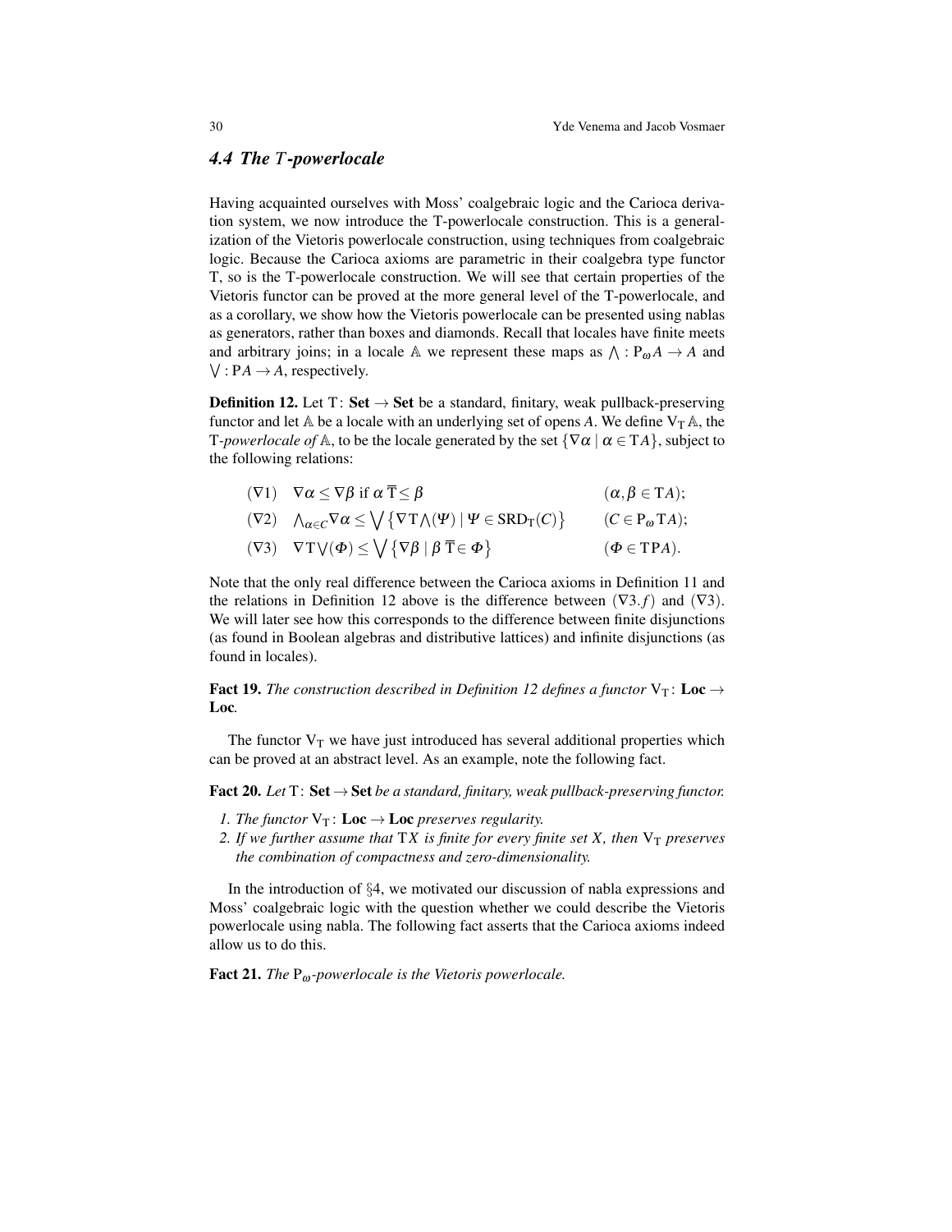### 4.4 The $T$-powerlocale

Having acquainted ourselves with Moss' coalgebraic logic and the Carioca derivation system, we now introduce the T-powerlocale construction. This is a generalization of the Vietoris powerlocale construction, using techniques from coalgebraic logic. Because the Carioca axioms are parametric in their coalgebra type functor T, so is the T-powerlocale construction. We will see that certain properties of the Vietoris functor can be proved at the more general level of the T-powerlocale, and as a corollary, we show how the Vietoris powerlocale can be presented using nablas as generators, rather than boxes and diamonds. Recall that locales have finite meets and arbitrary joins; in a locale $\mathbb{A}$ we represent these maps as $\bigwedge : \mathrm{P}_\omega A \to A$ and $\bigvee : \mathrm{P}A \to A$, respectively.

**Definition 12.** Let $\mathrm{T}\colon \mathbf{Set} \to \mathbf{Set}$ be a standard, finitary, weak pullback-preserving functor and let $\mathbb{A}$ be a locale with an underlying set of opens $A$. We define $\mathrm{V}_\mathrm{T}\,\mathbb{A}$, the T-*powerlocale of* $\mathbb{A}$, to be the locale generated by the set $\{\nabla\alpha \mid \alpha \in \mathrm{T}A\}$, subject to the following relations:

$$(\nabla 1) \quad \nabla\alpha \leq \nabla\beta \text{ if } \alpha\,\overline{\mathrm{T}}{\leq}\,\beta \qquad (\alpha,\beta \in \mathrm{T}A);$$

$$(\nabla 2) \quad \textstyle\bigwedge_{\alpha\in C}\nabla\alpha \leq \bigvee\left\{\nabla \mathrm{T}\bigwedge(\Psi) \mid \Psi \in \mathrm{SRD}_\mathrm{T}(C)\right\} \qquad (C \in \mathrm{P}_\omega\,\mathrm{T}A);$$

$$(\nabla 3) \quad \nabla \mathrm{T}\textstyle\bigvee(\Phi) \leq \bigvee\left\{\nabla\beta \mid \beta\,\overline{\mathrm{T}}{\in}\,\Phi\right\} \qquad (\Phi \in \mathrm{T}\mathrm{P}A).$$

Note that the only real difference between the Carioca axioms in Definition 11 and the relations in Definition 12 above is the difference between $(\nabla 3.f)$ and $(\nabla 3)$. We will later see how this corresponds to the difference between finite disjunctions (as found in Boolean algebras and distributive lattices) and infinite disjunctions (as found in locales).

**Fact 19.** *The construction described in Definition 12 defines a functor* $\mathrm{V}_\mathrm{T}\colon \mathbf{Loc} \to \mathbf{Loc}$.

The functor $\mathrm{V}_\mathrm{T}$ we have just introduced has several additional properties which can be proved at an abstract level. As an example, note the following fact.

**Fact 20.** *Let* $\mathrm{T}\colon \mathbf{Set} \to \mathbf{Set}$ *be a standard, finitary, weak pullback-preserving functor.*

1. *The functor* $\mathrm{V}_\mathrm{T}\colon \mathbf{Loc} \to \mathbf{Loc}$ *preserves regularity.*
2. *If we further assume that* $\mathrm{T}X$ *is finite for every finite set* $X$*, then* $\mathrm{V}_\mathrm{T}$ *preserves the combination of compactness and zero-dimensionality.*

In the introduction of §4, we motivated our discussion of nabla expressions and Moss' coalgebraic logic with the question whether we could describe the Vietoris powerlocale using nabla. The following fact asserts that the Carioca axioms indeed allow us to do this.

**Fact 21.** *The* $\mathrm{P}_\omega$*-powerlocale is the Vietoris powerlocale.*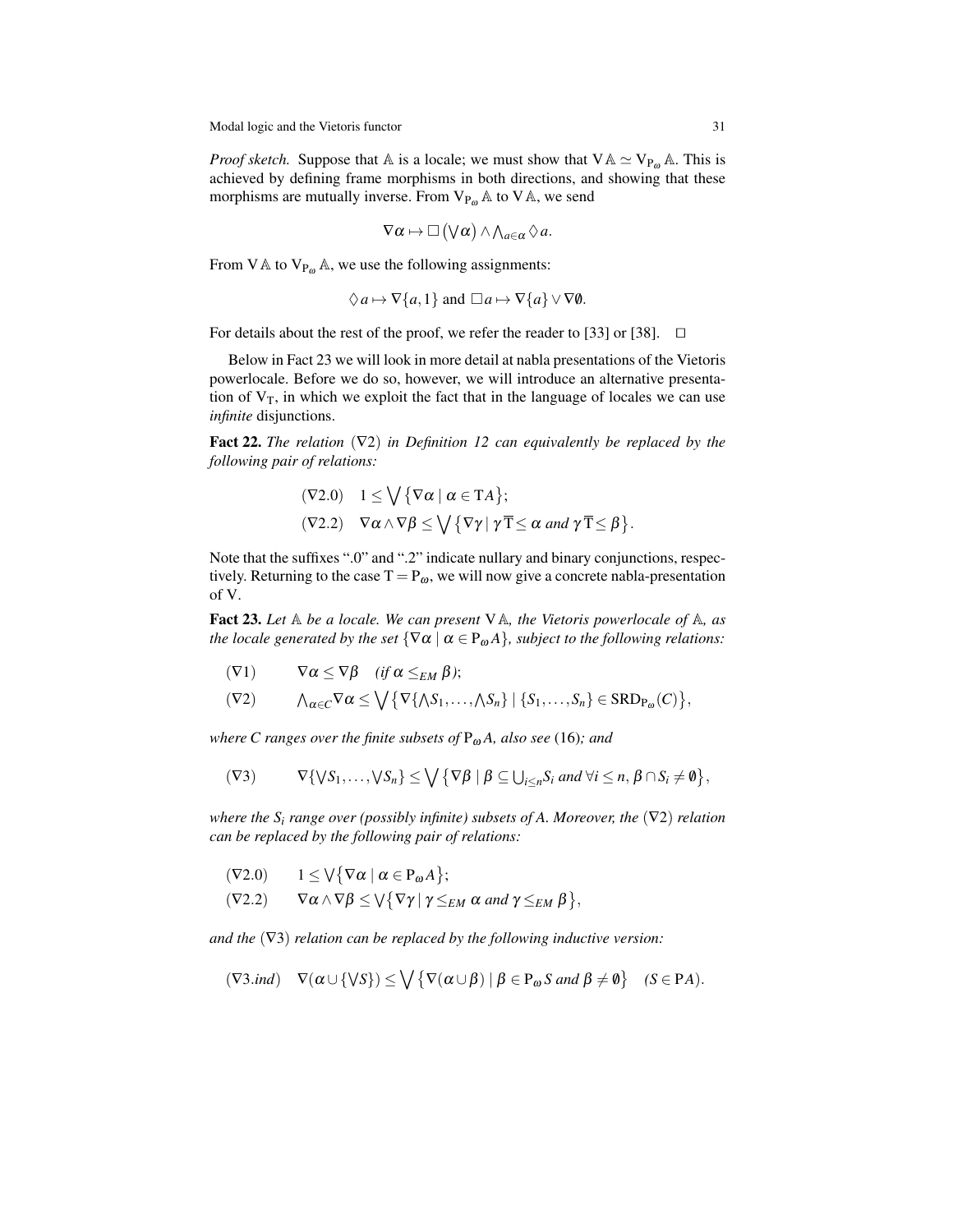*Proof sketch.* Suppose that $\mathbb{A}$ is a locale; we must show that $\mathrm{V}\,\mathbb{A} \simeq \mathrm{V}_{\mathrm{P}_\omega}\,\mathbb{A}$. This is achieved by defining frame morphisms in both directions, and showing that these morphisms are mutually inverse. From $\mathrm{V}_{\mathrm{P}_\omega}\,\mathbb{A}$ to $\mathrm{V}\,\mathbb{A}$, we send

$$\nabla\alpha \mapsto \Box\left(\bigvee\alpha\right) \wedge \bigwedge_{a\in\alpha} \Diamond a.$$

From $\mathrm{V}\,\mathbb{A}$ to $\mathrm{V}_{\mathrm{P}_\omega}\,\mathbb{A}$, we use the following assignments:

$$\Diamond a \mapsto \nabla\{a, 1\} \text{ and } \Box a \mapsto \nabla\{a\} \vee \nabla\emptyset.$$

For details about the rest of the proof, we refer the reader to [33] or [38]. $\Box$

Below in Fact 23 we will look in more detail at nabla presentations of the Vietoris powerlocale. Before we do so, however, we will introduce an alternative presentation of $\mathrm{V}_\mathrm{T}$, in which we exploit the fact that in the language of locales we can use *infinite* disjunctions.

**Fact 22.** *The relation* $(\nabla 2)$ *in Definition 12 can equivalently be replaced by the following pair of relations:*

$$\begin{aligned}
&(\nabla 2.0) \quad 1 \leq \bigvee\left\{\nabla\alpha \mid \alpha \in \mathrm{T}A\right\};\\
&(\nabla 2.2) \quad \nabla\alpha \wedge \nabla\beta \leq \bigvee\left\{\nabla\gamma \mid \gamma\,\overline{\mathrm{T}} \leq \alpha \text{ and } \gamma\,\overline{\mathrm{T}} \leq \beta\right\}.
\end{aligned}$$

Note that the suffixes ".0" and ".2" indicate nullary and binary conjunctions, respectively. Returning to the case $\mathrm{T} = \mathrm{P}_\omega$, we will now give a concrete nabla-presentation of $\mathrm{V}$.

**Fact 23.** *Let $\mathbb{A}$ be a locale. We can present $\mathrm{V}\,\mathbb{A}$, the Vietoris powerlocale of $\mathbb{A}$, as the locale generated by the set $\{\nabla\alpha \mid \alpha \in \mathrm{P}_\omega A\}$, subject to the following relations:*

$$(\nabla 1) \qquad \nabla\alpha \leq \nabla\beta \quad (\textit{if } \alpha \leq_{EM} \beta);$$

$$(\nabla 2) \qquad \bigwedge_{\alpha\in C} \nabla\alpha \leq \bigvee\left\{\nabla\{\bigwedge S_1, \ldots, \bigwedge S_n\} \mid \{S_1, \ldots, S_n\} \in \mathrm{SRD}_{\mathrm{P}_\omega}(C)\right\},$$

*where $C$ ranges over the finite subsets of $\mathrm{P}_\omega A$, also see* (16)*; and*

$$(\nabla 3) \qquad \nabla\{\bigvee S_1, \ldots, \bigvee S_n\} \leq \bigvee\left\{\nabla\beta \mid \beta \subseteq \bigcup_{i\leq n} S_i \text{ and } \forall i \leq n, \beta \cap S_i \neq \emptyset\right\},$$

*where the $S_i$ range over (possibly infinite) subsets of $A$. Moreover, the* $(\nabla 2)$ *relation can be replaced by the following pair of relations:*

$$\begin{aligned}
&(\nabla 2.0) \qquad 1 \leq \bigvee\left\{\nabla\alpha \mid \alpha \in \mathrm{P}_\omega A\right\};\\
&(\nabla 2.2) \qquad \nabla\alpha \wedge \nabla\beta \leq \bigvee\left\{\nabla\gamma \mid \gamma \leq_{EM} \alpha \text{ and } \gamma \leq_{EM} \beta\right\},
\end{aligned}$$

*and the* $(\nabla 3)$ *relation can be replaced by the following inductive version:*

$$(\nabla 3.ind) \quad \nabla(\alpha \cup \{\bigvee S\}) \leq \bigvee\left\{\nabla(\alpha \cup \beta) \mid \beta \in \mathrm{P}_\omega S \text{ and } \beta \neq \emptyset\right\} \quad (S \in \mathrm{P}A).$$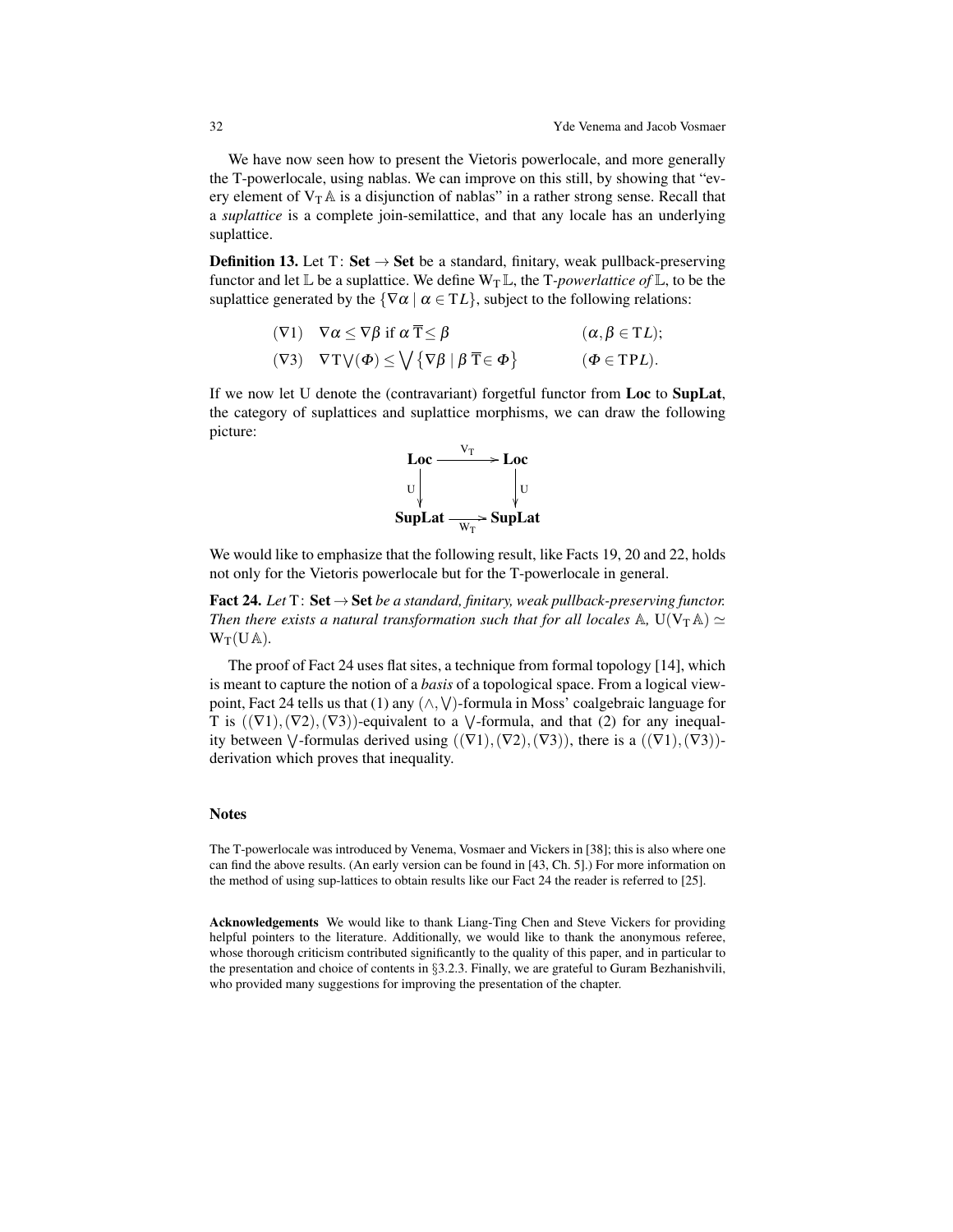We have now seen how to present the Vietoris powerlocale, and more generally the T-powerlocale, using nablas. We can improve on this still, by showing that "every element of $\mathrm{V_T}\,\mathbb{A}$ is a disjunction of nablas" in a rather strong sense. Recall that a *suplattice* is a complete join-semilattice, and that any locale has an underlying suplattice.

**Definition 13.** Let $\mathrm{T}\colon \mathbf{Set} \to \mathbf{Set}$ be a standard, finitary, weak pullback-preserving functor and let $\mathbb{L}$ be a suplattice. We define $\mathrm{W_T}\,\mathbb{L}$, the T-*powerlattice of* $\mathbb{L}$, to be the suplattice generated by the $\{\nabla\alpha \mid \alpha \in \mathrm{T}L\}$, subject to the following relations:

$$
\begin{array}{lll}
(\nabla 1) & \nabla\alpha \leq \nabla\beta \text{ if } \alpha\,\overline{\mathrm{T}}{\leq}\,\beta & (\alpha,\beta \in \mathrm{T}L); \\
(\nabla 3) & \nabla \mathrm{T}\bigvee(\Phi) \leq \bigvee\left\{\nabla\beta \mid \beta\,\overline{\mathrm{T}}{\in}\,\Phi\right\} & (\Phi \in \mathrm{TP}L).
\end{array}
$$

If we now let U denote the (contravariant) forgetful functor from **Loc** to **SupLat**, the category of suplattices and suplattice morphisms, we can draw the following picture:

$$
\begin{array}{ccc}
\mathbf{Loc} & \xrightarrow{\ \mathrm{V_T}\ } & \mathbf{Loc} \\
{\scriptstyle \mathrm{U}}\downarrow & & \downarrow{\scriptstyle \mathrm{U}} \\
\mathbf{SupLat} & \xrightarrow[\ \mathrm{W_T}\ ]{} & \mathbf{SupLat}
\end{array}
$$

We would like to emphasize that the following result, like Facts 19, 20 and 22, holds not only for the Vietoris powerlocale but for the T-powerlocale in general.

**Fact 24.** *Let* $\mathrm{T}\colon \mathbf{Set} \to \mathbf{Set}$ *be a standard, finitary, weak pullback-preserving functor. Then there exists a natural transformation such that for all locales* $\mathbb{A}$, $\mathrm{U}(\mathrm{V_T}\,\mathbb{A}) \simeq \mathrm{W_T}(\mathrm{U}\,\mathbb{A})$.

The proof of Fact 24 uses flat sites, a technique from formal topology [14], which is meant to capture the notion of a *basis* of a topological space. From a logical viewpoint, Fact 24 tells us that (1) any $(\wedge,\bigvee)$-formula in Moss' coalgebraic language for T is $((\nabla 1),(\nabla 2),(\nabla 3))$-equivalent to a $\bigvee$-formula, and that (2) for any inequality between $\bigvee$-formulas derived using $((\nabla 1),(\nabla 2),(\nabla 3))$, there is a $((\nabla 1),(\nabla 3))$-derivation which proves that inequality.

### Notes

The T-powerlocale was introduced by Venema, Vosmaer and Vickers in [38]; this is also where one can find the above results. (An early version can be found in [43, Ch. 5].) For more information on the method of using sup-lattices to obtain results like our Fact 24 the reader is referred to [25].

**Acknowledgements** We would like to thank Liang-Ting Chen and Steve Vickers for providing helpful pointers to the literature. Additionally, we would like to thank the anonymous referee, whose thorough criticism contributed significantly to the quality of this paper, and in particular to the presentation and choice of contents in §3.2.3. Finally, we are grateful to Guram Bezhanishvili, who provided many suggestions for improving the presentation of the chapter.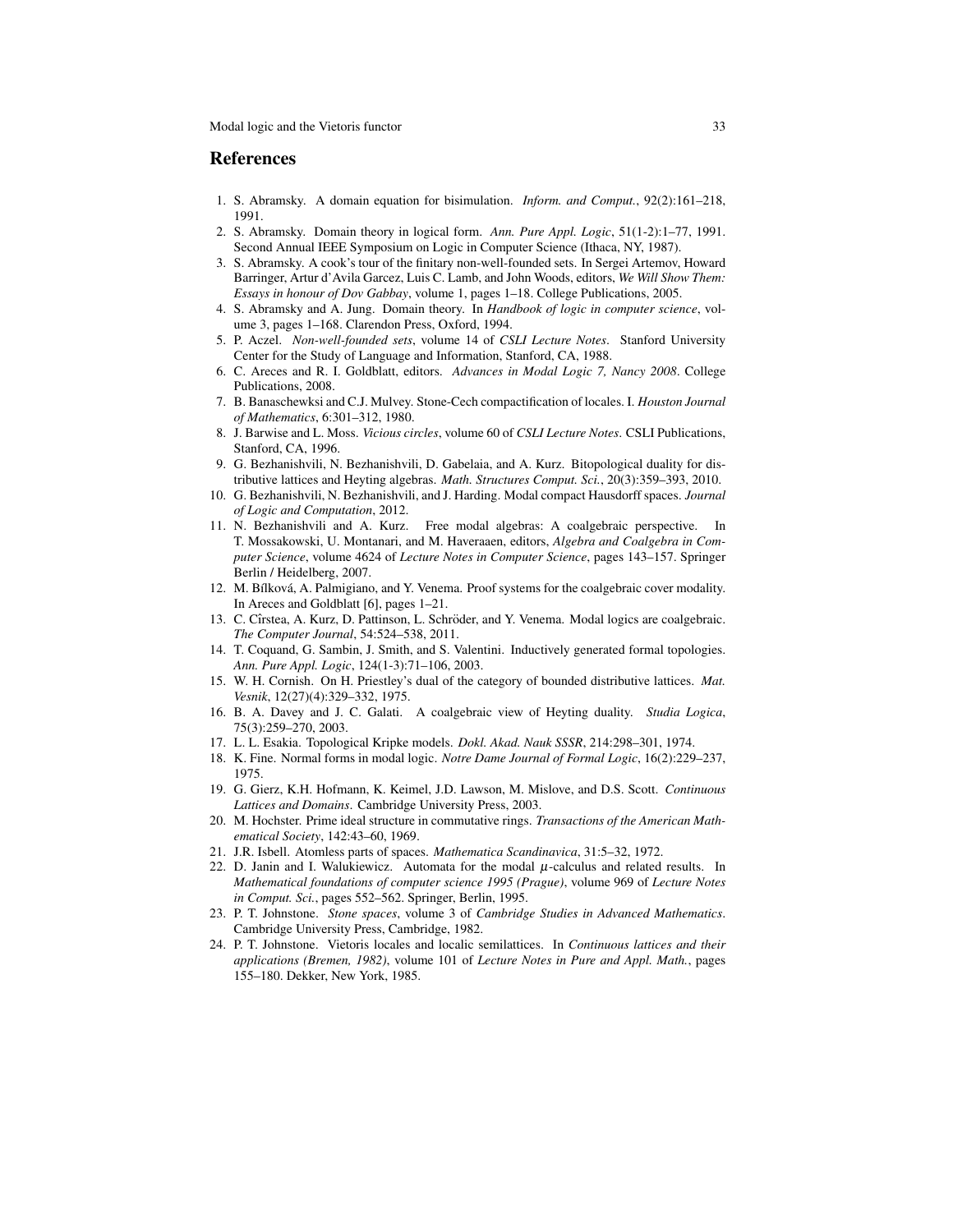## References

1. S. Abramsky. A domain equation for bisimulation. *Inform. and Comput.*, 92(2):161–218, 1991.
2. S. Abramsky. Domain theory in logical form. *Ann. Pure Appl. Logic*, 51(1-2):1–77, 1991. Second Annual IEEE Symposium on Logic in Computer Science (Ithaca, NY, 1987).
3. S. Abramsky. A cook's tour of the finitary non-well-founded sets. In Sergei Artemov, Howard Barringer, Artur d'Avila Garcez, Luis C. Lamb, and John Woods, editors, *We Will Show Them: Essays in honour of Dov Gabbay*, volume 1, pages 1–18. College Publications, 2005.
4. S. Abramsky and A. Jung. Domain theory. In *Handbook of logic in computer science*, volume 3, pages 1–168. Clarendon Press, Oxford, 1994.
5. P. Aczel. *Non-well-founded sets*, volume 14 of *CSLI Lecture Notes*. Stanford University Center for the Study of Language and Information, Stanford, CA, 1988.
6. C. Areces and R. I. Goldblatt, editors. *Advances in Modal Logic 7, Nancy 2008*. College Publications, 2008.
7. B. Banaschewksi and C.J. Mulvey. Stone-Cech compactification of locales. I. *Houston Journal of Mathematics*, 6:301–312, 1980.
8. J. Barwise and L. Moss. *Vicious circles*, volume 60 of *CSLI Lecture Notes*. CSLI Publications, Stanford, CA, 1996.
9. G. Bezhanishvili, N. Bezhanishvili, D. Gabelaia, and A. Kurz. Bitopological duality for distributive lattices and Heyting algebras. *Math. Structures Comput. Sci.*, 20(3):359–393, 2010.
10. G. Bezhanishvili, N. Bezhanishvili, and J. Harding. Modal compact Hausdorff spaces. *Journal of Logic and Computation*, 2012.
11. N. Bezhanishvili and A. Kurz. Free modal algebras: A coalgebraic perspective. In T. Mossakowski, U. Montanari, and M. Haveraaen, editors, *Algebra and Coalgebra in Computer Science*, volume 4624 of *Lecture Notes in Computer Science*, pages 143–157. Springer Berlin / Heidelberg, 2007.
12. M. Bílková, A. Palmigiano, and Y. Venema. Proof systems for the coalgebraic cover modality. In Areces and Goldblatt [6], pages 1–21.
13. C. Cîrstea, A. Kurz, D. Pattinson, L. Schröder, and Y. Venema. Modal logics are coalgebraic. *The Computer Journal*, 54:524–538, 2011.
14. T. Coquand, G. Sambin, J. Smith, and S. Valentini. Inductively generated formal topologies. *Ann. Pure Appl. Logic*, 124(1-3):71–106, 2003.
15. W. H. Cornish. On H. Priestley's dual of the category of bounded distributive lattices. *Mat. Vesnik*, 12(27)(4):329–332, 1975.
16. B. A. Davey and J. C. Galati. A coalgebraic view of Heyting duality. *Studia Logica*, 75(3):259–270, 2003.
17. L. L. Esakia. Topological Kripke models. *Dokl. Akad. Nauk SSSR*, 214:298–301, 1974.
18. K. Fine. Normal forms in modal logic. *Notre Dame Journal of Formal Logic*, 16(2):229–237, 1975.
19. G. Gierz, K.H. Hofmann, K. Keimel, J.D. Lawson, M. Mislove, and D.S. Scott. *Continuous Lattices and Domains*. Cambridge University Press, 2003.
20. M. Hochster. Prime ideal structure in commutative rings. *Transactions of the American Mathematical Society*, 142:43–60, 1969.
21. J.R. Isbell. Atomless parts of spaces. *Mathematica Scandinavica*, 31:5–32, 1972.
22. D. Janin and I. Walukiewicz. Automata for the modal $\mu$-calculus and related results. In *Mathematical foundations of computer science 1995 (Prague)*, volume 969 of *Lecture Notes in Comput. Sci.*, pages 552–562. Springer, Berlin, 1995.
23. P. T. Johnstone. *Stone spaces*, volume 3 of *Cambridge Studies in Advanced Mathematics*. Cambridge University Press, Cambridge, 1982.
24. P. T. Johnstone. Vietoris locales and localic semilattices. In *Continuous lattices and their applications (Bremen, 1982)*, volume 101 of *Lecture Notes in Pure and Appl. Math.*, pages 155–180. Dekker, New York, 1985.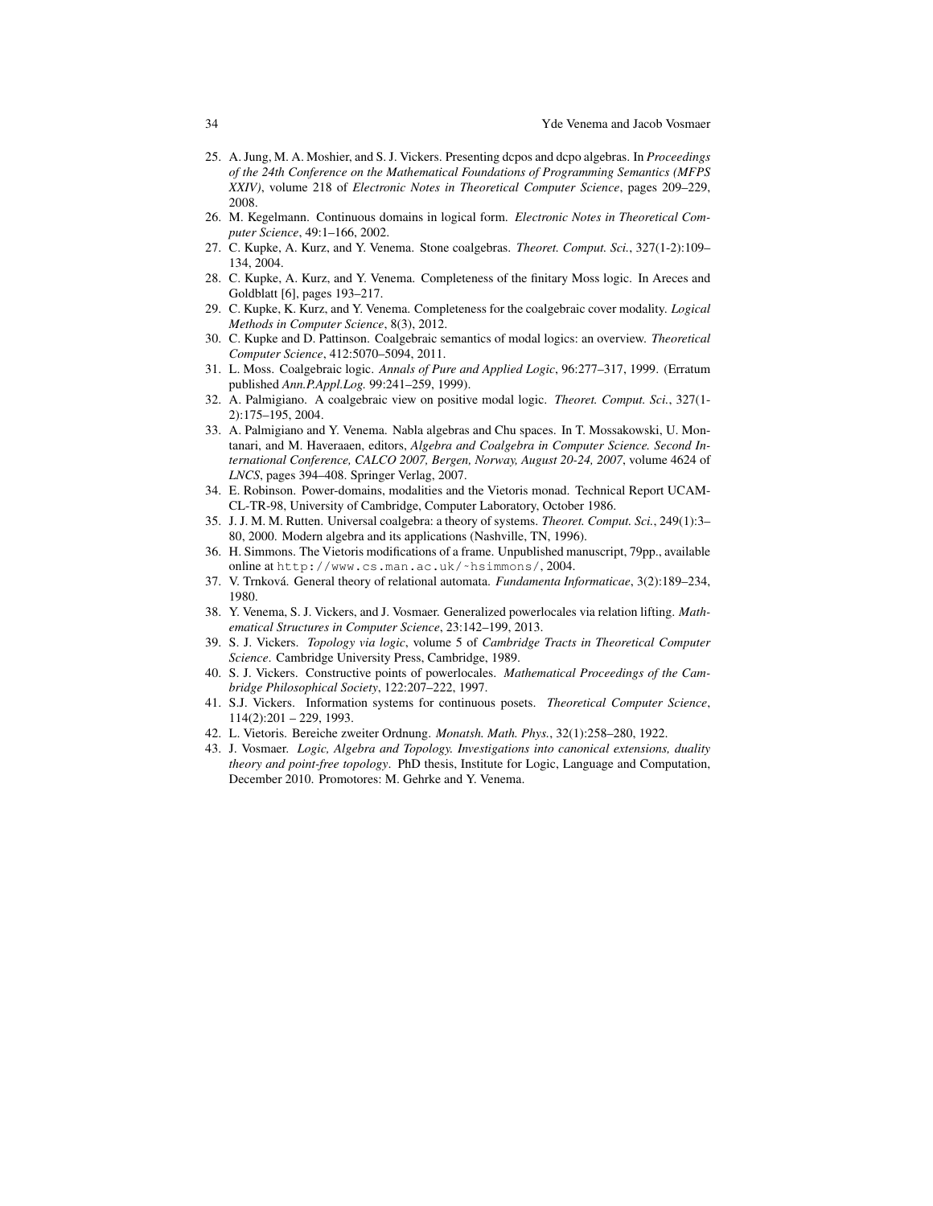25. A. Jung, M. A. Moshier, and S. J. Vickers. Presenting dcpos and dcpo algebras. In *Proceedings of the 24th Conference on the Mathematical Foundations of Programming Semantics (MFPS XXIV)*, volume 218 of *Electronic Notes in Theoretical Computer Science*, pages 209–229, 2008.
26. M. Kegelmann. Continuous domains in logical form. *Electronic Notes in Theoretical Computer Science*, 49:1–166, 2002.
27. C. Kupke, A. Kurz, and Y. Venema. Stone coalgebras. *Theoret. Comput. Sci.*, 327(1-2):109–134, 2004.
28. C. Kupke, A. Kurz, and Y. Venema. Completeness of the finitary Moss logic. In Areces and Goldblatt [6], pages 193–217.
29. C. Kupke, K. Kurz, and Y. Venema. Completeness for the coalgebraic cover modality. *Logical Methods in Computer Science*, 8(3), 2012.
30. C. Kupke and D. Pattinson. Coalgebraic semantics of modal logics: an overview. *Theoretical Computer Science*, 412:5070–5094, 2011.
31. L. Moss. Coalgebraic logic. *Annals of Pure and Applied Logic*, 96:277–317, 1999. (Erratum published *Ann.P.Appl.Log.* 99:241–259, 1999).
32. A. Palmigiano. A coalgebraic view on positive modal logic. *Theoret. Comput. Sci.*, 327(1-2):175–195, 2004.
33. A. Palmigiano and Y. Venema. Nabla algebras and Chu spaces. In T. Mossakowski, U. Montanari, and M. Haveraaen, editors, *Algebra and Coalgebra in Computer Science. Second International Conference, CALCO 2007, Bergen, Norway, August 20-24, 2007*, volume 4624 of *LNCS*, pages 394–408. Springer Verlag, 2007.
34. E. Robinson. Power-domains, modalities and the Vietoris monad. Technical Report UCAM-CL-TR-98, University of Cambridge, Computer Laboratory, October 1986.
35. J. J. M. M. Rutten. Universal coalgebra: a theory of systems. *Theoret. Comput. Sci.*, 249(1):3–80, 2000. Modern algebra and its applications (Nashville, TN, 1996).
36. H. Simmons. The Vietoris modifications of a frame. Unpublished manuscript, 79pp., available online at `http://www.cs.man.ac.uk/~hsimmons/`, 2004.
37. V. Trnková. General theory of relational automata. *Fundamenta Informaticae*, 3(2):189–234, 1980.
38. Y. Venema, S. J. Vickers, and J. Vosmaer. Generalized powerlocales via relation lifting. *Mathematical Structures in Computer Science*, 23:142–199, 2013.
39. S. J. Vickers. *Topology via logic*, volume 5 of *Cambridge Tracts in Theoretical Computer Science*. Cambridge University Press, Cambridge, 1989.
40. S. J. Vickers. Constructive points of powerlocales. *Mathematical Proceedings of the Cambridge Philosophical Society*, 122:207–222, 1997.
41. S.J. Vickers. Information systems for continuous posets. *Theoretical Computer Science*, 114(2):201 – 229, 1993.
42. L. Vietoris. Bereiche zweiter Ordnung. *Monatsh. Math. Phys.*, 32(1):258–280, 1922.
43. J. Vosmaer. *Logic, Algebra and Topology. Investigations into canonical extensions, duality theory and point-free topology*. PhD thesis, Institute for Logic, Language and Computation, December 2010. Promotores: M. Gehrke and Y. Venema.